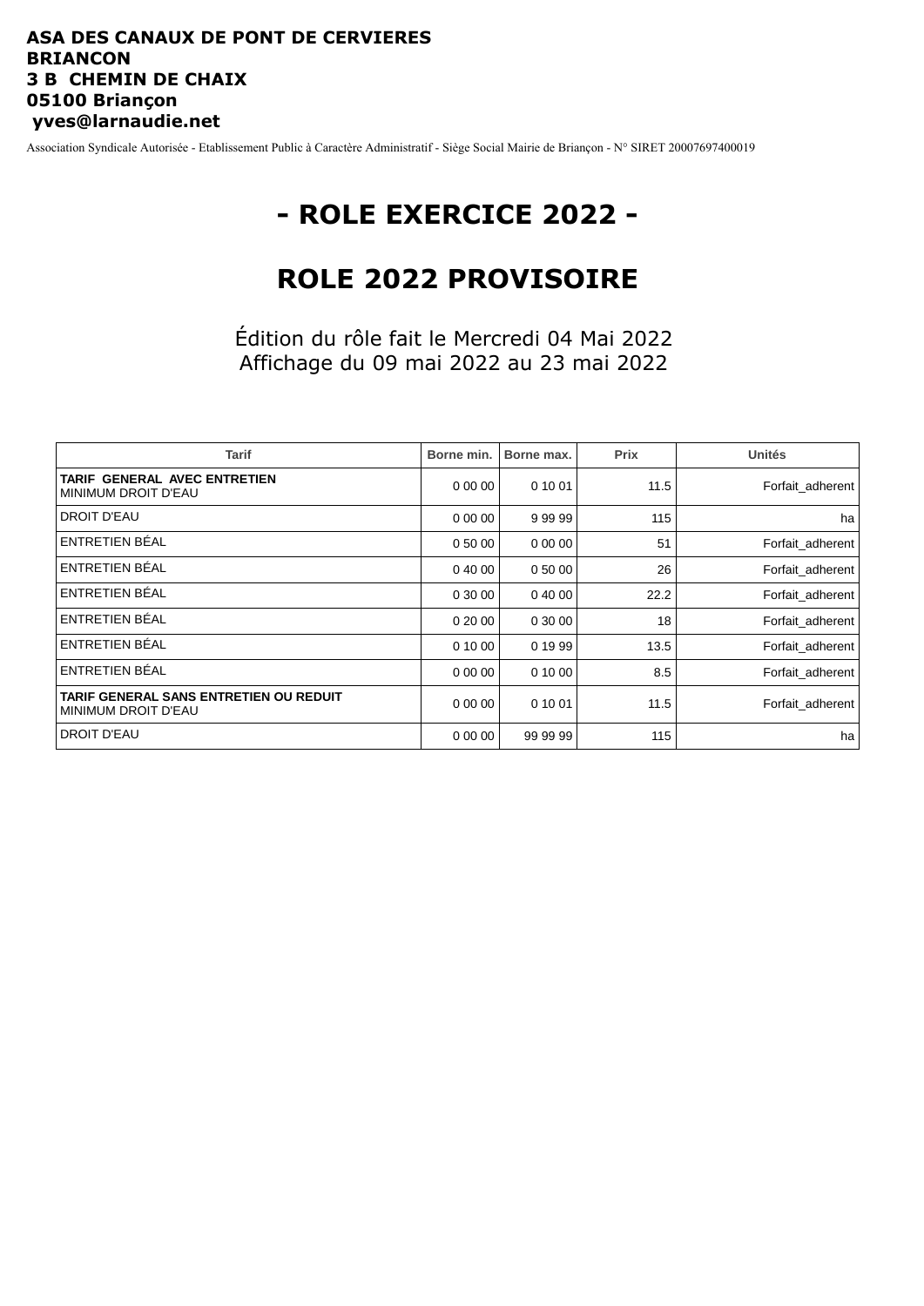**ASA DES CANAUX DE PONT DE CERVIERES**
**BRIANCON**
**3 B CHEMIN DE CHAIX**
**05100 Briançon**
**yves@larnaudie.net**

Association Syndicale Autorisée - Etablissement Public à Caractère Administratif - Siège Social Mairie de Briançon - N° SIRET 20007697400019

# - ROLE EXERCICE 2022 -

# ROLE 2022 PROVISOIRE

Édition du rôle fait le Mercredi 04 Mai 2022
Affichage du 09 mai 2022 au 23 mai 2022

| Tarif | Borne min. | Borne max. | Prix | Unités |
|---|---|---|---|---|
| **TARIF GENERAL AVEC ENTRETIEN** MINIMUM DROIT D'EAU | 0 00 00 | 0 10 01 | 11.5 | Forfait_adherent |
| DROIT D'EAU | 0 00 00 | 9 99 99 | 115 | ha |
| ENTRETIEN BÉAL | 0 50 00 | 0 00 00 | 51 | Forfait_adherent |
| ENTRETIEN BÉAL | 0 40 00 | 0 50 00 | 26 | Forfait_adherent |
| ENTRETIEN BÉAL | 0 30 00 | 0 40 00 | 22.2 | Forfait_adherent |
| ENTRETIEN BÉAL | 0 20 00 | 0 30 00 | 18 | Forfait_adherent |
| ENTRETIEN BÉAL | 0 10 00 | 0 19 99 | 13.5 | Forfait_adherent |
| ENTRETIEN BÉAL | 0 00 00 | 0 10 00 | 8.5 | Forfait_adherent |
| **TARIF GENERAL SANS ENTRETIEN OU REDUIT** MINIMUM DROIT D'EAU | 0 00 00 | 0 10 01 | 11.5 | Forfait_adherent |
| DROIT D'EAU | 0 00 00 | 99 99 99 | 115 | ha |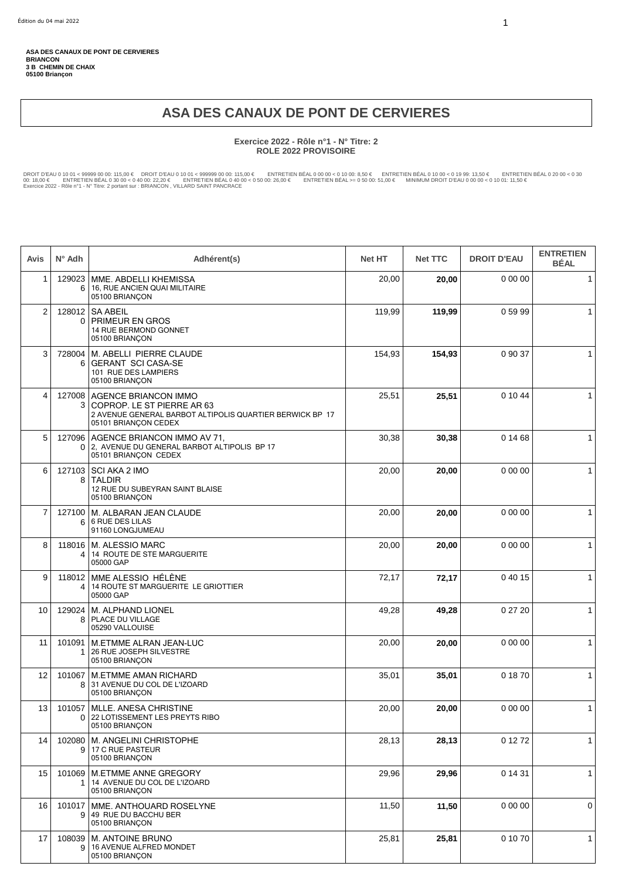Édition du 04 mai 2022

**ASA DES CANAUX DE PONT DE CERVIERES**
**BRIANCON**
**3 B CHEMIN DE CHAIX**
**05100 Briançon**

# ASA DES CANAUX DE PONT DE CERVIERES

**Exercice 2022 - Rôle n°1 - N° Titre: 2**
**ROLE 2022 PROVISOIRE**

DROIT D'EAU 0 10 01 < 99999 00 00: 115,00 € DROIT D'EAU 0 10 01 < 999999 00 00: 115,00 € ENTRETIEN BÉAL 0 00 00 < 0 10 00: 8,50 € ENTRETIEN BÉAL 0 10 00 < 0 19 99: 13,50 € ENTRETIEN BÉAL 0 20 00 < 0 30 00: 18,00 € ENTRETIEN BÉAL 0 30 00 < 0 40 00: 22,20 € ENTRETIEN BÉAL 0 40 00 < 0 50 00: 26,00 € ENTRETIEN BÉAL >= 0 50 00: 51,00 € MINIMUM DROIT D'EAU 0 00 00 < 0 10 01: 11,50 €
Exercice 2022 - Rôle n°1 - N° Titre: 2 portant sur : BRIANCON , VILLARD SAINT PANCRACE

| Avis | N° Adh | Adhérent(s) | Net HT | Net TTC | DROIT D'EAU | ENTRETIEN BÉAL |
|---|---|---|---|---|---|---|
| 1 | 1290236 | MME. ABDELLI KHEMISSA<br>16, RUE ANCIEN QUAI MILITAIRE<br>05100 BRIANÇON | 20,00 | **20,00** | 0 00 00 | 1 |
| 2 | 1280120 | SA ABEIL<br>PRIMEUR EN GROS<br>14 RUE BERMOND GONNET<br>05100 BRIANÇON | 119,99 | **119,99** | 0 59 99 | 1 |
| 3 | 7280046 | M. ABELLI PIERRE CLAUDE<br>GERANT SCI CASA-SE<br>101 RUE DES LAMPIERS<br>05100 BRIANÇON | 154,93 | **154,93** | 0 90 37 | 1 |
| 4 | 1270083 | AGENCE BRIANCON IMMO<br>COPROP. LE ST PIERRE AR 63<br>2 AVENUE GENERAL BARBOT ALTIPOLIS QUARTIER BERWICK BP 17<br>05101 BRIANÇON CEDEX | 25,51 | **25,51** | 0 10 44 | 1 |
| 5 | 1270960 | AGENCE BRIANCON IMMO AV 71,<br>2, AVENUE DU GENERAL BARBOT ALTIPOLIS BP 17<br>05101 BRIANÇON CEDEX | 30,38 | **30,38** | 0 14 68 | 1 |
| 6 | 1271038 | SCI AKA 2 IMO<br>TALDIR<br>12 RUE DU SUBEYRAN SAINT BLAISE<br>05100 BRIANÇON | 20,00 | **20,00** | 0 00 00 | 1 |
| 7 | 1271006 | M. ALBARAN JEAN CLAUDE<br>6 RUE DES LILAS<br>91160 LONGJUMEAU | 20,00 | **20,00** | 0 00 00 | 1 |
| 8 | 1180164 | M. ALESSIO MARC<br>14 ROUTE DE STE MARGUERITE<br>05000 GAP | 20,00 | **20,00** | 0 00 00 | 1 |
| 9 | 1180124 | MME ALESSIO HÉLÈNE<br>14 ROUTE ST MARGUERITE LE GRIOTTIER<br>05000 GAP | 72,17 | **72,17** | 0 40 15 | 1 |
| 10 | 1290248 | M. ALPHAND LIONEL<br>PLACE DU VILLAGE<br>05290 VALLOUISE | 49,28 | **49,28** | 0 27 20 | 1 |
| 11 | 1010911 | M.ETMME ALRAN JEAN-LUC<br>26 RUE JOSEPH SILVESTRE<br>05100 BRIANÇON | 20,00 | **20,00** | 0 00 00 | 1 |
| 12 | 1010678 | M.ETMME AMAN RICHARD<br>31 AVENUE DU COL DE L'IZOARD<br>05100 BRIANÇON | 35,01 | **35,01** | 0 18 70 | 1 |
| 13 | 1010570 | MLLE. ANESA CHRISTINE<br>22 LOTISSEMENT LES PREYTS RIBO<br>05100 BRIANÇON | 20,00 | **20,00** | 0 00 00 | 1 |
| 14 | 1020809 | M. ANGELINI CHRISTOPHE<br>17 C RUE PASTEUR<br>05100 BRIANÇON | 28,13 | **28,13** | 0 12 72 | 1 |
| 15 | 1010691 | M.ETMME ANNE GREGORY<br>14 AVENUE DU COL DE L'IZOARD<br>05100 BRIANÇON | 29,96 | **29,96** | 0 14 31 | 1 |
| 16 | 1010179 | MME. ANTHOUARD ROSELYNE<br>49 RUE DU BACCHU BER<br>05100 BRIANÇON | 11,50 | **11,50** | 0 00 00 | 0 |
| 17 | 1080399 | M. ANTOINE BRUNO<br>16 AVENUE ALFRED MONDET<br>05100 BRIANÇON | 25,81 | **25,81** | 0 10 70 | 1 |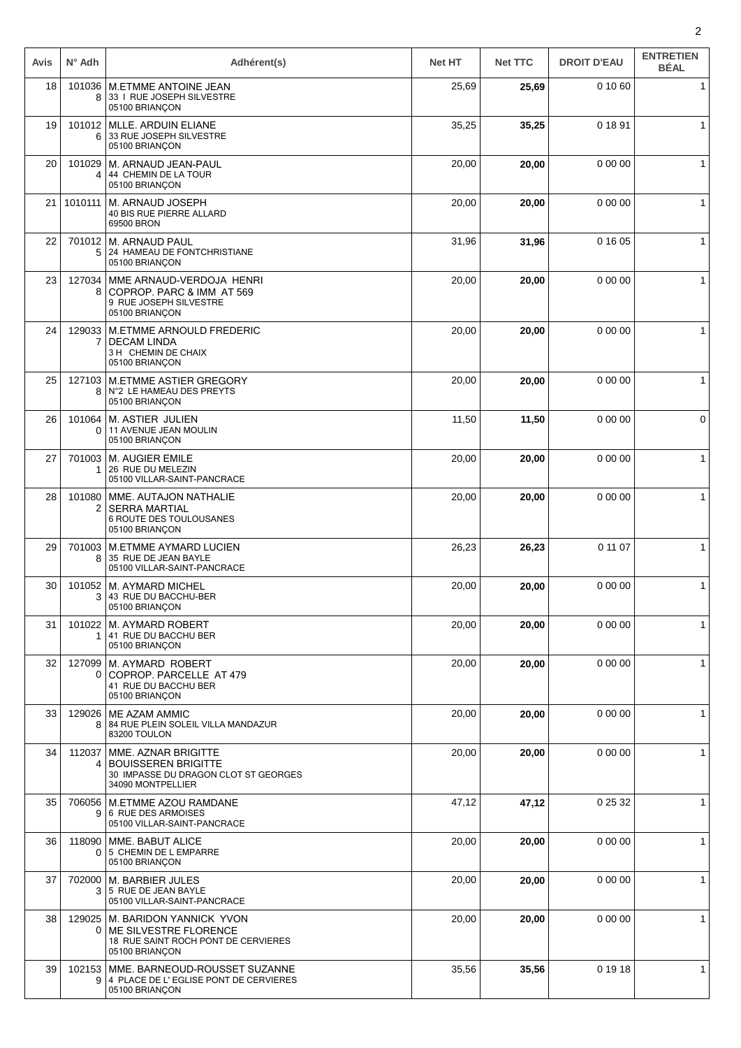| Avis | N° Adh | Adhérent(s) | Net HT | Net TTC | DROIT D'EAU | ENTRETIEN BÉAL |
|---|---|---|---|---|---|---|
| 18 | 1010368 | M.ETMME ANTOINE JEAN<br>33 I RUE JOSEPH SILVESTRE<br>05100 BRIANÇON | 25,69 | **25,69** | 0 10 60 | 1 |
| 19 | 1010126 | MLLE. ARDUIN ELIANE<br>33 RUE JOSEPH SILVESTRE<br>05100 BRIANÇON | 35,25 | **35,25** | 0 18 91 | 1 |
| 20 | 1010294 | M. ARNAUD JEAN-PAUL<br>44 CHEMIN DE LA TOUR<br>05100 BRIANÇON | 20,00 | **20,00** | 0 00 00 | 1 |
| 21 | 1010111 | M. ARNAUD JOSEPH<br>40 BIS RUE PIERRE ALLARD<br>69500 BRON | 20,00 | **20,00** | 0 00 00 | 1 |
| 22 | 7010125 | M. ARNAUD PAUL<br>24 HAMEAU DE FONTCHRISTIANE<br>05100 BRIANÇON | 31,96 | **31,96** | 0 16 05 | 1 |
| 23 | 1270348 | MME ARNAUD-VERDOJA HENRI<br>COPROP. PARC & IMM AT 569<br>9 RUE JOSEPH SILVESTRE<br>05100 BRIANÇON | 20,00 | **20,00** | 0 00 00 | 1 |
| 24 | 1290337 | M.ETMME ARNOULD FREDERIC<br>DECAM LINDA<br>3 H CHEMIN DE CHAIX<br>05100 BRIANÇON | 20,00 | **20,00** | 0 00 00 | 1 |
| 25 | 1271038 | M.ETMME ASTIER GREGORY<br>N°2 LE HAMEAU DES PREYTS<br>05100 BRIANÇON | 20,00 | **20,00** | 0 00 00 | 1 |
| 26 | 1010640 | M. ASTIER JULIEN<br>11 AVENUE JEAN MOULIN<br>05100 BRIANÇON | 11,50 | **11,50** | 0 00 00 | 0 |
| 27 | 7010031 | M. AUGIER EMILE<br>26 RUE DU MELEZIN<br>05100 VILLAR-SAINT-PANCRACE | 20,00 | **20,00** | 0 00 00 | 1 |
| 28 | 1010802 | MME. AUTAJON NATHALIE<br>SERRA MARTIAL<br>6 ROUTE DES TOULOUSANES<br>05100 BRIANÇON | 20,00 | **20,00** | 0 00 00 | 1 |
| 29 | 7010038 | M.ETMME AYMARD LUCIEN<br>35 RUE DE JEAN BAYLE<br>05100 VILLAR-SAINT-PANCRACE | 26,23 | **26,23** | 0 11 07 | 1 |
| 30 | 1010523 | M. AYMARD MICHEL<br>43 RUE DU BACCHU-BER<br>05100 BRIANÇON | 20,00 | **20,00** | 0 00 00 | 1 |
| 31 | 1010221 | M. AYMARD ROBERT<br>41 RUE DU BACCHU BER<br>05100 BRIANÇON | 20,00 | **20,00** | 0 00 00 | 1 |
| 32 | 1270990 | M. AYMARD ROBERT<br>COPROP. PARCELLE AT 479<br>41 RUE DU BACCHU BER<br>05100 BRIANÇON | 20,00 | **20,00** | 0 00 00 | 1 |
| 33 | 1290268 | ME AZAM AMMIC<br>84 RUE PLEIN SOLEIL VILLA MANDAZUR<br>83200 TOULON | 20,00 | **20,00** | 0 00 00 | 1 |
| 34 | 1120374 | MME. AZNAR BRIGITTE<br>BOUISSEREN BRIGITTE<br>30 IMPASSE DU DRAGON CLOT ST GEORGES<br>34090 MONTPELLIER | 20,00 | **20,00** | 0 00 00 | 1 |
| 35 | 7060569 | M.ETMME AZOU RAMDANE<br>6 RUE DES ARMOISES<br>05100 VILLAR-SAINT-PANCRACE | 47,12 | **47,12** | 0 25 32 | 1 |
| 36 | 1180900 | MME. BABUT ALICE<br>5 CHEMIN DE L EMPARRE<br>05100 BRIANÇON | 20,00 | **20,00** | 0 00 00 | 1 |
| 37 | 7020003 | M. BARBIER JULES<br>5 RUE DE JEAN BAYLE<br>05100 VILLAR-SAINT-PANCRACE | 20,00 | **20,00** | 0 00 00 | 1 |
| 38 | 1290250 | M. BARIDON YANNICK YVON<br>ME SILVESTRE FLORENCE<br>18 RUE SAINT ROCH PONT DE CERVIERES<br>05100 BRIANÇON | 20,00 | **20,00** | 0 00 00 | 1 |
| 39 | 1021539 | MME. BARNEOUD-ROUSSET SUZANNE<br>4 PLACE DE L' EGLISE PONT DE CERVIERES<br>05100 BRIANÇON | 35,56 | **35,56** | 0 19 18 | 1 |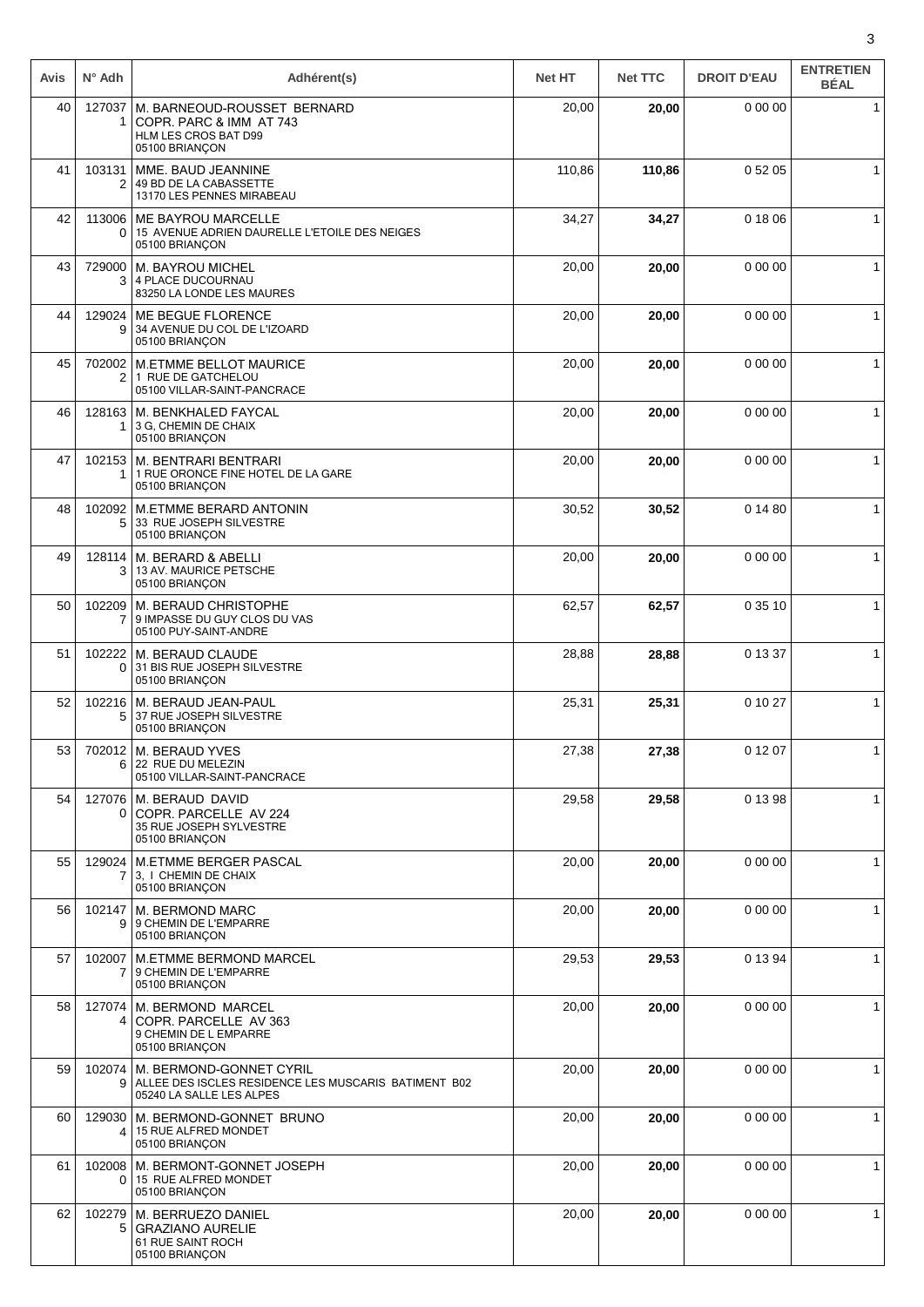| Avis | N° Adh | Adhérent(s) | Net HT | Net TTC | DROIT D'EAU | ENTRETIEN BÉAL |
|---|---|---|---|---|---|---|
| 40 | 1270371 | M. BARNEOUD-ROUSSET BERNARD<br>COPR. PARC & IMM AT 743<br>HLM LES CROS BAT D99<br>05100 BRIANÇON | 20,00 | **20,00** | 0 00 00 | 1 |
| 41 | 1031312 | MME. BAUD JEANNINE<br>49 BD DE LA CABASSETTE<br>13170 LES PENNES MIRABEAU | 110,86 | **110,86** | 0 52 05 | 1 |
| 42 | 1130060 | ME BAYROU MARCELLE<br>15 AVENUE ADRIEN DAURELLE L'ETOILE DES NEIGES<br>05100 BRIANÇON | 34,27 | **34,27** | 0 18 06 | 1 |
| 43 | 7290003 | M. BAYROU MICHEL<br>4 PLACE DUCOURNAU<br>83250 LA LONDE LES MAURES | 20,00 | **20,00** | 0 00 00 | 1 |
| 44 | 1290249 | ME BEGUE FLORENCE<br>34 AVENUE DU COL DE L'IZOARD<br>05100 BRIANÇON | 20,00 | **20,00** | 0 00 00 | 1 |
| 45 | 7020022 | M.ETMME BELLOT MAURICE<br>1 RUE DE GATCHELOU<br>05100 VILLAR-SAINT-PANCRACE | 20,00 | **20,00** | 0 00 00 | 1 |
| 46 | 1281631 | M. BENKHALED FAYCAL<br>3 G, CHEMIN DE CHAIX<br>05100 BRIANÇON | 20,00 | **20,00** | 0 00 00 | 1 |
| 47 | 1021531 | M. BENTRARI BENTRARI<br>1 RUE ORONCE FINE HOTEL DE LA GARE<br>05100 BRIANÇON | 20,00 | **20,00** | 0 00 00 | 1 |
| 48 | 1020925 | M.ETMME BERARD ANTONIN<br>33 RUE JOSEPH SILVESTRE<br>05100 BRIANÇON | 30,52 | **30,52** | 0 14 80 | 1 |
| 49 | 1281143 | M. BERARD & ABELLI<br>13 AV. MAURICE PETSCHE<br>05100 BRIANÇON | 20,00 | **20,00** | 0 00 00 | 1 |
| 50 | 1022097 | M. BERAUD CHRISTOPHE<br>9 IMPASSE DU GUY CLOS DU VAS<br>05100 PUY-SAINT-ANDRE | 62,57 | **62,57** | 0 35 10 | 1 |
| 51 | 1022220 | M. BERAUD CLAUDE<br>31 BIS RUE JOSEPH SILVESTRE<br>05100 BRIANÇON | 28,88 | **28,88** | 0 13 37 | 1 |
| 52 | 1022165 | M. BERAUD JEAN-PAUL<br>37 RUE JOSEPH SILVESTRE<br>05100 BRIANÇON | 25,31 | **25,31** | 0 10 27 | 1 |
| 53 | 7020126 | M. BERAUD YVES<br>22 RUE DU MELEZIN<br>05100 VILLAR-SAINT-PANCRACE | 27,38 | **27,38** | 0 12 07 | 1 |
| 54 | 1270760 | M. BERAUD DAVID<br>COPR. PARCELLE AV 224<br>35 RUE JOSEPH SYLVESTRE<br>05100 BRIANÇON | 29,58 | **29,58** | 0 13 98 | 1 |
| 55 | 1290247 | M.ETMME BERGER PASCAL<br>3, I CHEMIN DE CHAIX<br>05100 BRIANÇON | 20,00 | **20,00** | 0 00 00 | 1 |
| 56 | 1021479 | M. BERMOND MARC<br>9 CHEMIN DE L'EMPARRE<br>05100 BRIANÇON | 20,00 | **20,00** | 0 00 00 | 1 |
| 57 | 1020077 | M.ETMME BERMOND MARCEL<br>9 CHEMIN DE L'EMPARRE<br>05100 BRIANÇON | 29,53 | **29,53** | 0 13 94 | 1 |
| 58 | 1270744 | M. BERMOND MARCEL<br>COPR. PARCELLE AV 363<br>9 CHEMIN DE L EMPARRE<br>05100 BRIANÇON | 20,00 | **20,00** | 0 00 00 | 1 |
| 59 | 1020749 | M. BERMOND-GONNET CYRIL<br>ALLEE DES ISCLES RESIDENCE LES MUSCARIS BATIMENT B02<br>05240 LA SALLE LES ALPES | 20,00 | **20,00** | 0 00 00 | 1 |
| 60 | 1290304 | M. BERMOND-GONNET BRUNO<br>15 RUE ALFRED MONDET<br>05100 BRIANÇON | 20,00 | **20,00** | 0 00 00 | 1 |
| 61 | 1020080 | M. BERMONT-GONNET JOSEPH<br>15 RUE ALFRED MONDET<br>05100 BRIANÇON | 20,00 | **20,00** | 0 00 00 | 1 |
| 62 | 1022795 | M. BERRUEZO DANIEL<br>GRAZIANO AURELIE<br>61 RUE SAINT ROCH<br>05100 BRIANÇON | 20,00 | **20,00** | 0 00 00 | 1 |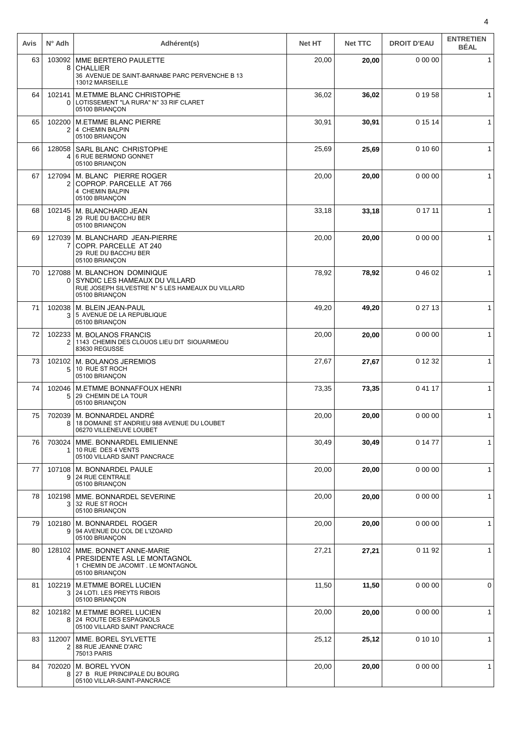| Avis | N° Adh | Adhérent(s) | Net HT | Net TTC | DROIT D'EAU | ENTRETIEN BÉAL |
|---|---|---|---|---|---|---|
| 63 | 1030928 | MME BERTERO PAULETTE CHALLIER 36 AVENUE DE SAINT-BARNABE PARC PERVENCHE B 13 13012 MARSEILLE | 20,00 | **20,00** | 0 00 00 | 1 |
| 64 | 1021410 | M.ETMME BLANC CHRISTOPHE LOTISSEMENT "LA RURA" N° 33 RIF CLARET 05100 BRIANÇON | 36,02 | **36,02** | 0 19 58 | 1 |
| 65 | 1022002 | M.ETMME BLANC PIERRE 4 CHEMIN BALPIN 05100 BRIANÇON | 30,91 | **30,91** | 0 15 14 | 1 |
| 66 | 1280584 | SARL BLANC CHRISTOPHE 6 RUE BERMOND GONNET 05100 BRIANÇON | 25,69 | **25,69** | 0 10 60 | 1 |
| 67 | 1270942 | M. BLANC PIERRE ROGER COPROP. PARCELLE AT 766 4 CHEMIN BALPIN 05100 BRIANÇON | 20,00 | **20,00** | 0 00 00 | 1 |
| 68 | 1021458 | M. BLANCHARD JEAN 29 RUE DU BACCHU BER 05100 BRIANÇON | 33,18 | **33,18** | 0 17 11 | 1 |
| 69 | 1270397 | M. BLANCHARD JEAN-PIERRE COPR. PARCELLE AT 240 29 RUE DU BACCHU BER 05100 BRIANÇON | 20,00 | **20,00** | 0 00 00 | 1 |
| 70 | 1270880 | M. BLANCHON DOMINIQUE SYNDIC LES HAMEAUX DU VILLARD RUE JOSEPH SILVESTRE N° 5 LES HAMEAUX DU VILLARD 05100 BRIANÇON | 78,92 | **78,92** | 0 46 02 | 1 |
| 71 | 1020383 | M. BLEIN JEAN-PAUL 5 AVENUE DE LA REPUBLIQUE 05100 BRIANÇON | 49,20 | **49,20** | 0 27 13 | 1 |
| 72 | 1022332 | M. BOLANOS FRANCIS 1143 CHEMIN DES CLOUOS LIEU DIT SIOUARMEOU 83630 REGUSSE | 20,00 | **20,00** | 0 00 00 | 1 |
| 73 | 1021025 | M. BOLANOS JEREMIOS 10 RUE ST ROCH 05100 BRIANÇON | 27,67 | **27,67** | 0 12 32 | 1 |
| 74 | 1020465 | M.ETMME BONNAFFOUX HENRI 29 CHEMIN DE LA TOUR 05100 BRIANÇON | 73,35 | **73,35** | 0 41 17 | 1 |
| 75 | 7020398 | M. BONNARDEL ANDRÉ 18 DOMAINE ST ANDRIEU 988 AVENUE DU LOUBET 06270 VILLENEUVE LOUBET | 20,00 | **20,00** | 0 00 00 | 1 |
| 76 | 7030241 | MME. BONNARDEL EMILIENNE 10 RUE DES 4 VENTS 05100 VILLARD SAINT PANCRACE | 30,49 | **30,49** | 0 14 77 | 1 |
| 77 | 1071089 | M. BONNARDEL PAULE 24 RUE CENTRALE 05100 BRIANÇON | 20,00 | **20,00** | 0 00 00 | 1 |
| 78 | 1021983 | MME. BONNARDEL SEVERINE 32 RUE ST ROCH 05100 BRIANÇON | 20,00 | **20,00** | 0 00 00 | 1 |
| 79 | 1021809 | M. BONNARDEL ROGER 94 AVENUE DU COL DE L'IZOARD 05100 BRIANÇON | 20,00 | **20,00** | 0 00 00 | 1 |
| 80 | 1281024 | MME. BONNET ANNE-MARIE PRESIDENTE ASL LE MONTAGNOL 1 CHEMIN DE JACOMIT . LE MONTAGNOL 05100 BRIANÇON | 27,21 | **27,21** | 0 11 92 | 1 |
| 81 | 1022193 | M.ETMME BOREL LUCIEN 24 LOTI. LES PREYTS RIBOIS 05100 BRIANÇON | 11,50 | **11,50** | 0 00 00 | 0 |
| 82 | 1021828 | M.ETMME BOREL LUCIEN 24 ROUTE DES ESPAGNOLS 05100 VILLARD SAINT PANCRACE | 20,00 | **20,00** | 0 00 00 | 1 |
| 83 | 1120072 | MME. BOREL SYLVETTE 88 RUE JEANNE D'ARC 75013 PARIS | 25,12 | **25,12** | 0 10 10 | 1 |
| 84 | 7020208 | M. BOREL YVON 27 B RUE PRINCIPALE DU BOURG 05100 VILLAR-SAINT-PANCRACE | 20,00 | **20,00** | 0 00 00 | 1 |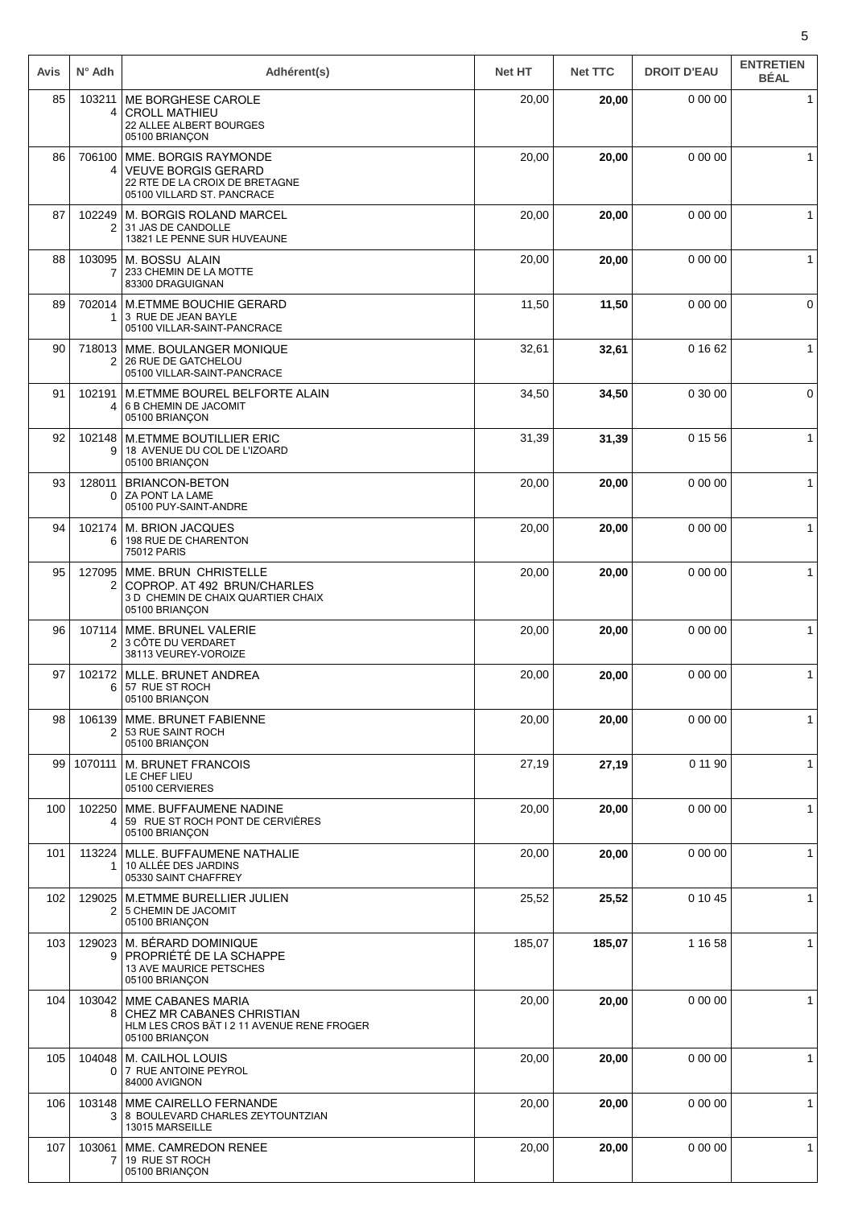| Avis | N° Adh | Adhérent(s) | Net HT | Net TTC | DROIT D'EAU | ENTRETIEN BÉAL |
|---|---|---|---|---|---|---|
| 85 | 1032114 | ME BORGHESE CAROLE<br>CROLL MATHIEU<br>22 ALLEE ALBERT BOURGES<br>05100 BRIANÇON | 20,00 | **20,00** | 0 00 00 | 1 |
| 86 | 7061004 | MME. BORGIS RAYMONDE<br>VEUVE BORGIS GERARD<br>22 RTE DE LA CROIX DE BRETAGNE<br>05100 VILLARD ST. PANCRACE | 20,00 | **20,00** | 0 00 00 | 1 |
| 87 | 1022492 | M. BORGIS ROLAND MARCEL<br>31 JAS DE CANDOLLE<br>13821 LE PENNE SUR HUVEAUNE | 20,00 | **20,00** | 0 00 00 | 1 |
| 88 | 1030957 | M. BOSSU ALAIN<br>233 CHEMIN DE LA MOTTE<br>83300 DRAGUIGNAN | 20,00 | **20,00** | 0 00 00 | 1 |
| 89 | 7020141 | M.ETMME BOUCHIE GERARD<br>3 RUE DE JEAN BAYLE<br>05100 VILLAR-SAINT-PANCRACE | 11,50 | **11,50** | 0 00 00 | 0 |
| 90 | 7180132 | MME. BOULANGER MONIQUE<br>26 RUE DE GATCHELOU<br>05100 VILLAR-SAINT-PANCRACE | 32,61 | **32,61** | 0 16 62 | 1 |
| 91 | 1021914 | M.ETMME BOUREL BELFORTE ALAIN<br>6 B CHEMIN DE JACOMIT<br>05100 BRIANÇON | 34,50 | **34,50** | 0 30 00 | 0 |
| 92 | 1021489 | M.ETMME BOUTILLIER ERIC<br>18 AVENUE DU COL DE L'IZOARD<br>05100 BRIANÇON | 31,39 | **31,39** | 0 15 56 | 1 |
| 93 | 1280110 | BRIANCON-BETON<br>ZA PONT LA LAME<br>05100 PUY-SAINT-ANDRE | 20,00 | **20,00** | 0 00 00 | 1 |
| 94 | 1021746 | M. BRION JACQUES<br>198 RUE DE CHARENTON<br>75012 PARIS | 20,00 | **20,00** | 0 00 00 | 1 |
| 95 | 1270952 | MME. BRUN CHRISTELLE<br>COPROP. AT 492 BRUN/CHARLES<br>3 D CHEMIN DE CHAIX QUARTIER CHAIX<br>05100 BRIANÇON | 20,00 | **20,00** | 0 00 00 | 1 |
| 96 | 1071142 | MME. BRUNEL VALERIE<br>3 CÔTE DU VERDARET<br>38113 VEUREY-VOROIZE | 20,00 | **20,00** | 0 00 00 | 1 |
| 97 | 1021726 | MLLE. BRUNET ANDREA<br>57 RUE ST ROCH<br>05100 BRIANÇON | 20,00 | **20,00** | 0 00 00 | 1 |
| 98 | 1061392 | MME. BRUNET FABIENNE<br>53 RUE SAINT ROCH<br>05100 BRIANÇON | 20,00 | **20,00** | 0 00 00 | 1 |
| 99 | 1070111 | M. BRUNET FRANCOIS<br>LE CHEF LIEU<br>05100 CERVIERES | 27,19 | **27,19** | 0 11 90 | 1 |
| 100 | 1022504 | MME. BUFFAUMENE NADINE<br>59 RUE ST ROCH PONT DE CERVIÈRES<br>05100 BRIANÇON | 20,00 | **20,00** | 0 00 00 | 1 |
| 101 | 1132241 | MLLE. BUFFAUMENE NATHALIE<br>10 ALLÉE DES JARDINS<br>05330 SAINT CHAFFREY | 20,00 | **20,00** | 0 00 00 | 1 |
| 102 | 1290252 | M.ETMME BURELLIER JULIEN<br>5 CHEMIN DE JACOMIT<br>05100 BRIANÇON | 25,52 | **25,52** | 0 10 45 | 1 |
| 103 | 1290239 | M. BÉRARD DOMINIQUE<br>PROPRIÉTÉ DE LA SCHAPPE<br>13 AVE MAURICE PETSCHES<br>05100 BRIANÇON | 185,07 | **185,07** | 1 16 58 | 1 |
| 104 | 1030428 | MME CABANES MARIA<br>CHEZ MR CABANES CHRISTIAN<br>HLM LES CROS BÂT I 2 11 AVENUE RENE FROGER<br>05100 BRIANÇON | 20,00 | **20,00** | 0 00 00 | 1 |
| 105 | 1040480 | M. CAILHOL LOUIS<br>7 RUE ANTOINE PEYROL<br>84000 AVIGNON | 20,00 | **20,00** | 0 00 00 | 1 |
| 106 | 1031483 | MME CAIRELLO FERNANDE<br>8 BOULEVARD CHARLES ZEYTOUNTZIAN<br>13015 MARSEILLE | 20,00 | **20,00** | 0 00 00 | 1 |
| 107 | 1030617 | MME. CAMREDON RENEE<br>19 RUE ST ROCH<br>05100 BRIANÇON | 20,00 | **20,00** | 0 00 00 | 1 |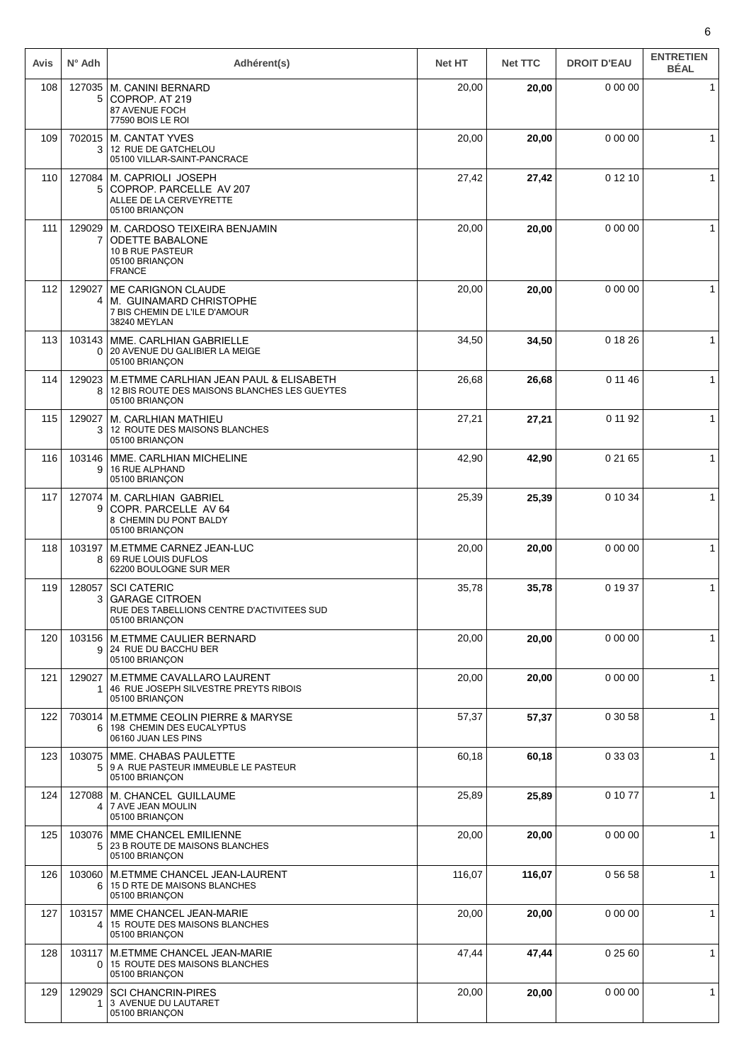| Avis | N° Adh | Adhérent(s) | Net HT | Net TTC | DROIT D'EAU | ENTRETIEN BÉAL |
|---|---|---|---|---|---|---|
| 108 | 1270355 | M. CANINI BERNARD<br>COPROP. AT 219<br>87 AVENUE FOCH<br>77590 BOIS LE ROI | 20,00 | **20,00** | 0 00 00 | 1 |
| 109 | 7020153 | M. CANTAT YVES<br>12 RUE DE GATCHELOU<br>05100 VILLAR-SAINT-PANCRACE | 20,00 | **20,00** | 0 00 00 | 1 |
| 110 | 1270845 | M. CAPRIOLI JOSEPH<br>COPROP. PARCELLE AV 207<br>ALLEE DE LA CERVEYRETTE<br>05100 BRIANÇON | 27,42 | **27,42** | 0 12 10 | 1 |
| 111 | 1290297 | M. CARDOSO TEIXEIRA BENJAMIN<br>ODETTE BABALONE<br>10 B RUE PASTEUR<br>05100 BRIANÇON<br>FRANCE | 20,00 | **20,00** | 0 00 00 | 1 |
| 112 | 1290274 | ME CARIGNON CLAUDE<br>M. GUINAMARD CHRISTOPHE<br>7 BIS CHEMIN DE L'ILE D'AMOUR<br>38240 MEYLAN | 20,00 | **20,00** | 0 00 00 | 1 |
| 113 | 1031430 | MME. CARLHIAN GABRIELLE<br>20 AVENUE DU GALIBIER LA MEIGE<br>05100 BRIANÇON | 34,50 | **34,50** | 0 18 26 | 1 |
| 114 | 1290238 | M.ETMME CARLHIAN JEAN PAUL & ELISABETH<br>12 BIS ROUTE DES MAISONS BLANCHES LES GUEYTES<br>05100 BRIANÇON | 26,68 | **26,68** | 0 11 46 | 1 |
| 115 | 1290273 | M. CARLHIAN MATHIEU<br>12 ROUTE DES MAISONS BLANCHES<br>05100 BRIANÇON | 27,21 | **27,21** | 0 11 92 | 1 |
| 116 | 1031469 | MME. CARLHIAN MICHELINE<br>16 RUE ALPHAND<br>05100 BRIANÇON | 42,90 | **42,90** | 0 21 65 | 1 |
| 117 | 1270749 | M. CARLHIAN GABRIEL<br>COPR. PARCELLE AV 64<br>8 CHEMIN DU PONT BALDY<br>05100 BRIANÇON | 25,39 | **25,39** | 0 10 34 | 1 |
| 118 | 1031978 | M.ETMME CARNEZ JEAN-LUC<br>69 RUE LOUIS DUFLOS<br>62200 BOULOGNE SUR MER | 20,00 | **20,00** | 0 00 00 | 1 |
| 119 | 1280573 | SCI CATERIC<br>GARAGE CITROEN<br>RUE DES TABELLIONS CENTRE D'ACTIVITEES SUD<br>05100 BRIANÇON | 35,78 | **35,78** | 0 19 37 | 1 |
| 120 | 1031569 | M.ETMME CAULIER BERNARD<br>24 RUE DU BACCHU BER<br>05100 BRIANÇON | 20,00 | **20,00** | 0 00 00 | 1 |
| 121 | 1290271 | M.ETMME CAVALLARO LAURENT<br>46 RUE JOSEPH SILVESTRE PREYTS RIBOIS<br>05100 BRIANÇON | 20,00 | **20,00** | 0 00 00 | 1 |
| 122 | 7030146 | M.ETMME CEOLIN PIERRE & MARYSE<br>198 CHEMIN DES EUCALYPTUS<br>06160 JUAN LES PINS | 57,37 | **57,37** | 0 30 58 | 1 |
| 123 | 1030755 | MME. CHABAS PAULETTE<br>9 A RUE PASTEUR IMMEUBLE LE PASTEUR<br>05100 BRIANÇON | 60,18 | **60,18** | 0 33 03 | 1 |
| 124 | 1270884 | M. CHANCEL GUILLAUME<br>7 AVE JEAN MOULIN<br>05100 BRIANÇON | 25,89 | **25,89** | 0 10 77 | 1 |
| 125 | 1030765 | MME CHANCEL EMILIENNE<br>23 B ROUTE DE MAISONS BLANCHES<br>05100 BRIANÇON | 20,00 | **20,00** | 0 00 00 | 1 |
| 126 | 1030606 | M.ETMME CHANCEL JEAN-LAURENT<br>15 D RTE DE MAISONS BLANCHES<br>05100 BRIANÇON | 116,07 | **116,07** | 0 56 58 | 1 |
| 127 | 1031574 | MME CHANCEL JEAN-MARIE<br>15 ROUTE DES MAISONS BLANCHES<br>05100 BRIANÇON | 20,00 | **20,00** | 0 00 00 | 1 |
| 128 | 1031170 | M.ETMME CHANCEL JEAN-MARIE<br>15 ROUTE DES MAISONS BLANCHES<br>05100 BRIANÇON | 47,44 | **47,44** | 0 25 60 | 1 |
| 129 | 1290291 | SCI CHANCRIN-PIRES<br>3 AVENUE DU LAUTARET<br>05100 BRIANÇON | 20,00 | **20,00** | 0 00 00 | 1 |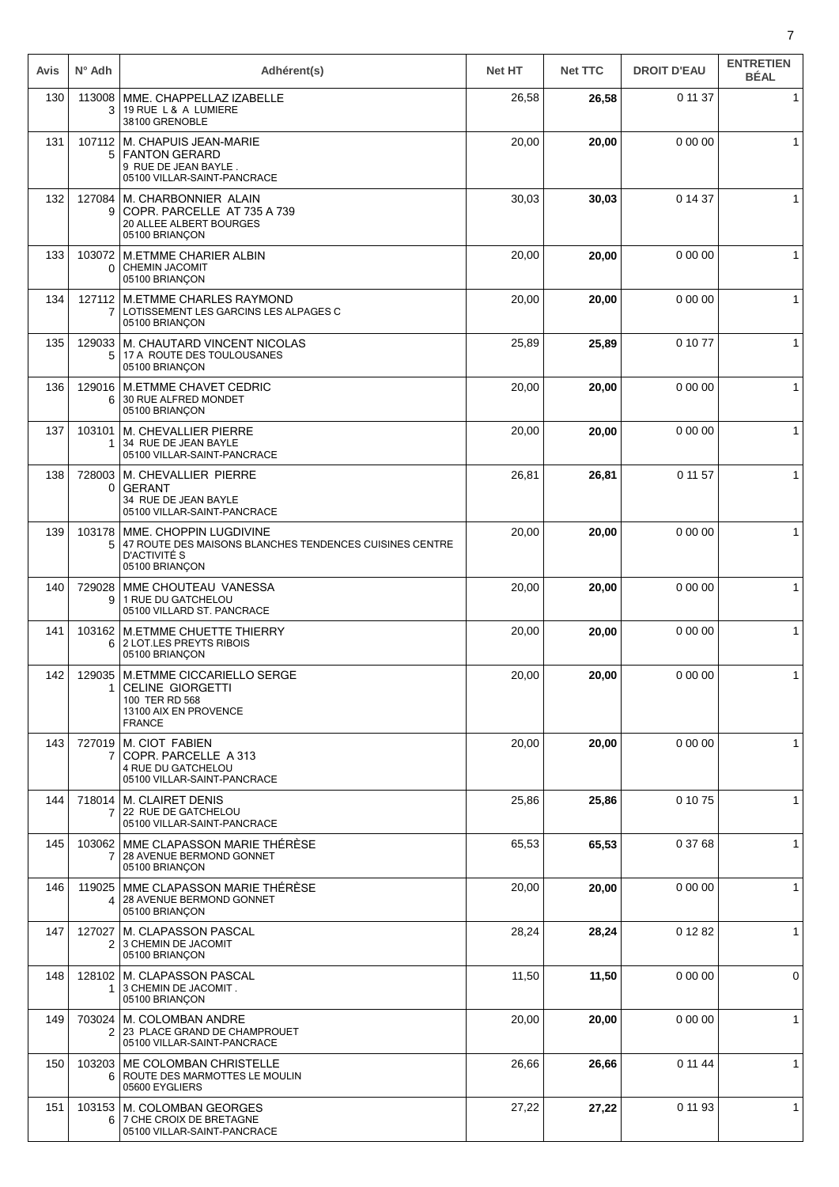| Avis | N° Adh | Adhérent(s) | Net HT | Net TTC | DROIT D'EAU | ENTRETIEN BÉAL |
|---|---|---|---|---|---|---|
| 130 | 1130083 | MME. CHAPPELLAZ IZABELLE<br>19 RUE L & A LUMIERE<br>38100 GRENOBLE | 26,58 | **26,58** | 0 11 37 | 1 |
| 131 | 1071125 | M. CHAPUIS JEAN-MARIE<br>FANTON GERARD<br>9 RUE DE JEAN BAYLE .<br>05100 VILLAR-SAINT-PANCRACE | 20,00 | **20,00** | 0 00 00 | 1 |
| 132 | 1270849 | M. CHARBONNIER ALAIN<br>COPR. PARCELLE AT 735 A 739<br>20 ALLEE ALBERT BOURGES<br>05100 BRIANÇON | 30,03 | **30,03** | 0 14 37 | 1 |
| 133 | 1030720 | M.ETMME CHARIER ALBIN<br>CHEMIN JACOMIT<br>05100 BRIANÇON | 20,00 | **20,00** | 0 00 00 | 1 |
| 134 | 1271127 | M.ETMME CHARLES RAYMOND<br>LOTISSEMENT LES GARCINS LES ALPAGES C<br>05100 BRIANÇON | 20,00 | **20,00** | 0 00 00 | 1 |
| 135 | 1290335 | M. CHAUTARD VINCENT NICOLAS<br>17 A ROUTE DES TOULOUSANES<br>05100 BRIANÇON | 25,89 | **25,89** | 0 10 77 | 1 |
| 136 | 1290166 | M.ETMME CHAVET CEDRIC<br>30 RUE ALFRED MONDET<br>05100 BRIANÇON | 20,00 | **20,00** | 0 00 00 | 1 |
| 137 | 1031011 | M. CHEVALLIER PIERRE<br>34 RUE DE JEAN BAYLE<br>05100 VILLAR-SAINT-PANCRACE | 20,00 | **20,00** | 0 00 00 | 1 |
| 138 | 7280030 | M. CHEVALLIER PIERRE<br>GERANT<br>34 RUE DE JEAN BAYLE<br>05100 VILLAR-SAINT-PANCRACE | 26,81 | **26,81** | 0 11 57 | 1 |
| 139 | 1031785 | MME. CHOPPIN LUGDIVINE<br>47 ROUTE DES MAISONS BLANCHES TENDENCES CUISINES CENTRE D'ACTIVITÉ S<br>05100 BRIANÇON | 20,00 | **20,00** | 0 00 00 | 1 |
| 140 | 7290289 | MME CHOUTEAU VANESSA<br>1 RUE DU GATCHELOU<br>05100 VILLARD ST. PANCRACE | 20,00 | **20,00** | 0 00 00 | 1 |
| 141 | 1031626 | M.ETMME CHUETTE THIERRY<br>2 LOT.LES PREYTS RIBOIS<br>05100 BRIANÇON | 20,00 | **20,00** | 0 00 00 | 1 |
| 142 | 1290351 | M.ETMME CICCARIELLO SERGE<br>CELINE GIORGETTI<br>100 TER RD 568<br>13100 AIX EN PROVENCE<br>FRANCE | 20,00 | **20,00** | 0 00 00 | 1 |
| 143 | 7270197 | M. CIOT FABIEN<br>COPR. PARCELLE A 313<br>4 RUE DU GATCHELOU<br>05100 VILLAR-SAINT-PANCRACE | 20,00 | **20,00** | 0 00 00 | 1 |
| 144 | 7180147 | M. CLAIRET DENIS<br>22 RUE DE GATCHELOU<br>05100 VILLAR-SAINT-PANCRACE | 25,86 | **25,86** | 0 10 75 | 1 |
| 145 | 1030627 | MME CLAPASSON MARIE THÉRÈSE<br>28 AVENUE BERMOND GONNET<br>05100 BRIANÇON | 65,53 | **65,53** | 0 37 68 | 1 |
| 146 | 1190254 | MME CLAPASSON MARIE THÉRÈSE<br>28 AVENUE BERMOND GONNET<br>05100 BRIANÇON | 20,00 | **20,00** | 0 00 00 | 1 |
| 147 | 1270272 | M. CLAPASSON PASCAL<br>3 CHEMIN DE JACOMIT<br>05100 BRIANÇON | 28,24 | **28,24** | 0 12 82 | 1 |
| 148 | 1281021 | M. CLAPASSON PASCAL<br>3 CHEMIN DE JACOMIT .<br>05100 BRIANÇON | 11,50 | **11,50** | 0 00 00 | 0 |
| 149 | 7030242 | M. COLOMBAN ANDRE<br>23 PLACE GRAND DE CHAMPROUET<br>05100 VILLAR-SAINT-PANCRACE | 20,00 | **20,00** | 0 00 00 | 1 |
| 150 | 1032036 | ME COLOMBAN CHRISTELLE<br>ROUTE DES MARMOTTES LE MOULIN<br>05600 EYGLIERS | 26,66 | **26,66** | 0 11 44 | 1 |
| 151 | 1031536 | M. COLOMBAN GEORGES<br>7 CHE CROIX DE BRETAGNE<br>05100 VILLAR-SAINT-PANCRACE | 27,22 | **27,22** | 0 11 93 | 1 |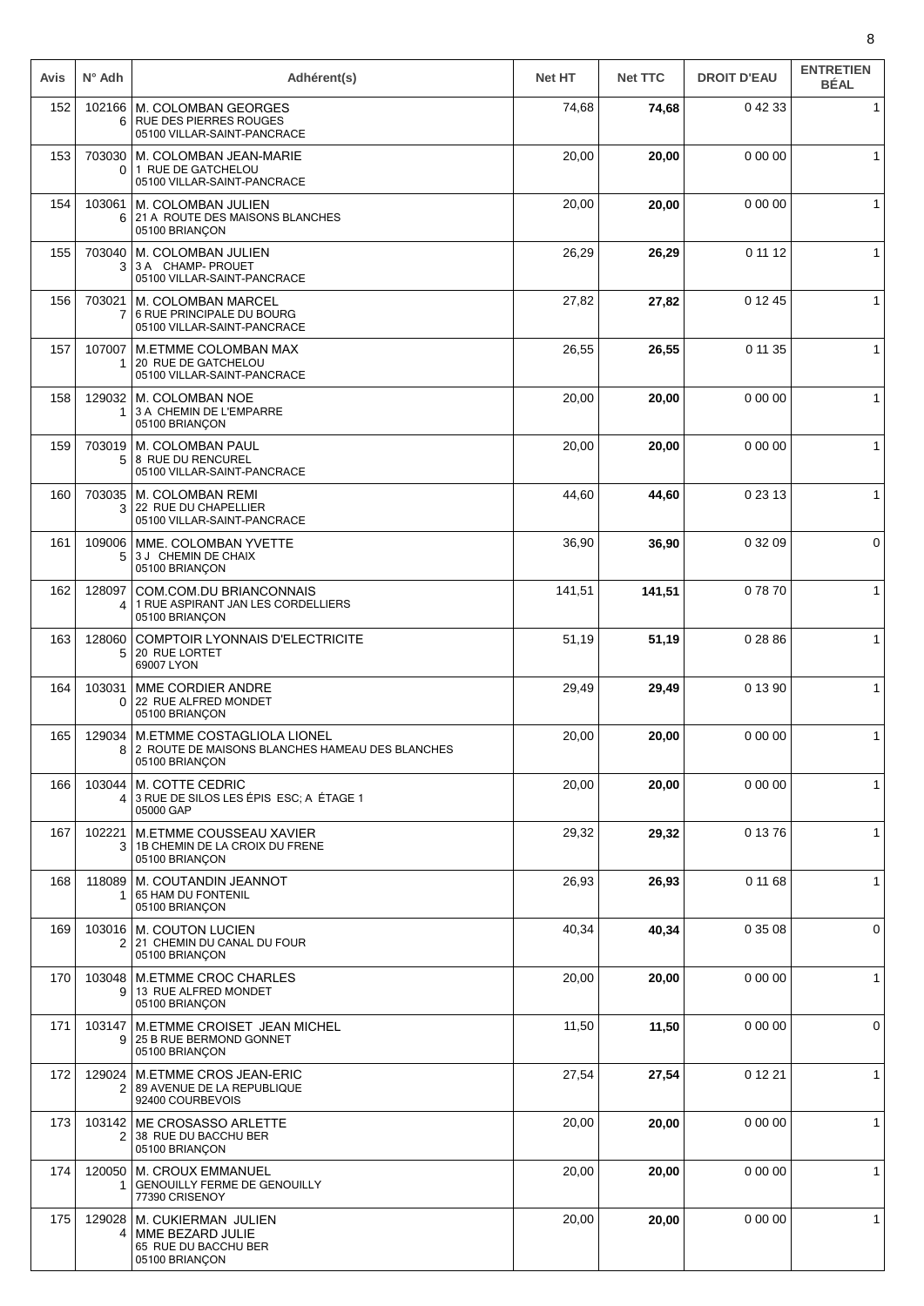| Avis | N° Adh | Adhérent(s) | Net HT | Net TTC | DROIT D'EAU | ENTRETIEN BÉAL |
|---|---|---|---|---|---|---|
| 152 | 1021666 | M. COLOMBAN GEORGES<br>RUE DES PIERRES ROUGES<br>05100 VILLAR-SAINT-PANCRACE | 74,68 | **74,68** | 0 42 33 | 1 |
| 153 | 7030300 | M. COLOMBAN JEAN-MARIE<br>1 RUE DE GATCHELOU<br>05100 VILLAR-SAINT-PANCRACE | 20,00 | **20,00** | 0 00 00 | 1 |
| 154 | 1030616 | M. COLOMBAN JULIEN<br>21 A ROUTE DES MAISONS BLANCHES<br>05100 BRIANÇON | 20,00 | **20,00** | 0 00 00 | 1 |
| 155 | 7030403 | M. COLOMBAN JULIEN<br>3 A CHAMP- PROUET<br>05100 VILLAR-SAINT-PANCRACE | 26,29 | **26,29** | 0 11 12 | 1 |
| 156 | 7030217 | M. COLOMBAN MARCEL<br>6 RUE PRINCIPALE DU BOURG<br>05100 VILLAR-SAINT-PANCRACE | 27,82 | **27,82** | 0 12 45 | 1 |
| 157 | 1070071 | M.ETMME COLOMBAN MAX<br>20 RUE DE GATCHELOU<br>05100 VILLAR-SAINT-PANCRACE | 26,55 | **26,55** | 0 11 35 | 1 |
| 158 | 1290321 | M. COLOMBAN NOE<br>3 A CHEMIN DE L'EMPARRE<br>05100 BRIANÇON | 20,00 | **20,00** | 0 00 00 | 1 |
| 159 | 7030195 | M. COLOMBAN PAUL<br>8 RUE DU RENCUREL<br>05100 VILLAR-SAINT-PANCRACE | 20,00 | **20,00** | 0 00 00 | 1 |
| 160 | 7030353 | M. COLOMBAN REMI<br>22 RUE DU CHAPELLIER<br>05100 VILLAR-SAINT-PANCRACE | 44,60 | **44,60** | 0 23 13 | 1 |
| 161 | 1090065 | MME. COLOMBAN YVETTE<br>3 J CHEMIN DE CHAIX<br>05100 BRIANÇON | 36,90 | **36,90** | 0 32 09 | 0 |
| 162 | 1280974 | COM.COM.DU BRIANCONNAIS<br>1 RUE ASPIRANT JAN LES CORDELLIERS<br>05100 BRIANÇON | 141,51 | **141,51** | 0 78 70 | 1 |
| 163 | 1280605 | COMPTOIR LYONNAIS D'ELECTRICITE<br>20 RUE LORTET<br>69007 LYON | 51,19 | **51,19** | 0 28 86 | 1 |
| 164 | 1030310 | MME CORDIER ANDRE<br>22 RUE ALFRED MONDET<br>05100 BRIANÇON | 29,49 | **29,49** | 0 13 90 | 1 |
| 165 | 1290348 | M.ETMME COSTAGLIOLA LIONEL<br>2 ROUTE DE MAISONS BLANCHES HAMEAU DES BLANCHES<br>05100 BRIANÇON | 20,00 | **20,00** | 0 00 00 | 1 |
| 166 | 1030444 | M. COTTE CEDRIC<br>3 RUE DE SILOS LES ÉPIS ESC; A ÉTAGE 1<br>05000 GAP | 20,00 | **20,00** | 0 00 00 | 1 |
| 167 | 1022213 | M.ETMME COUSSEAU XAVIER<br>1B CHEMIN DE LA CROIX DU FRENE<br>05100 BRIANÇON | 29,32 | **29,32** | 0 13 76 | 1 |
| 168 | 1180891 | M. COUTANDIN JEANNOT<br>65 HAM DU FONTENIL<br>05100 BRIANÇON | 26,93 | **26,93** | 0 11 68 | 1 |
| 169 | 1030162 | M. COUTON LUCIEN<br>21 CHEMIN DU CANAL DU FOUR<br>05100 BRIANÇON | 40,34 | **40,34** | 0 35 08 | 0 |
| 170 | 1030489 | M.ETMME CROC CHARLES<br>13 RUE ALFRED MONDET<br>05100 BRIANÇON | 20,00 | **20,00** | 0 00 00 | 1 |
| 171 | 1031479 | M.ETMME CROISET JEAN MICHEL<br>25 B RUE BERMOND GONNET<br>05100 BRIANÇON | 11,50 | **11,50** | 0 00 00 | 0 |
| 172 | 1290242 | M.ETMME CROS JEAN-ERIC<br>89 AVENUE DE LA REPUBLIQUE<br>92400 COURBEVOIS | 27,54 | **27,54** | 0 12 21 | 1 |
| 173 | 1031422 | ME CROSASSO ARLETTE<br>38 RUE DU BACCHU BER<br>05100 BRIANÇON | 20,00 | **20,00** | 0 00 00 | 1 |
| 174 | 1200501 | M. CROUX EMMANUEL<br>GENOUILLY FERME DE GENOUILLY<br>77390 CRISENOY | 20,00 | **20,00** | 0 00 00 | 1 |
| 175 | 1290284 | M. CUKIERMAN JULIEN<br>MME BEZARD JULIE<br>65 RUE DU BACCHU BER<br>05100 BRIANÇON | 20,00 | **20,00** | 0 00 00 | 1 |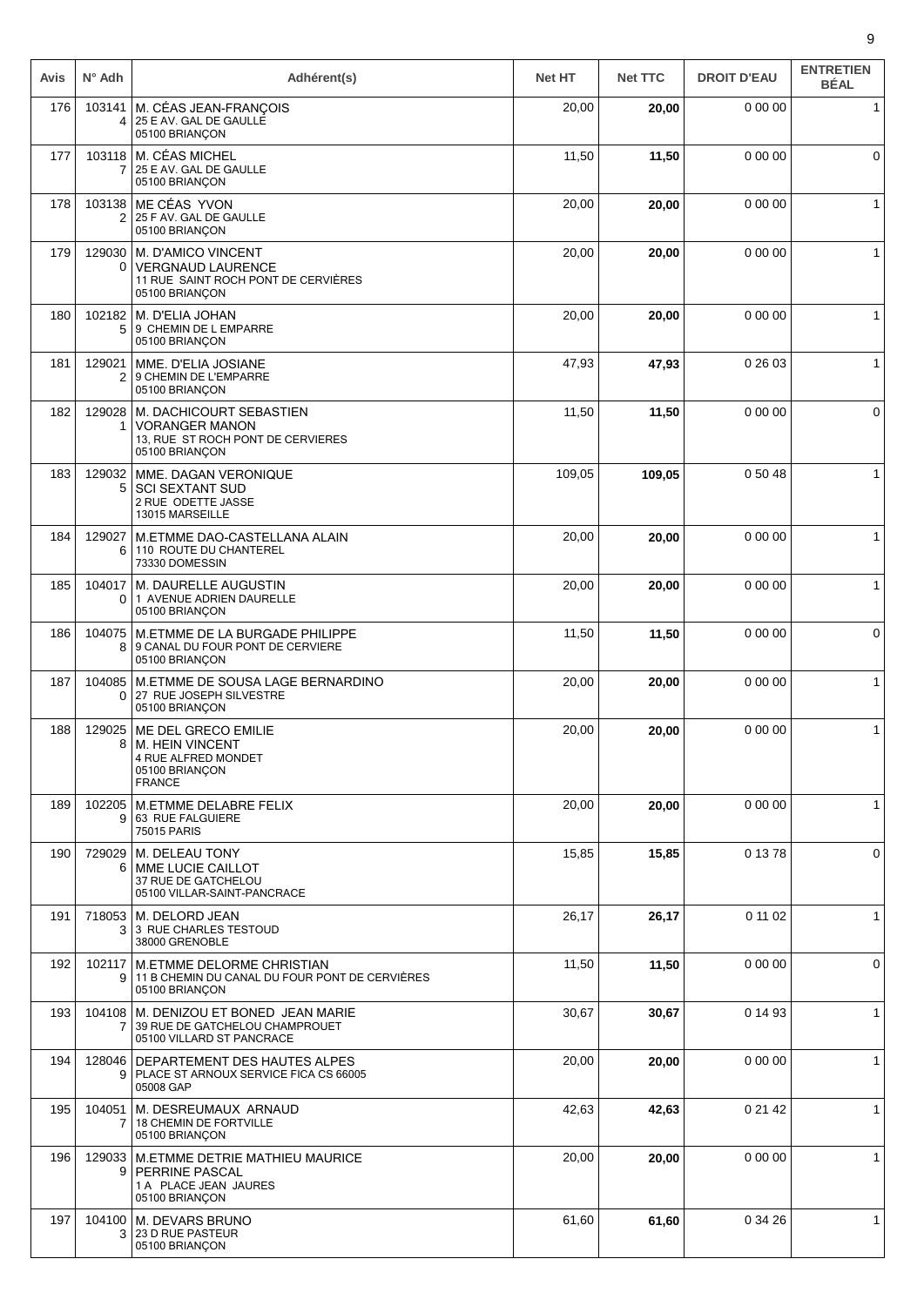| Avis | N° Adh | Adhérent(s) | Net HT | Net TTC | DROIT D'EAU | ENTRETIEN BÉAL |
|---|---|---|---|---|---|---|
| 176 | 1031414 | M. CÉAS JEAN-FRANÇOIS<br>25 E AV. GAL DE GAULLE<br>05100 BRIANÇON | 20,00 | **20,00** | 0 00 00 | 1 |
| 177 | 1031187 | M. CÉAS MICHEL<br>25 E AV. GAL DE GAULLE<br>05100 BRIANÇON | 11,50 | **11,50** | 0 00 00 | 0 |
| 178 | 1031382 | ME CÉAS YVON<br>25 F AV. GAL DE GAULLE<br>05100 BRIANÇON | 20,00 | **20,00** | 0 00 00 | 1 |
| 179 | 1290300 | M. D'AMICO VINCENT<br>VERGNAUD LAURENCE<br>11 RUE SAINT ROCH PONT DE CERVIÈRES<br>05100 BRIANÇON | 20,00 | **20,00** | 0 00 00 | 1 |
| 180 | 1021825 | M. D'ELIA JOHAN<br>9 CHEMIN DE L EMPARRE<br>05100 BRIANÇON | 20,00 | **20,00** | 0 00 00 | 1 |
| 181 | 1290212 | MME. D'ELIA JOSIANE<br>9 CHEMIN DE L'EMPARRE<br>05100 BRIANÇON | 47,93 | **47,93** | 0 26 03 | 1 |
| 182 | 1290281 | M. DACHICOURT SEBASTIEN<br>VORANGER MANON<br>13, RUE ST ROCH PONT DE CERVIERES<br>05100 BRIANÇON | 11,50 | **11,50** | 0 00 00 | 0 |
| 183 | 1290325 | MME. DAGAN VERONIQUE<br>SCI SEXTANT SUD<br>2 RUE ODETTE JASSE<br>13015 MARSEILLE | 109,05 | **109,05** | 0 50 48 | 1 |
| 184 | 1290276 | M.ETMME DAO-CASTELLANA ALAIN<br>110 ROUTE DU CHANTEREL<br>73330 DOMESSIN | 20,00 | **20,00** | 0 00 00 | 1 |
| 185 | 1040170 | M. DAURELLE AUGUSTIN<br>1 AVENUE ADRIEN DAURELLE<br>05100 BRIANÇON | 20,00 | **20,00** | 0 00 00 | 1 |
| 186 | 1040758 | M.ETMME DE LA BURGADE PHILIPPE<br>9 CANAL DU FOUR PONT DE CERVIERE<br>05100 BRIANÇON | 11,50 | **11,50** | 0 00 00 | 0 |
| 187 | 1040850 | M.ETMME DE SOUSA LAGE BERNARDINO<br>27 RUE JOSEPH SILVESTRE<br>05100 BRIANÇON | 20,00 | **20,00** | 0 00 00 | 1 |
| 188 | 1290258 | ME DEL GRECO EMILIE<br>M. HEIN VINCENT<br>4 RUE ALFRED MONDET<br>05100 BRIANÇON<br>FRANCE | 20,00 | **20,00** | 0 00 00 | 1 |
| 189 | 1022059 | M.ETMME DELABRE FELIX<br>63 RUE FALGUIERE<br>75015 PARIS | 20,00 | **20,00** | 0 00 00 | 1 |
| 190 | 7290296 | M. DELEAU TONY<br>MME LUCIE CAILLOT<br>37 RUE DE GATCHELOU<br>05100 VILLAR-SAINT-PANCRACE | 15,85 | **15,85** | 0 13 78 | 0 |
| 191 | 7180533 | M. DELORD JEAN<br>3 RUE CHARLES TESTOUD<br>38000 GRENOBLE | 26,17 | **26,17** | 0 11 02 | 1 |
| 192 | 1021179 | M.ETMME DELORME CHRISTIAN<br>11 B CHEMIN DU CANAL DU FOUR PONT DE CERVIÈRES<br>05100 BRIANÇON | 11,50 | **11,50** | 0 00 00 | 0 |
| 193 | 1041087 | M. DENIZOU ET BONED JEAN MARIE<br>39 RUE DE GATCHELOU CHAMPROUET<br>05100 VILLARD ST PANCRACE | 30,67 | **30,67** | 0 14 93 | 1 |
| 194 | 1280469 | DEPARTEMENT DES HAUTES ALPES<br>PLACE ST ARNOUX SERVICE FICA CS 66005<br>05008 GAP | 20,00 | **20,00** | 0 00 00 | 1 |
| 195 | 1040517 | M. DESREUMAUX ARNAUD<br>18 CHEMIN DE FORTVILLE<br>05100 BRIANÇON | 42,63 | **42,63** | 0 21 42 | 1 |
| 196 | 1290339 | M.ETMME DETRIE MATHIEU MAURICE<br>PERRINE PASCAL<br>1 A PLACE JEAN JAURES<br>05100 BRIANÇON | 20,00 | **20,00** | 0 00 00 | 1 |
| 197 | 1041003 | M. DEVARS BRUNO<br>23 D RUE PASTEUR<br>05100 BRIANÇON | 61,60 | **61,60** | 0 34 26 | 1 |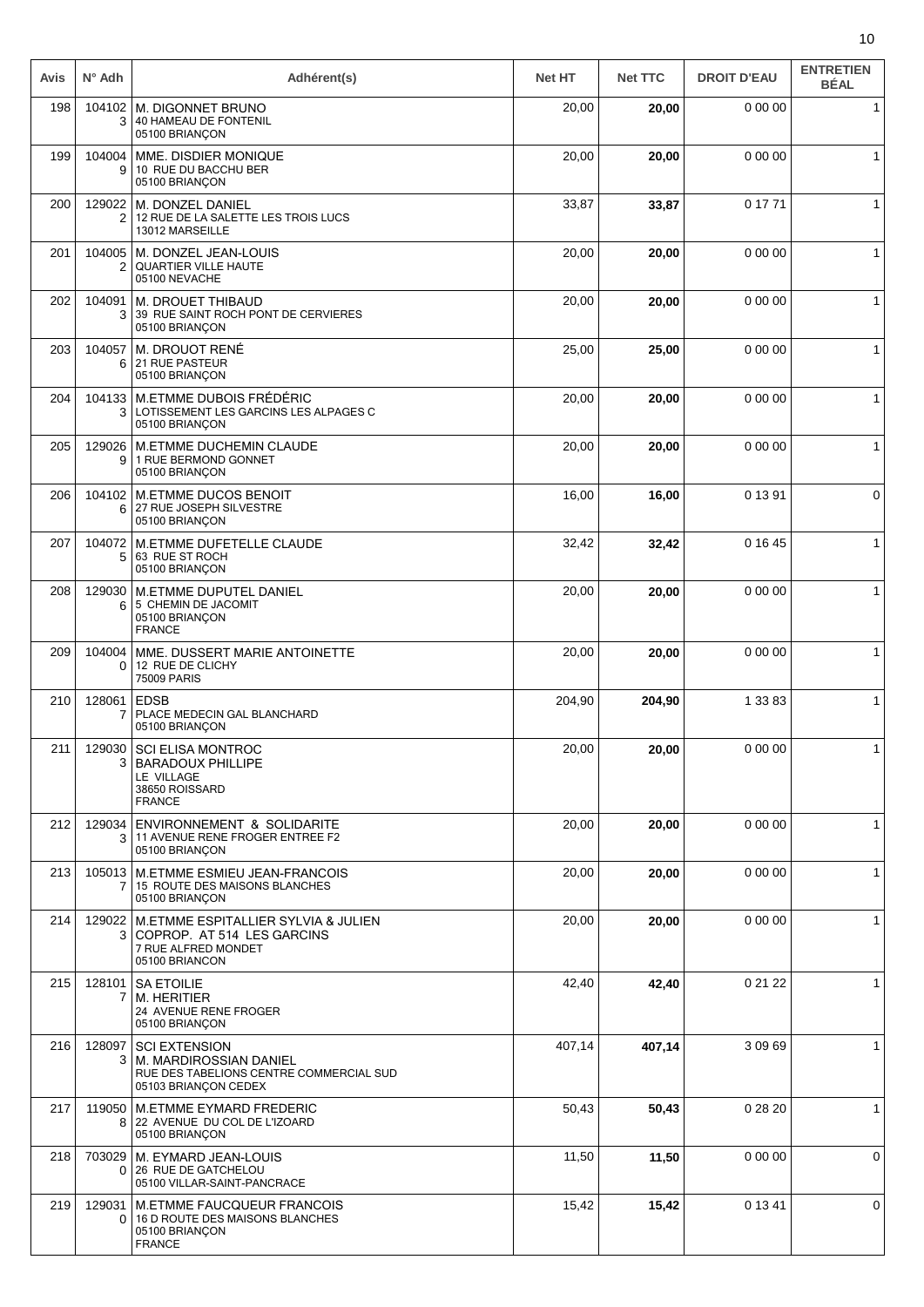| Avis | N° Adh | Adhérent(s) | Net HT | Net TTC | DROIT D'EAU | ENTRETIEN BÉAL |
|---|---|---|---|---|---|---|
| 198 | 1041023 | M. DIGONNET BRUNO<br>40 HAMEAU DE FONTENIL<br>05100 BRIANÇON | 20,00 | **20,00** | 0 00 00 | 1 |
| 199 | 1040049 | MME. DISDIER MONIQUE<br>10 RUE DU BACCHU BER<br>05100 BRIANÇON | 20,00 | **20,00** | 0 00 00 | 1 |
| 200 | 1290222 | M. DONZEL DANIEL<br>12 RUE DE LA SALETTE LES TROIS LUCS<br>13012 MARSEILLE | 33,87 | **33,87** | 0 17 71 | 1 |
| 201 | 1040052 | M. DONZEL JEAN-LOUIS<br>QUARTIER VILLE HAUTE<br>05100 NEVACHE | 20,00 | **20,00** | 0 00 00 | 1 |
| 202 | 1040913 | M. DROUET THIBAUD<br>39 RUE SAINT ROCH PONT DE CERVIERES<br>05100 BRIANÇON | 20,00 | **20,00** | 0 00 00 | 1 |
| 203 | 1040576 | M. DROUOT RENÉ<br>21 RUE PASTEUR<br>05100 BRIANÇON | 25,00 | **25,00** | 0 00 00 | 1 |
| 204 | 1041333 | M.ETMME DUBOIS FRÉDÉRIC<br>LOTISSEMENT LES GARCINS LES ALPAGES C<br>05100 BRIANÇON | 20,00 | **20,00** | 0 00 00 | 1 |
| 205 | 1290269 | M.ETMME DUCHEMIN CLAUDE<br>1 RUE BERMOND GONNET<br>05100 BRIANÇON | 20,00 | **20,00** | 0 00 00 | 1 |
| 206 | 1041026 | M.ETMME DUCOS BENOIT<br>27 RUE JOSEPH SILVESTRE<br>05100 BRIANÇON | 16,00 | **16,00** | 0 13 91 | 0 |
| 207 | 1040725 | M.ETMME DUFETELLE CLAUDE<br>63 RUE ST ROCH<br>05100 BRIANÇON | 32,42 | **32,42** | 0 16 45 | 1 |
| 208 | 1290306 | M.ETMME DUPUTEL DANIEL<br>5 CHEMIN DE JACOMIT<br>05100 BRIANÇON<br>FRANCE | 20,00 | **20,00** | 0 00 00 | 1 |
| 209 | 1040040 | MME. DUSSERT MARIE ANTOINETTE<br>12 RUE DE CLICHY<br>75009 PARIS | 20,00 | **20,00** | 0 00 00 | 1 |
| 210 | 1280617 | EDSB<br>PLACE MEDECIN GAL BLANCHARD<br>05100 BRIANÇON | 204,90 | **204,90** | 1 33 83 | 1 |
| 211 | 1290303 | SCI ELISA MONTROC<br>BARADOUX PHILLIPE<br>LE VILLAGE<br>38650 ROISSARD<br>FRANCE | 20,00 | **20,00** | 0 00 00 | 1 |
| 212 | 1290343 | ENVIRONNEMENT & SOLIDARITE<br>11 AVENUE RENE FROGER ENTREE F2<br>05100 BRIANÇON | 20,00 | **20,00** | 0 00 00 | 1 |
| 213 | 1050137 | M.ETMME ESMIEU JEAN-FRANCOIS<br>15 ROUTE DES MAISONS BLANCHES<br>05100 BRIANÇON | 20,00 | **20,00** | 0 00 00 | 1 |
| 214 | 1290223 | M.ETMME ESPITALLIER SYLVIA & JULIEN<br>COPROP. AT 514 LES GARCINS<br>7 RUE ALFRED MONDET<br>05100 BRIANCON | 20,00 | **20,00** | 0 00 00 | 1 |
| 215 | 1281017 | SA ETOILIE<br>M. HERITIER<br>24 AVENUE RENE FROGER<br>05100 BRIANÇON | 42,40 | **42,40** | 0 21 22 | 1 |
| 216 | 1280973 | SCI EXTENSION<br>M. MARDIROSSIAN DANIEL<br>RUE DES TABELIONS CENTRE COMMERCIAL SUD<br>05103 BRIANÇON CEDEX | 407,14 | **407,14** | 3 09 69 | 1 |
| 217 | 1190508 | M.ETMME EYMARD FREDERIC<br>22 AVENUE DU COL DE L'IZOARD<br>05100 BRIANÇON | 50,43 | **50,43** | 0 28 20 | 1 |
| 218 | 7030290 | M. EYMARD JEAN-LOUIS<br>26 RUE DE GATCHELOU<br>05100 VILLAR-SAINT-PANCRACE | 11,50 | **11,50** | 0 00 00 | 0 |
| 219 | 1290310 | M.ETMME FAUCQUEUR FRANCOIS<br>16 D ROUTE DES MAISONS BLANCHES<br>05100 BRIANÇON<br>FRANCE | 15,42 | **15,42** | 0 13 41 | 0 |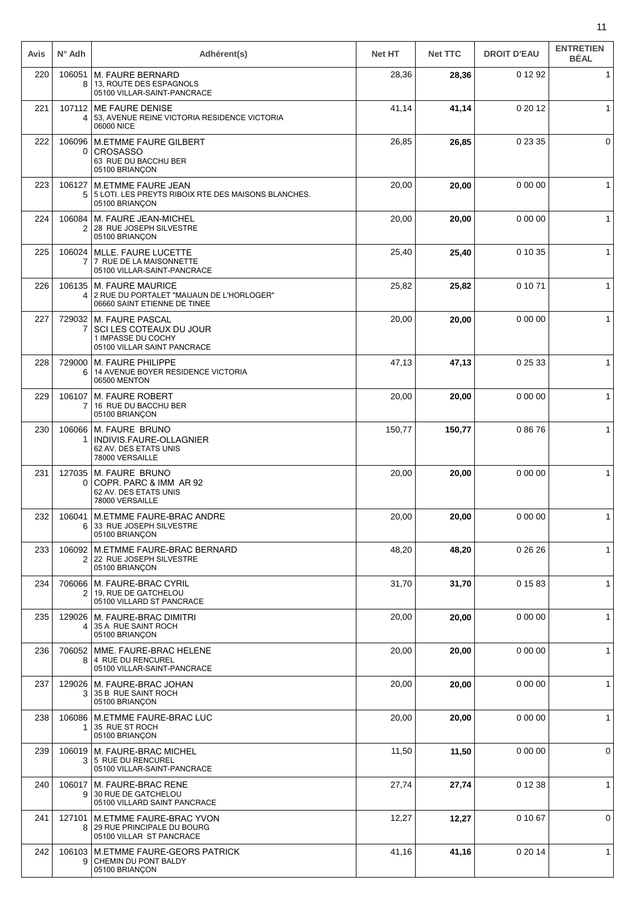| Avis | N° Adh | Adhérent(s) | Net HT | Net TTC | DROIT D'EAU | ENTRETIEN BÉAL |
|---|---|---|---|---|---|---|
| 220 | 1060518 | M. FAURE BERNARD<br>13, ROUTE DES ESPAGNOLS<br>05100 VILLAR-SAINT-PANCRACE | 28,36 | **28,36** | 0 12 92 | 1 |
| 221 | 1071124 | ME FAURE DENISE<br>53, AVENUE REINE VICTORIA RESIDENCE VICTORIA<br>06000 NICE | 41,14 | **41,14** | 0 20 12 | 1 |
| 222 | 1060960 | M.ETMME FAURE GILBERT<br>CROSASSO<br>63 RUE DU BACCHU BER<br>05100 BRIANÇON | 26,85 | **26,85** | 0 23 35 | 0 |
| 223 | 1061275 | M.ETMME FAURE JEAN<br>5 LOTI. LES PREYTS RIBOIX RTE DES MAISONS BLANCHES.<br>05100 BRIANÇON | 20,00 | **20,00** | 0 00 00 | 1 |
| 224 | 1060842 | M. FAURE JEAN-MICHEL<br>28 RUE JOSEPH SILVESTRE<br>05100 BRIANÇON | 20,00 | **20,00** | 0 00 00 | 1 |
| 225 | 1060247 | MLLE. FAURE LUCETTE<br>7 RUE DE LA MAISONNETTE<br>05100 VILLAR-SAINT-PANCRACE | 25,40 | **25,40** | 0 10 35 | 1 |
| 226 | 1061354 | M. FAURE MAURICE<br>2 RUE DU PORTALET "MAIJAUN DE L'HORLOGER"<br>06660 SAINT ETIENNE DE TINEE | 25,82 | **25,82** | 0 10 71 | 1 |
| 227 | 7290327 | M. FAURE PASCAL<br>SCI LES COTEAUX DU JOUR<br>1 IMPASSE DU COCHY<br>05100 VILLAR SAINT PANCRACE | 20,00 | **20,00** | 0 00 00 | 1 |
| 228 | 7290006 | M. FAURE PHILIPPE<br>14 AVENUE BOYER RESIDENCE VICTORIA<br>06500 MENTON | 47,13 | **47,13** | 0 25 33 | 1 |
| 229 | 1061077 | M. FAURE ROBERT<br>16 RUE DU BACCHU BER<br>05100 BRIANÇON | 20,00 | **20,00** | 0 00 00 | 1 |
| 230 | 1060661 | M. FAURE BRUNO<br>INDIVIS.FAURE-OLLAGNIER<br>62 AV. DES ETATS UNIS<br>78000 VERSAILLE | 150,77 | **150,77** | 0 86 76 | 1 |
| 231 | 1270350 | M. FAURE BRUNO<br>COPR. PARC & IMM AR 92<br>62 AV. DES ETATS UNIS<br>78000 VERSAILLE | 20,00 | **20,00** | 0 00 00 | 1 |
| 232 | 1060416 | M.ETMME FAURE-BRAC ANDRE<br>33 RUE JOSEPH SILVESTRE<br>05100 BRIANÇON | 20,00 | **20,00** | 0 00 00 | 1 |
| 233 | 1060922 | M.ETMME FAURE-BRAC BERNARD<br>22 RUE JOSEPH SILVESTRE<br>05100 BRIANÇON | 48,20 | **48,20** | 0 26 26 | 1 |
| 234 | 7060662 | M. FAURE-BRAC CYRIL<br>19, RUE DE GATCHELOU<br>05100 VILLARD ST PANCRACE | 31,70 | **31,70** | 0 15 83 | 1 |
| 235 | 1290264 | M. FAURE-BRAC DIMITRI<br>35 A RUE SAINT ROCH<br>05100 BRIANÇON | 20,00 | **20,00** | 0 00 00 | 1 |
| 236 | 7060528 | MME. FAURE-BRAC HELENE<br>4 RUE DU RENCUREL<br>05100 VILLAR-SAINT-PANCRACE | 20,00 | **20,00** | 0 00 00 | 1 |
| 237 | 1290263 | M. FAURE-BRAC JOHAN<br>35 B RUE SAINT ROCH<br>05100 BRIANÇON | 20,00 | **20,00** | 0 00 00 | 1 |
| 238 | 1060861 | M.ETMME FAURE-BRAC LUC<br>35 RUE ST ROCH<br>05100 BRIANÇON | 20,00 | **20,00** | 0 00 00 | 1 |
| 239 | 1060193 | M. FAURE-BRAC MICHEL<br>5 RUE DU RENCUREL<br>05100 VILLAR-SAINT-PANCRACE | 11,50 | **11,50** | 0 00 00 | 0 |
| 240 | 1060179 | M. FAURE-BRAC RENE<br>30 RUE DE GATCHELOU<br>05100 VILLARD SAINT PANCRACE | 27,74 | **27,74** | 0 12 38 | 1 |
| 241 | 1271018 | M.ETMME FAURE-BRAC YVON<br>29 RUE PRINCIPALE DU BOURG<br>05100 VILLAR ST PANCRACE | 12,27 | **12,27** | 0 10 67 | 0 |
| 242 | 1061039 | M.ETMME FAURE-GEORS PATRICK<br>CHEMIN DU PONT BALDY<br>05100 BRIANÇON | 41,16 | **41,16** | 0 20 14 | 1 |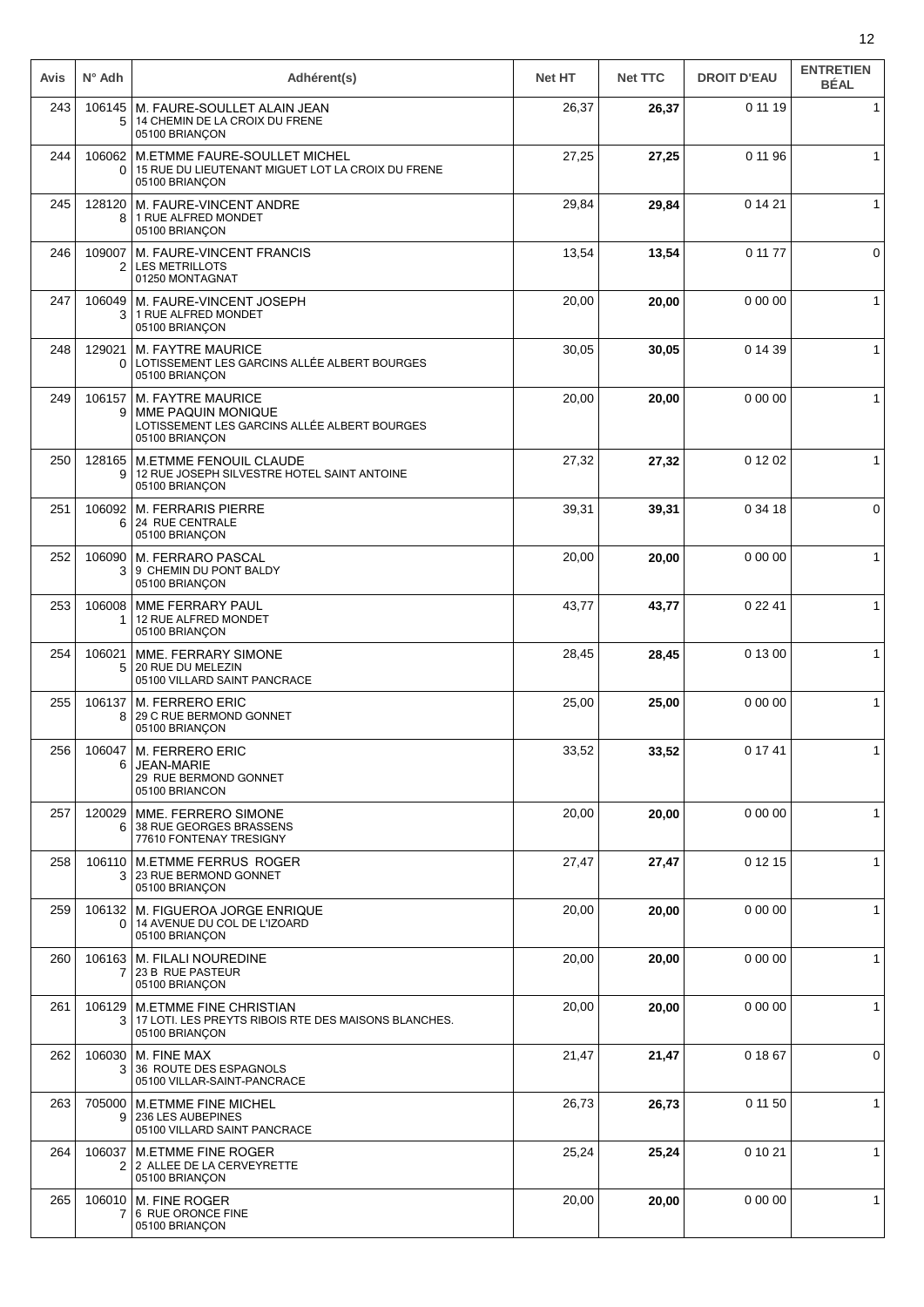| Avis | N° Adh | Adhérent(s) | Net HT | Net TTC | DROIT D'EAU | ENTRETIEN BÉAL |
|---|---|---|---|---|---|---|
| 243 | 1061455 | M. FAURE-SOULLET ALAIN JEAN<br>14 CHEMIN DE LA CROIX DU FRENE<br>05100 BRIANÇON | 26,37 | **26,37** | 0 11 19 | 1 |
| 244 | 1060620 | M.ETMME FAURE-SOULLET MICHEL<br>15 RUE DU LIEUTENANT MIGUET LOT LA CROIX DU FRENE<br>05100 BRIANÇON | 27,25 | **27,25** | 0 11 96 | 1 |
| 245 | 1281208 | M. FAURE-VINCENT ANDRE<br>1 RUE ALFRED MONDET<br>05100 BRIANÇON | 29,84 | **29,84** | 0 14 21 | 1 |
| 246 | 1090072 | M. FAURE-VINCENT FRANCIS<br>LES METRILLOTS<br>01250 MONTAGNAT | 13,54 | **13,54** | 0 11 77 | 0 |
| 247 | 1060493 | M. FAURE-VINCENT JOSEPH<br>1 RUE ALFRED MONDET<br>05100 BRIANÇON | 20,00 | **20,00** | 0 00 00 | 1 |
| 248 | 1290210 | M. FAYTRE MAURICE<br>LOTISSEMENT LES GARCINS ALLÉE ALBERT BOURGES<br>05100 BRIANÇON | 30,05 | **30,05** | 0 14 39 | 1 |
| 249 | 1061579 | M. FAYTRE MAURICE<br>MME PAQUIN MONIQUE<br>LOTISSEMENT LES GARCINS ALLÉE ALBERT BOURGES<br>05100 BRIANÇON | 20,00 | **20,00** | 0 00 00 | 1 |
| 250 | 1281659 | M.ETMME FENOUIL CLAUDE<br>12 RUE JOSEPH SILVESTRE HOTEL SAINT ANTOINE<br>05100 BRIANÇON | 27,32 | **27,32** | 0 12 02 | 1 |
| 251 | 1060926 | M. FERRARIS PIERRE<br>24 RUE CENTRALE<br>05100 BRIANÇON | 39,31 | **39,31** | 0 34 18 | 0 |
| 252 | 1060903 | M. FERRARO PASCAL<br>9 CHEMIN DU PONT BALDY<br>05100 BRIANÇON | 20,00 | **20,00** | 0 00 00 | 1 |
| 253 | 1060081 | MME FERRARY PAUL<br>12 RUE ALFRED MONDET<br>05100 BRIANÇON | 43,77 | **43,77** | 0 22 41 | 1 |
| 254 | 1060215 | MME. FERRARY SIMONE<br>20 RUE DU MELEZIN<br>05100 VILLARD SAINT PANCRACE | 28,45 | **28,45** | 0 13 00 | 1 |
| 255 | 1061378 | M. FERRERO ERIC<br>29 C RUE BERMOND GONNET<br>05100 BRIANÇON | 25,00 | **25,00** | 0 00 00 | 1 |
| 256 | 1060476 | M. FERRERO ERIC<br>JEAN-MARIE<br>29 RUE BERMOND GONNET<br>05100 BRIANCON | 33,52 | **33,52** | 0 17 41 | 1 |
| 257 | 1200296 | MME. FERRERO SIMONE<br>38 RUE GEORGES BRASSENS<br>77610 FONTENAY TRESIGNY | 20,00 | **20,00** | 0 00 00 | 1 |
| 258 | 1061103 | M.ETMME FERRUS ROGER<br>23 RUE BERMOND GONNET<br>05100 BRIANÇON | 27,47 | **27,47** | 0 12 15 | 1 |
| 259 | 1061320 | M. FIGUEROA JORGE ENRIQUE<br>14 AVENUE DU COL DE L'IZOARD<br>05100 BRIANÇON | 20,00 | **20,00** | 0 00 00 | 1 |
| 260 | 1061637 | M. FILALI NOUREDINE<br>23 B RUE PASTEUR<br>05100 BRIANÇON | 20,00 | **20,00** | 0 00 00 | 1 |
| 261 | 1061293 | M.ETMME FINE CHRISTIAN<br>17 LOTI. LES PREYTS RIBOIS RTE DES MAISONS BLANCHES.<br>05100 BRIANÇON | 20,00 | **20,00** | 0 00 00 | 1 |
| 262 | 1060303 | M. FINE MAX<br>36 ROUTE DES ESPAGNOLS<br>05100 VILLAR-SAINT-PANCRACE | 21,47 | **21,47** | 0 18 67 | 0 |
| 263 | 7050009 | M.ETMME FINE MICHEL<br>236 LES AUBEPINES<br>05100 VILLARD SAINT PANCRACE | 26,73 | **26,73** | 0 11 50 | 1 |
| 264 | 1060372 | M.ETMME FINE ROGER<br>2 ALLEE DE LA CERVEYRETTE<br>05100 BRIANÇON | 25,24 | **25,24** | 0 10 21 | 1 |
| 265 | 1060107 | M. FINE ROGER<br>6 RUE ORONCE FINE<br>05100 BRIANÇON | 20,00 | **20,00** | 0 00 00 | 1 |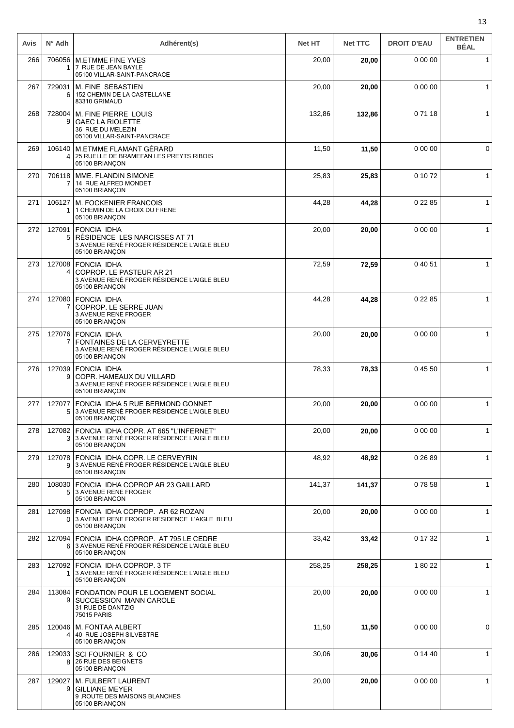| Avis | N° Adh | Adhérent(s) | Net HT | Net TTC | DROIT D'EAU | ENTRETIEN BÉAL |
|---|---|---|---|---|---|---|
| 266 | 7060561 | M.ETMME FINE YVES<br>7 RUE DE JEAN BAYLE<br>05100 VILLAR-SAINT-PANCRACE | 20,00 | **20,00** | 0 00 00 | 1 |
| 267 | 7290316 | M. FINE SEBASTIEN<br>152 CHEMIN DE LA CASTELLANE<br>83310 GRIMAUD | 20,00 | **20,00** | 0 00 00 | 1 |
| 268 | 7280049 | M. FINE PIERRE LOUIS<br>GAEC LA RIOLETTE<br>36 RUE DU MELEZIN<br>05100 VILLAR-SAINT-PANCRACE | 132,86 | **132,86** | 0 71 18 | 1 |
| 269 | 1061404 | M.ETMME FLAMANT GÉRARD<br>25 RUELLE DE BRAMEFAN LES PREYTS RIBOIS<br>05100 BRIANÇON | 11,50 | **11,50** | 0 00 00 | 0 |
| 270 | 7061187 | MME. FLANDIN SIMONE<br>14 RUE ALFRED MONDET<br>05100 BRIANÇON | 25,83 | **25,83** | 0 10 72 | 1 |
| 271 | 1061271 | M. FOCKENIER FRANCOIS<br>1 CHEMIN DE LA CROIX DU FRENE<br>05100 BRIANÇON | 44,28 | **44,28** | 0 22 85 | 1 |
| 272 | 1270915 | FONCIA IDHA<br>RÉSIDENCE LES NARCISSES AT 71<br>3 AVENUE RENÉ FROGER RÉSIDENCE L'AIGLE BLEU<br>05100 BRIANÇON | 20,00 | **20,00** | 0 00 00 | 1 |
| 273 | 1270084 | FONCIA IDHA<br>COPROP. LE PASTEUR AR 21<br>3 AVENUE RENÉ FROGER RÉSIDENCE L'AIGLE BLEU<br>05100 BRIANÇON | 72,59 | **72,59** | 0 40 51 | 1 |
| 274 | 1270807 | FONCIA IDHA<br>COPROP. LE SERRE JUAN<br>3 AVENUE RENE FROGER<br>05100 BRIANÇON | 44,28 | **44,28** | 0 22 85 | 1 |
| 275 | 1270767 | FONCIA IDHA<br>FONTAINES DE LA CERVEYRETTE<br>3 AVENUE RENÉ FROGER RÉSIDENCE L'AIGLE BLEU<br>05100 BRIANÇON | 20,00 | **20,00** | 0 00 00 | 1 |
| 276 | 1270399 | FONCIA IDHA<br>COPR. HAMEAUX DU VILLARD<br>3 AVENUE RENÉ FROGER RÉSIDENCE L'AIGLE BLEU<br>05100 BRIANÇON | 78,33 | **78,33** | 0 45 50 | 1 |
| 277 | 1270775 | FONCIA IDHA 5 RUE BERMOND GONNET<br>3 AVENUE RENÉ FROGER RÉSIDENCE L'AIGLE BLEU<br>05100 BRIANÇON | 20,00 | **20,00** | 0 00 00 | 1 |
| 278 | 1270823 | FONCIA IDHA COPR. AT 665 "L'INFERNET"<br>3 AVENUE RENÉ FROGER RÉSIDENCE L'AIGLE BLEU<br>05100 BRIANÇON | 20,00 | **20,00** | 0 00 00 | 1 |
| 279 | 1270789 | FONCIA IDHA COPR. LE CERVEYRIN<br>3 AVENUE RENÉ FROGER RÉSIDENCE L'AIGLE BLEU<br>05100 BRIANÇON | 48,92 | **48,92** | 0 26 89 | 1 |
| 280 | 1080305 | FONCIA IDHA COPROP AR 23 GAILLARD<br>3 AVENUE RENE FROGER<br>05100 BRIANCON | 141,37 | **141,37** | 0 78 58 | 1 |
| 281 | 1270980 | FONCIA IDHA COPROP. AR 62 ROZAN<br>3 AVENUE RENE FROGER RESIDENCE L'AIGLE BLEU<br>05100 BRIANÇON | 20,00 | **20,00** | 0 00 00 | 1 |
| 282 | 1270946 | FONCIA IDHA COPROP. AT 795 LE CEDRE<br>3 AVENUE RENÉ FROGER RÉSIDENCE L'AIGLE BLEU<br>05100 BRIANÇON | 33,42 | **33,42** | 0 17 32 | 1 |
| 283 | 1270921 | FONCIA IDHA COPROP. 3 TF<br>3 AVENUE RENÉ FROGER RÉSIDENCE L'AIGLE BLEU<br>05100 BRIANÇON | 258,25 | **258,25** | 1 80 22 | 1 |
| 284 | 1130849 | FONDATION POUR LE LOGEMENT SOCIAL<br>SUCCESSION MANN CAROLE<br>31 RUE DE DANTZIG<br>75015 PARIS | 20,00 | **20,00** | 0 00 00 | 1 |
| 285 | 1200464 | M. FONTAA ALBERT<br>40 RUE JOSEPH SILVESTRE<br>05100 BRIANÇON | 11,50 | **11,50** | 0 00 00 | 0 |
| 286 | 1290338 | SCI FOURNIER & CO<br>26 RUE DES BEIGNETS<br>05100 BRIANÇON | 30,06 | **30,06** | 0 14 40 | 1 |
| 287 | 1290279 | M. FULBERT LAURENT<br>GILLIANE MEYER<br>9 ,ROUTE DES MAISONS BLANCHES<br>05100 BRIANÇON | 20,00 | **20,00** | 0 00 00 | 1 |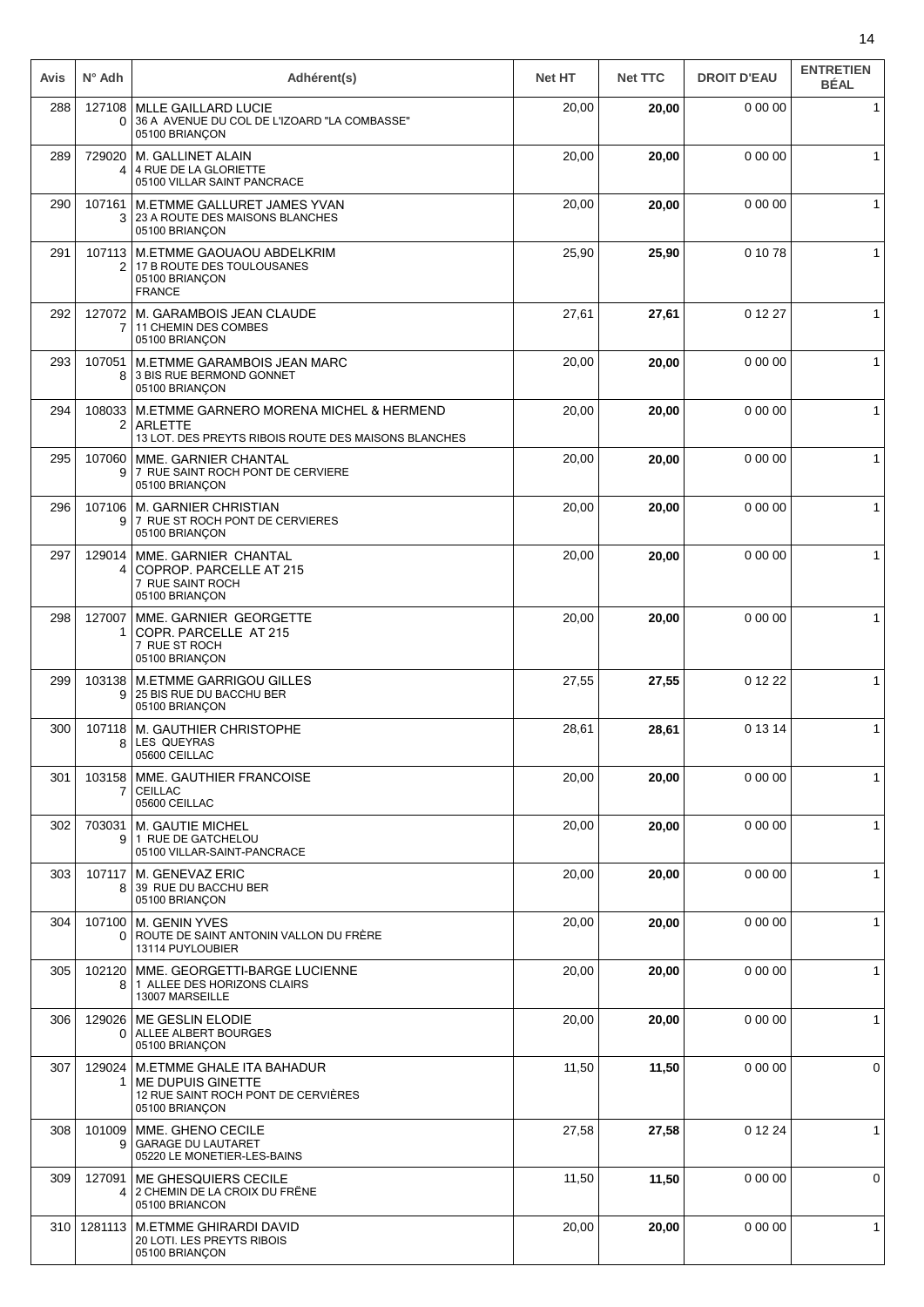| Avis | N° Adh | Adhérent(s) | Net HT | Net TTC | DROIT D'EAU | ENTRETIEN BÉAL |
| --- | --- | --- | --- | --- | --- | --- |
| 288 | 1271080 | MLLE GAILLARD LUCIE<br>36 A AVENUE DU COL DE L'IZOARD "LA COMBASSE"<br>05100 BRIANÇON | 20,00 | **20,00** | 0 00 00 | 1 |
| 289 | 7290204 | M. GALLINET ALAIN<br>4 RUE DE LA GLORIETTE<br>05100 VILLAR SAINT PANCRACE | 20,00 | **20,00** | 0 00 00 | 1 |
| 290 | 1071613 | M.ETMME GALLURET JAMES YVAN<br>23 A ROUTE DES MAISONS BLANCHES<br>05100 BRIANÇON | 20,00 | **20,00** | 0 00 00 | 1 |
| 291 | 1071132 | M.ETMME GAOUAOU ABDELKRIM<br>17 B ROUTE DES TOULOUSANES<br>05100 BRIANÇON<br>FRANCE | 25,90 | **25,90** | 0 10 78 | 1 |
| 292 | 1270727 | M. GARAMBOIS JEAN CLAUDE<br>11 CHEMIN DES COMBES<br>05100 BRIANÇON | 27,61 | **27,61** | 0 12 27 | 1 |
| 293 | 1070518 | M.ETMME GARAMBOIS JEAN MARC<br>3 BIS RUE BERMOND GONNET<br>05100 BRIANÇON | 20,00 | **20,00** | 0 00 00 | 1 |
| 294 | 1080332 | M.ETMME GARNERO MORENA MICHEL & HERMEND ARLETTE<br>13 LOT. DES PREYTS RIBOIS ROUTE DES MAISONS BLANCHES | 20,00 | **20,00** | 0 00 00 | 1 |
| 295 | 1070609 | MME. GARNIER CHANTAL<br>7 RUE SAINT ROCH PONT DE CERVIERE<br>05100 BRIANÇON | 20,00 | **20,00** | 0 00 00 | 1 |
| 296 | 1071069 | M. GARNIER CHRISTIAN<br>7 RUE ST ROCH PONT DE CERVIERES<br>05100 BRIANÇON | 20,00 | **20,00** | 0 00 00 | 1 |
| 297 | 1290144 | MME. GARNIER CHANTAL<br>COPROP. PARCELLE AT 215<br>7 RUE SAINT ROCH<br>05100 BRIANÇON | 20,00 | **20,00** | 0 00 00 | 1 |
| 298 | 1270071 | MME. GARNIER GEORGETTE<br>COPR. PARCELLE AT 215<br>7 RUE ST ROCH<br>05100 BRIANÇON | 20,00 | **20,00** | 0 00 00 | 1 |
| 299 | 1031389 | M.ETMME GARRIGOU GILLES<br>25 BIS RUE DU BACCHU BER<br>05100 BRIANÇON | 27,55 | **27,55** | 0 12 22 | 1 |
| 300 | 1071188 | M. GAUTHIER CHRISTOPHE<br>LES QUEYRAS<br>05600 CEILLAC | 28,61 | **28,61** | 0 13 14 | 1 |
| 301 | 1031587 | MME. GAUTHIER FRANCOISE<br>CEILLAC<br>05600 CEILLAC | 20,00 | **20,00** | 0 00 00 | 1 |
| 302 | 7030319 | M. GAUTIE MICHEL<br>1 RUE DE GATCHELOU<br>05100 VILLAR-SAINT-PANCRACE | 20,00 | **20,00** | 0 00 00 | 1 |
| 303 | 1071178 | M. GENEVAZ ERIC<br>39 RUE DU BACCHU BER<br>05100 BRIANÇON | 20,00 | **20,00** | 0 00 00 | 1 |
| 304 | 1071000 | M. GENIN YVES<br>ROUTE DE SAINT ANTONIN VALLON DU FRÈRE<br>13114 PUYLOUBIER | 20,00 | **20,00** | 0 00 00 | 1 |
| 305 | 1021208 | MME. GEORGETTI-BARGE LUCIENNE<br>1 ALLEE DES HORIZONS CLAIRS<br>13007 MARSEILLE | 20,00 | **20,00** | 0 00 00 | 1 |
| 306 | 1290260 | ME GESLIN ELODIE<br>ALLEE ALBERT BOURGES<br>05100 BRIANÇON | 20,00 | **20,00** | 0 00 00 | 1 |
| 307 | 1290241 | M.ETMME GHALE ITA BAHADUR<br>ME DUPUIS GINETTE<br>12 RUE SAINT ROCH PONT DE CERVIÈRES<br>05100 BRIANÇON | 11,50 | **11,50** | 0 00 00 | 0 |
| 308 | 1010099 | MME. GHENO CECILE<br>GARAGE DU LAUTARET<br>05220 LE MONETIER-LES-BAINS | 27,58 | **27,58** | 0 12 24 | 1 |
| 309 | 1270914 | ME GHESQUIERS CECILE<br>2 CHEMIN DE LA CROIX DU FRÊNE<br>05100 BRIANCON | 11,50 | **11,50** | 0 00 00 | 0 |
| 310 | 1281113 | M.ETMME GHIRARDI DAVID<br>20 LOTI. LES PREYTS RIBOIS<br>05100 BRIANÇON | 20,00 | **20,00** | 0 00 00 | 1 |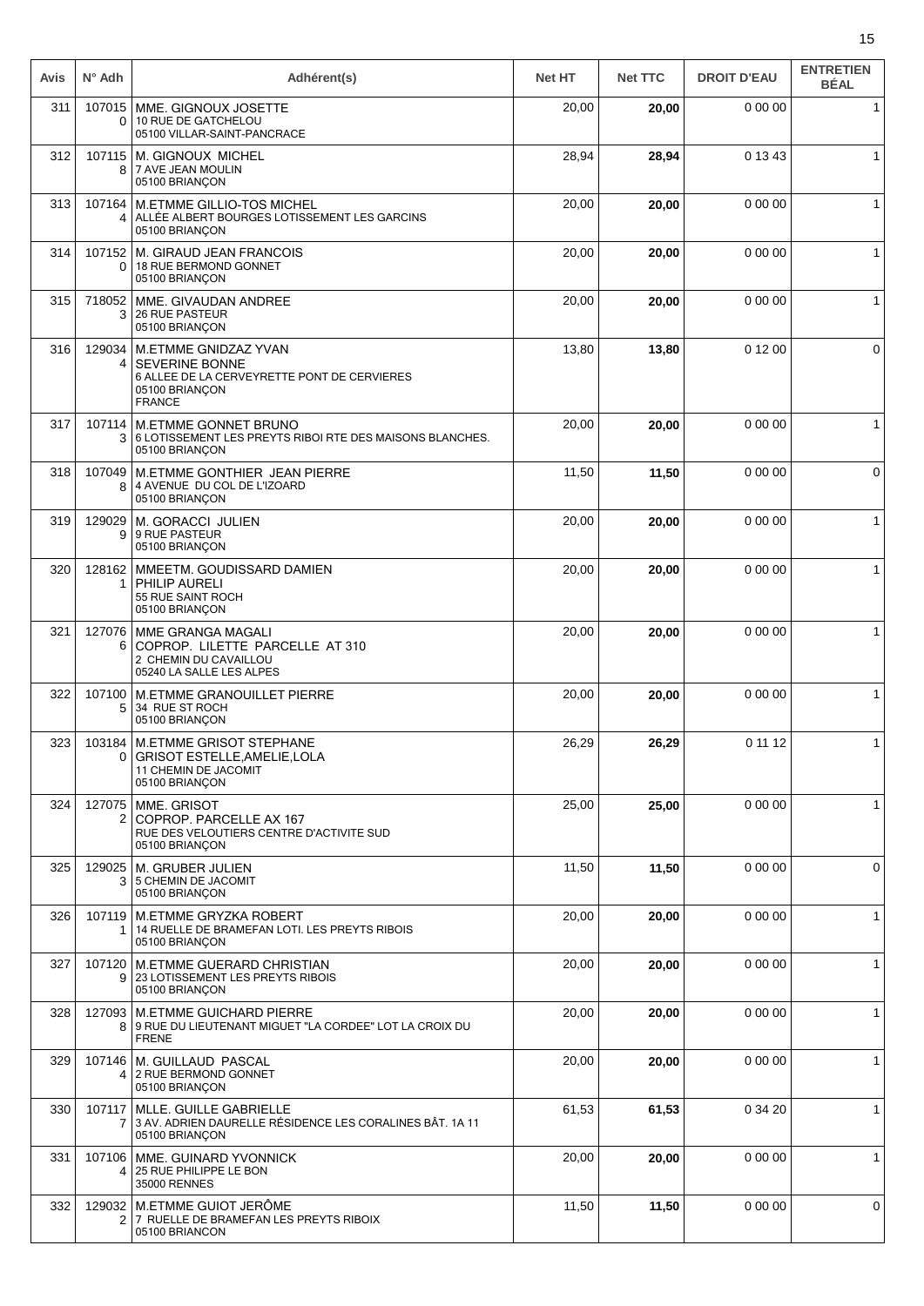| Avis | N° Adh | Adhérent(s) | Net HT | Net TTC | DROIT D'EAU | ENTRETIEN BÉAL |
|---|---|---|---|---|---|---|
| 311 | 1070150 | MME. GIGNOUX JOSETTE<br>10 RUE DE GATCHELOU<br>05100 VILLAR-SAINT-PANCRACE | 20,00 | **20,00** | 0 00 00 | 1 |
| 312 | 1071158 | M. GIGNOUX MICHEL<br>7 AVE JEAN MOULIN<br>05100 BRIANÇON | 28,94 | **28,94** | 0 13 43 | 1 |
| 313 | 1071644 | M.ETMME GILLIO-TOS MICHEL<br>ALLÉE ALBERT BOURGES LOTISSEMENT LES GARCINS<br>05100 BRIANÇON | 20,00 | **20,00** | 0 00 00 | 1 |
| 314 | 1071520 | M. GIRAUD JEAN FRANCOIS<br>18 RUE BERMOND GONNET<br>05100 BRIANÇON | 20,00 | **20,00** | 0 00 00 | 1 |
| 315 | 7180523 | MME. GIVAUDAN ANDREE<br>26 RUE PASTEUR<br>05100 BRIANÇON | 20,00 | **20,00** | 0 00 00 | 1 |
| 316 | 1290344 | M.ETMME GNIDZAZ YVAN<br>SEVERINE BONNE<br>6 ALLEE DE LA CERVEYRETTE PONT DE CERVIERES<br>05100 BRIANÇON<br>FRANCE | 13,80 | **13,80** | 0 12 00 | 0 |
| 317 | 1071143 | M.ETMME GONNET BRUNO<br>6 LOTISSEMENT LES PREYTS RIBOI RTE DES MAISONS BLANCHES.<br>05100 BRIANÇON | 20,00 | **20,00** | 0 00 00 | 1 |
| 318 | 1070498 | M.ETMME GONTHIER JEAN PIERRE<br>4 AVENUE DU COL DE L'IZOARD<br>05100 BRIANÇON | 11,50 | **11,50** | 0 00 00 | 0 |
| 319 | 1290299 | M. GORACCI JULIEN<br>9 RUE PASTEUR<br>05100 BRIANÇON | 20,00 | **20,00** | 0 00 00 | 1 |
| 320 | 1281621 | MMEETM. GOUDISSARD DAMIEN<br>PHILIP AURELI<br>55 RUE SAINT ROCH<br>05100 BRIANÇON | 20,00 | **20,00** | 0 00 00 | 1 |
| 321 | 1270766 | MME GRANGA MAGALI<br>COPROP. LILETTE PARCELLE AT 310<br>2 CHEMIN DU CAVAILLOU<br>05240 LA SALLE LES ALPES | 20,00 | **20,00** | 0 00 00 | 1 |
| 322 | 1071005 | M.ETMME GRANOUILLET PIERRE<br>34 RUE ST ROCH<br>05100 BRIANÇON | 20,00 | **20,00** | 0 00 00 | 1 |
| 323 | 1031840 | M.ETMME GRISOT STEPHANE<br>GRISOT ESTELLE,AMELIE,LOLA<br>11 CHEMIN DE JACOMIT<br>05100 BRIANÇON | 26,29 | **26,29** | 0 11 12 | 1 |
| 324 | 1270752 | MME. GRISOT<br>COPROP. PARCELLE AX 167<br>RUE DES VELOUTIERS CENTRE D'ACTIVITE SUD<br>05100 BRIANÇON | 25,00 | **25,00** | 0 00 00 | 1 |
| 325 | 1290253 | M. GRUBER JULIEN<br>5 CHEMIN DE JACOMIT<br>05100 BRIANÇON | 11,50 | **11,50** | 0 00 00 | 0 |
| 326 | 1071191 | M.ETMME GRYZKA ROBERT<br>14 RUELLE DE BRAMEFAN LOTI. LES PREYTS RIBOIS<br>05100 BRIANÇON | 20,00 | **20,00** | 0 00 00 | 1 |
| 327 | 1071209 | M.ETMME GUERARD CHRISTIAN<br>23 LOTISSEMENT LES PREYTS RIBOIS<br>05100 BRIANÇON | 20,00 | **20,00** | 0 00 00 | 1 |
| 328 | 1270938 | M.ETMME GUICHARD PIERRE<br>9 RUE DU LIEUTENANT MIGUET "LA CORDEE" LOT LA CROIX DU FRENE | 20,00 | **20,00** | 0 00 00 | 1 |
| 329 | 1071464 | M. GUILLAUD PASCAL<br>2 RUE BERMOND GONNET<br>05100 BRIANÇON | 20,00 | **20,00** | 0 00 00 | 1 |
| 330 | 1071177 | MLLE. GUILLE GABRIELLE<br>3 AV. ADRIEN DAURELLE RÉSIDENCE LES CORALINES BÂT. 1A 11<br>05100 BRIANÇON | 61,53 | **61,53** | 0 34 20 | 1 |
| 331 | 1071064 | MME. GUINARD YVONNICK<br>25 RUE PHILIPPE LE BON<br>35000 RENNES | 20,00 | **20,00** | 0 00 00 | 1 |
| 332 | 1290322 | M.ETMME GUIOT JERÔME<br>7 RUELLE DE BRAMEFAN LES PREYTS RIBOIX<br>05100 BRIANCON | 11,50 | **11,50** | 0 00 00 | 0 |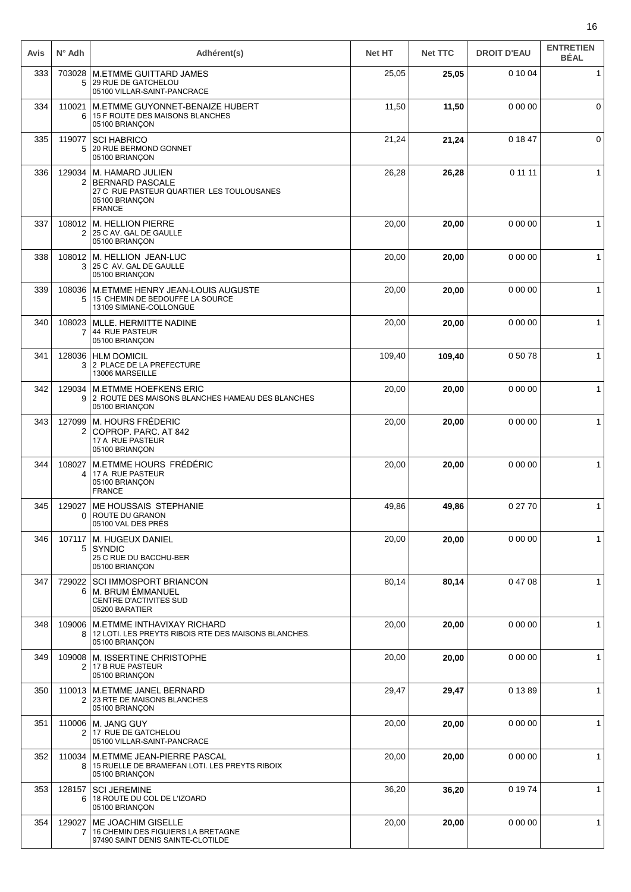| Avis | N° Adh | Adhérent(s) | Net HT | Net TTC | DROIT D'EAU | ENTRETIEN BÉAL |
|---|---|---|---|---|---|---|
| 333 | 7030285 | M.ETMME GUITTARD JAMES<br>29 RUE DE GATCHELOU<br>05100 VILLAR-SAINT-PANCRACE | 25,05 | **25,05** | 0 10 04 | 1 |
| 334 | 1100216 | M.ETMME GUYONNET-BENAIZE HUBERT<br>15 F ROUTE DES MAISONS BLANCHES<br>05100 BRIANÇON | 11,50 | **11,50** | 0 00 00 | 0 |
| 335 | 1190775 | SCI HABRICO<br>20 RUE BERMOND GONNET<br>05100 BRIANÇON | 21,24 | **21,24** | 0 18 47 | 0 |
| 336 | 1290342 | M. HAMARD JULIEN<br>BERNARD PASCALE<br>27 C RUE PASTEUR QUARTIER LES TOULOUSANES<br>05100 BRIANÇON<br>FRANCE | 26,28 | **26,28** | 0 11 11 | 1 |
| 337 | 1080122 | M. HELLION PIERRE<br>25 C AV. GAL DE GAULLE<br>05100 BRIANÇON | 20,00 | **20,00** | 0 00 00 | 1 |
| 338 | 1080123 | M. HELLION JEAN-LUC<br>25 C AV. GAL DE GAULLE<br>05100 BRIANÇON | 20,00 | **20,00** | 0 00 00 | 1 |
| 339 | 1080365 | M.ETMME HENRY JEAN-LOUIS AUGUSTE<br>15 CHEMIN DE BEDOUFFE LA SOURCE<br>13109 SIMIANE-COLLONGUE | 20,00 | **20,00** | 0 00 00 | 1 |
| 340 | 1080237 | MLLE. HERMITTE NADINE<br>44 RUE PASTEUR<br>05100 BRIANÇON | 20,00 | **20,00** | 0 00 00 | 1 |
| 341 | 1280363 | HLM DOMICIL<br>2 PLACE DE LA PREFECTURE<br>13006 MARSEILLE | 109,40 | **109,40** | 0 50 78 | 1 |
| 342 | 1290349 | M.ETMME HOEFKENS ERIC<br>2 ROUTE DES MAISONS BLANCHES HAMEAU DES BLANCHES<br>05100 BRIANÇON | 20,00 | **20,00** | 0 00 00 | 1 |
| 343 | 1270992 | M. HOURS FRÉDERIC<br>COPROP. PARC. AT 842<br>17 A RUE PASTEUR<br>05100 BRIANÇON | 20,00 | **20,00** | 0 00 00 | 1 |
| 344 | 1080274 | M.ETMME HOURS FRÉDÉRIC<br>17 A RUE PASTEUR<br>05100 BRIANÇON<br>FRANCE | 20,00 | **20,00** | 0 00 00 | 1 |
| 345 | 1290270 | ME HOUSSAIS STEPHANIE<br>ROUTE DU GRANON<br>05100 VAL DES PRÉS | 49,86 | **49,86** | 0 27 70 | 1 |
| 346 | 1071175 | M. HUGEUX DANIEL<br>SYNDIC<br>25 C RUE DU BACCHU-BER<br>05100 BRIANÇON | 20,00 | **20,00** | 0 00 00 | 1 |
| 347 | 7290226 | SCI IMMOSPORT BRIANCON<br>M. BRUM ÉMMANUEL<br>CENTRE D'ACTIVITES SUD<br>05200 BARATIER | 80,14 | **80,14** | 0 47 08 | 1 |
| 348 | 1090068 | M.ETMME INTHAVIXAY RICHARD<br>12 LOTI. LES PREYTS RIBOIS RTE DES MAISONS BLANCHES.<br>05100 BRIANÇON | 20,00 | **20,00** | 0 00 00 | 1 |
| 349 | 1090082 | M. ISSERTINE CHRISTOPHE<br>17 B RUE PASTEUR<br>05100 BRIANÇON | 20,00 | **20,00** | 0 00 00 | 1 |
| 350 | 1100132 | M.ETMME JANEL BERNARD<br>23 RTE DE MAISONS BLANCHES<br>05100 BRIANÇON | 29,47 | **29,47** | 0 13 89 | 1 |
| 351 | 1100062 | M. JANG GUY<br>17 RUE DE GATCHELOU<br>05100 VILLAR-SAINT-PANCRACE | 20,00 | **20,00** | 0 00 00 | 1 |
| 352 | 1100348 | M.ETMME JEAN-PIERRE PASCAL<br>15 RUELLE DE BRAMEFAN LOTI. LES PREYTS RIBOIX<br>05100 BRIANÇON | 20,00 | **20,00** | 0 00 00 | 1 |
| 353 | 1281576 | SCI JEREMINE<br>18 ROUTE DU COL DE L'IZOARD<br>05100 BRIANÇON | 36,20 | **36,20** | 0 19 74 | 1 |
| 354 | 1290277 | ME JOACHIM GISELLE<br>16 CHEMIN DES FIGUIERS LA BRETAGNE<br>97490 SAINT DENIS SAINTE-CLOTILDE | 20,00 | **20,00** | 0 00 00 | 1 |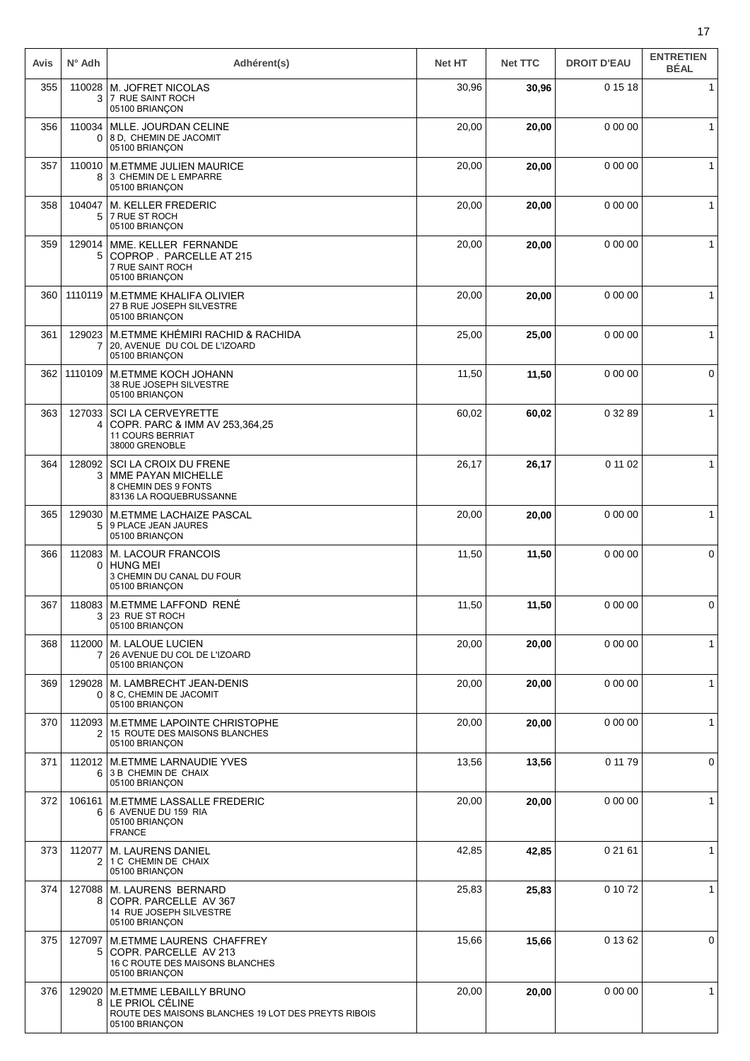| Avis | N° Adh | Adhérent(s) | Net HT | Net TTC | DROIT D'EAU | ENTRETIEN BÉAL |
|---|---|---|---|---|---|---|
| 355 | 1100283 | M. JOFRET NICOLAS<br>7 RUE SAINT ROCH<br>05100 BRIANÇON | 30,96 | **30,96** | 0 15 18 | 1 |
| 356 | 1100340 | MLLE. JOURDAN CELINE<br>8 D, CHEMIN DE JACOMIT<br>05100 BRIANÇON | 20,00 | **20,00** | 0 00 00 | 1 |
| 357 | 1100108 | M.ETMME JULIEN MAURICE<br>3 CHEMIN DE L EMPARRE<br>05100 BRIANÇON | 20,00 | **20,00** | 0 00 00 | 1 |
| 358 | 1040475 | M. KELLER FREDERIC<br>7 RUE ST ROCH<br>05100 BRIANÇON | 20,00 | **20,00** | 0 00 00 | 1 |
| 359 | 1290145 | MME. KELLER FERNANDE<br>COPROP . PARCELLE AT 215<br>7 RUE SAINT ROCH<br>05100 BRIANÇON | 20,00 | **20,00** | 0 00 00 | 1 |
| 360 | 1110119 | M.ETMME KHALIFA OLIVIER<br>27 B RUE JOSEPH SILVESTRE<br>05100 BRIANÇON | 20,00 | **20,00** | 0 00 00 | 1 |
| 361 | 1290237 | M.ETMME KHÉMIRI RACHID & RACHIDA<br>20, AVENUE DU COL DE L'IZOARD<br>05100 BRIANÇON | 25,00 | **25,00** | 0 00 00 | 1 |
| 362 | 1110109 | M.ETMME KOCH JOHANN<br>38 RUE JOSEPH SILVESTRE<br>05100 BRIANÇON | 11,50 | **11,50** | 0 00 00 | 0 |
| 363 | 1270334 | SCI LA CERVEYRETTE<br>COPR. PARC & IMM AV 253,364,25<br>11 COURS BERRIAT<br>38000 GRENOBLE | 60,02 | **60,02** | 0 32 89 | 1 |
| 364 | 1280923 | SCI LA CROIX DU FRENE<br>MME PAYAN MICHELLE<br>8 CHEMIN DES 9 FONTS<br>83136 LA ROQUEBRUSSANNE | 26,17 | **26,17** | 0 11 02 | 1 |
| 365 | 1290305 | M.ETMME LACHAIZE PASCAL<br>9 PLACE JEAN JAURES<br>05100 BRIANÇON | 20,00 | **20,00** | 0 00 00 | 1 |
| 366 | 1120830 | M. LACOUR FRANCOIS<br>HUNG MEI<br>3 CHEMIN DU CANAL DU FOUR<br>05100 BRIANÇON | 11,50 | **11,50** | 0 00 00 | 0 |
| 367 | 1180833 | M.ETMME LAFFOND RENÉ<br>23 RUE ST ROCH<br>05100 BRIANÇON | 11,50 | **11,50** | 0 00 00 | 0 |
| 368 | 1120007 | M. LALOUE LUCIEN<br>26 AVENUE DU COL DE L'IZOARD<br>05100 BRIANÇON | 20,00 | **20,00** | 0 00 00 | 1 |
| 369 | 1290280 | M. LAMBRECHT JEAN-DENIS<br>8 C, CHEMIN DE JACOMIT<br>05100 BRIANÇON | 20,00 | **20,00** | 0 00 00 | 1 |
| 370 | 1120932 | M.ETMME LAPOINTE CHRISTOPHE<br>15 ROUTE DES MAISONS BLANCHES<br>05100 BRIANÇON | 20,00 | **20,00** | 0 00 00 | 1 |
| 371 | 1120126 | M.ETMME LARNAUDIE YVES<br>3 B CHEMIN DE CHAIX<br>05100 BRIANÇON | 13,56 | **13,56** | 0 11 79 | 0 |
| 372 | 1061616 | M.ETMME LASSALLE FREDERIC<br>6 AVENUE DU 159 RIA<br>05100 BRIANÇON<br>FRANCE | 20,00 | **20,00** | 0 00 00 | 1 |
| 373 | 1120772 | M. LAURENS DANIEL<br>1 C CHEMIN DE CHAIX<br>05100 BRIANÇON | 42,85 | **42,85** | 0 21 61 | 1 |
| 374 | 1270888 | M. LAURENS BERNARD<br>COPR. PARCELLE AV 367<br>14 RUE JOSEPH SILVESTRE<br>05100 BRIANÇON | 25,83 | **25,83** | 0 10 72 | 1 |
| 375 | 1270975 | M.ETMME LAURENS CHAFFREY<br>COPR. PARCELLE AV 213<br>16 C ROUTE DES MAISONS BLANCHES<br>05100 BRIANÇON | 15,66 | **15,66** | 0 13 62 | 0 |
| 376 | 1290208 | M.ETMME LEBAILLY BRUNO<br>LE PRIOL CÉLINE<br>ROUTE DES MAISONS BLANCHES 19 LOT DES PREYTS RIBOIS<br>05100 BRIANÇON | 20,00 | **20,00** | 0 00 00 | 1 |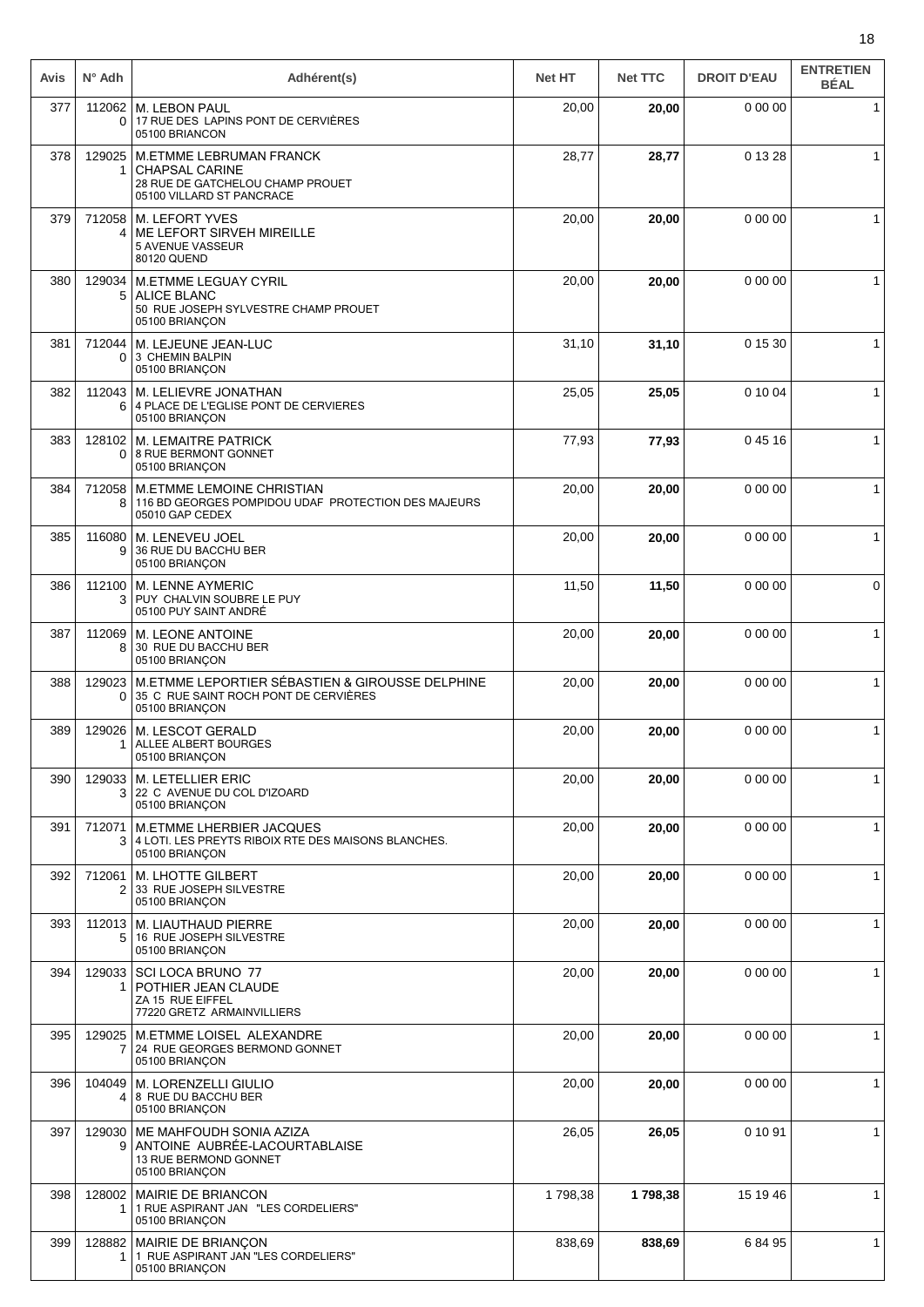| Avis | N° Adh | Adhérent(s) | Net HT | Net TTC | DROIT D'EAU | ENTRETIEN BÉAL |
|---|---|---|---|---|---|---|
| 377 | 1120620 | M. LEBON PAUL<br>17 RUE DES LAPINS PONT DE CERVIÈRES<br>05100 BRIANCON | 20,00 | **20,00** | 0 00 00 | 1 |
| 378 | 1290251 | M.ETMME LEBRUMAN FRANCK<br>CHAPSAL CARINE<br>28 RUE DE GATCHELOU CHAMP PROUET<br>05100 VILLARD ST PANCRACE | 28,77 | **28,77** | 0 13 28 | 1 |
| 379 | 7120584 | M. LEFORT YVES<br>ME LEFORT SIRVEH MIREILLE<br>5 AVENUE VASSEUR<br>80120 QUEND | 20,00 | **20,00** | 0 00 00 | 1 |
| 380 | 1290345 | M.ETMME LEGUAY CYRIL<br>ALICE BLANC<br>50 RUE JOSEPH SYLVESTRE CHAMP PROUET<br>05100 BRIANÇON | 20,00 | **20,00** | 0 00 00 | 1 |
| 381 | 7120440 | M. LEJEUNE JEAN-LUC<br>3 CHEMIN BALPIN<br>05100 BRIANÇON | 31,10 | **31,10** | 0 15 30 | 1 |
| 382 | 1120436 | M. LELIEVRE JONATHAN<br>4 PLACE DE L'EGLISE PONT DE CERVIERES<br>05100 BRIANÇON | 25,05 | **25,05** | 0 10 04 | 1 |
| 383 | 1281020 | M. LEMAITRE PATRICK<br>8 RUE BERMONT GONNET<br>05100 BRIANÇON | 77,93 | **77,93** | 0 45 16 | 1 |
| 384 | 7120588 | M.ETMME LEMOINE CHRISTIAN<br>116 BD GEORGES POMPIDOU UDAF PROTECTION DES MAJEURS<br>05010 GAP CEDEX | 20,00 | **20,00** | 0 00 00 | 1 |
| 385 | 1160809 | M. LENEVEU JOEL<br>36 RUE DU BACCHU BER<br>05100 BRIANÇON | 20,00 | **20,00** | 0 00 00 | 1 |
| 386 | 1121003 | M. LENNE AYMERIC<br>PUY CHALVIN SOUBRE LE PUY<br>05100 PUY SAINT ANDRÉ | 11,50 | **11,50** | 0 00 00 | 0 |
| 387 | 1120698 | M. LEONE ANTOINE<br>30 RUE DU BACCHU BER<br>05100 BRIANÇON | 20,00 | **20,00** | 0 00 00 | 1 |
| 388 | 1290230 | M.ETMME LEPORTIER SÉBASTIEN & GIROUSSE DELPHINE<br>35 C RUE SAINT ROCH PONT DE CERVIÈRES<br>05100 BRIANÇON | 20,00 | **20,00** | 0 00 00 | 1 |
| 389 | 1290261 | M. LESCOT GERALD<br>ALLEE ALBERT BOURGES<br>05100 BRIANÇON | 20,00 | **20,00** | 0 00 00 | 1 |
| 390 | 1290333 | M. LETELLIER ERIC<br>22 C AVENUE DU COL D'IZOARD<br>05100 BRIANÇON | 20,00 | **20,00** | 0 00 00 | 1 |
| 391 | 7120713 | M.ETMME LHERBIER JACQUES<br>4 LOTI. LES PREYTS RIBOIX RTE DES MAISONS BLANCHES.<br>05100 BRIANÇON | 20,00 | **20,00** | 0 00 00 | 1 |
| 392 | 7120612 | M. LHOTTE GILBERT<br>33 RUE JOSEPH SILVESTRE<br>05100 BRIANÇON | 20,00 | **20,00** | 0 00 00 | 1 |
| 393 | 1120135 | M. LIAUTHAUD PIERRE<br>16 RUE JOSEPH SILVESTRE<br>05100 BRIANÇON | 20,00 | **20,00** | 0 00 00 | 1 |
| 394 | 1290331 | SCI LOCA BRUNO 77<br>POTHIER JEAN CLAUDE<br>ZA 15 RUE EIFFEL<br>77220 GRETZ ARMAINVILLIERS | 20,00 | **20,00** | 0 00 00 | 1 |
| 395 | 1290257 | M.ETMME LOISEL ALEXANDRE<br>24 RUE GEORGES BERMOND GONNET<br>05100 BRIANÇON | 20,00 | **20,00** | 0 00 00 | 1 |
| 396 | 1040494 | M. LORENZELLI GIULIO<br>8 RUE DU BACCHU BER<br>05100 BRIANÇON | 20,00 | **20,00** | 0 00 00 | 1 |
| 397 | 1290309 | ME MAHFOUDH SONIA AZIZA<br>ANTOINE AUBRÉE-LACOURTABLAISE<br>13 RUE BERMOND GONNET<br>05100 BRIANÇON | 26,05 | **26,05** | 0 10 91 | 1 |
| 398 | 1280021 | MAIRIE DE BRIANCON<br>1 RUE ASPIRANT JAN "LES CORDELIERS"<br>05100 BRIANÇON | 1 798,38 | **1 798,38** | 15 19 46 | 1 |
| 399 | 1288821 | MAIRIE DE BRIANÇON<br>1 RUE ASPIRANT JAN "LES CORDELIERS"<br>05100 BRIANÇON | 838,69 | **838,69** | 6 84 95 | 1 |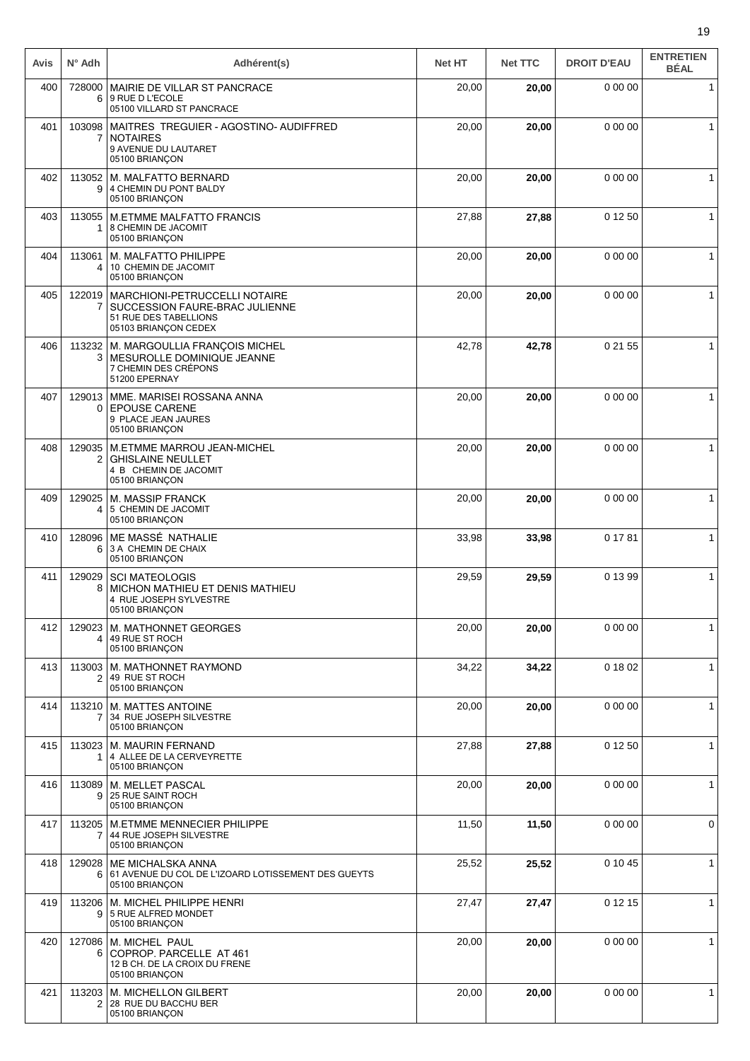| Avis | N° Adh | Adhérent(s) | Net HT | Net TTC | DROIT D'EAU | ENTRETIEN BÉAL |
|---|---|---|---|---|---|---|
| 400 | 7280006 | MAIRIE DE VILLAR ST PANCRACE<br>9 RUE D L'ECOLE<br>05100 VILLARD ST PANCRACE | 20,00 | **20,00** | 0 00 00 | 1 |
| 401 | 1030987 | MAITRES TREGUIER - AGOSTINO- AUDIFFRED NOTAIRES<br>9 AVENUE DU LAUTARET<br>05100 BRIANÇON | 20,00 | **20,00** | 0 00 00 | 1 |
| 402 | 1130529 | M. MALFATTO BERNARD<br>4 CHEMIN DU PONT BALDY<br>05100 BRIANÇON | 20,00 | **20,00** | 0 00 00 | 1 |
| 403 | 1130551 | M.ETMME MALFATTO FRANCIS<br>8 CHEMIN DE JACOMIT<br>05100 BRIANÇON | 27,88 | **27,88** | 0 12 50 | 1 |
| 404 | 1130614 | M. MALFATTO PHILIPPE<br>10 CHEMIN DE JACOMIT<br>05100 BRIANÇON | 20,00 | **20,00** | 0 00 00 | 1 |
| 405 | 1220197 | MARCHIONI-PETRUCCELLI NOTAIRE<br>SUCCESSION FAURE-BRAC JULIENNE<br>51 RUE DES TABELLIONS<br>05103 BRIANÇON CEDEX | 20,00 | **20,00** | 0 00 00 | 1 |
| 406 | 1132323 | M. MARGOULLIA FRANÇOIS MICHEL<br>MESUROLLE DOMINIQUE JEANNE<br>7 CHEMIN DES CRÉPONS<br>51200 EPERNAY | 42,78 | **42,78** | 0 21 55 | 1 |
| 407 | 1290130 | MME. MARISEI ROSSANA ANNA<br>EPOUSE CARENE<br>9 PLACE JEAN JAURES<br>05100 BRIANÇON | 20,00 | **20,00** | 0 00 00 | 1 |
| 408 | 1290352 | M.ETMME MARROU JEAN-MICHEL<br>GHISLAINE NEULLET<br>4 B CHEMIN DE JACOMIT<br>05100 BRIANÇON | 20,00 | **20,00** | 0 00 00 | 1 |
| 409 | 1290254 | M. MASSIP FRANCK<br>5 CHEMIN DE JACOMIT<br>05100 BRIANÇON | 20,00 | **20,00** | 0 00 00 | 1 |
| 410 | 1280966 | ME MASSÉ NATHALIE<br>3 A CHEMIN DE CHAIX<br>05100 BRIANÇON | 33,98 | **33,98** | 0 17 81 | 1 |
| 411 | 1290298 | SCI MATEOLOGIS<br>MICHON MATHIEU ET DENIS MATHIEU<br>4 RUE JOSEPH SYLVESTRE<br>05100 BRIANÇON | 29,59 | **29,59** | 0 13 99 | 1 |
| 412 | 1290234 | M. MATHONNET GEORGES<br>49 RUE ST ROCH<br>05100 BRIANÇON | 20,00 | **20,00** | 0 00 00 | 1 |
| 413 | 1130032 | M. MATHONNET RAYMOND<br>49 RUE ST ROCH<br>05100 BRIANÇON | 34,22 | **34,22** | 0 18 02 | 1 |
| 414 | 1132107 | M. MATTES ANTOINE<br>34 RUE JOSEPH SILVESTRE<br>05100 BRIANÇON | 20,00 | **20,00** | 0 00 00 | 1 |
| 415 | 1130231 | M. MAURIN FERNAND<br>4 ALLEE DE LA CERVEYRETTE<br>05100 BRIANÇON | 27,88 | **27,88** | 0 12 50 | 1 |
| 416 | 1130899 | M. MELLET PASCAL<br>25 RUE SAINT ROCH<br>05100 BRIANÇON | 20,00 | **20,00** | 0 00 00 | 1 |
| 417 | 1132057 | M.ETMME MENNECIER PHILIPPE<br>44 RUE JOSEPH SILVESTRE<br>05100 BRIANÇON | 11,50 | **11,50** | 0 00 00 | 0 |
| 418 | 1290286 | ME MICHALSKA ANNA<br>61 AVENUE DU COL DE L'IZOARD LOTISSEMENT DES GUEYTS<br>05100 BRIANÇON | 25,52 | **25,52** | 0 10 45 | 1 |
| 419 | 1132069 | M. MICHEL PHILIPPE HENRI<br>5 RUE ALFRED MONDET<br>05100 BRIANÇON | 27,47 | **27,47** | 0 12 15 | 1 |
| 420 | 1270866 | M. MICHEL PAUL<br>COPROP. PARCELLE AT 461<br>12 B CH. DE LA CROIX DU FRENE<br>05100 BRIANÇON | 20,00 | **20,00** | 0 00 00 | 1 |
| 421 | 1132032 | M. MICHELLON GILBERT<br>28 RUE DU BACCHU BER<br>05100 BRIANÇON | 20,00 | **20,00** | 0 00 00 | 1 |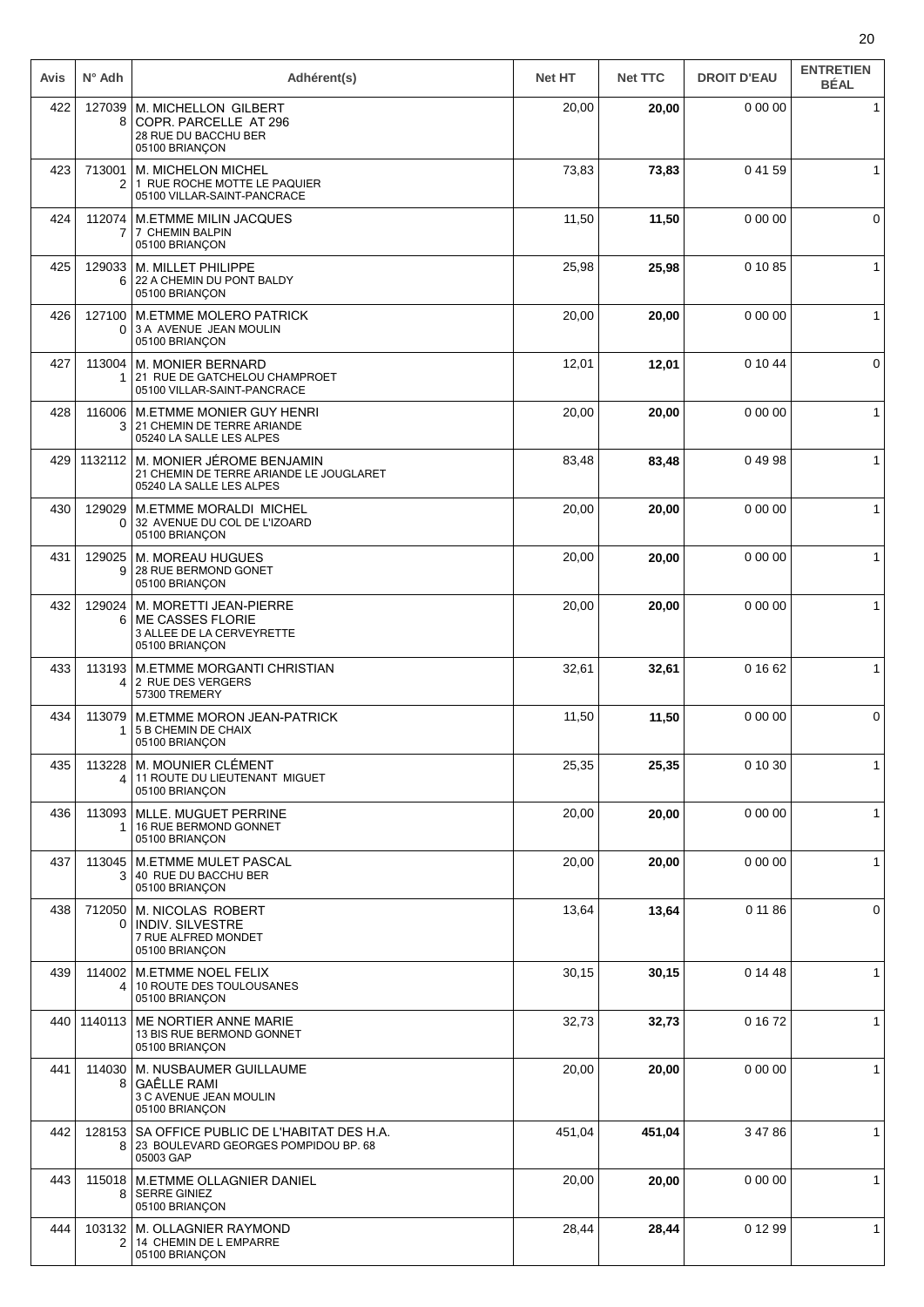| Avis | N° Adh | Adhérent(s) | Net HT | Net TTC | DROIT D'EAU | ENTRETIEN BÉAL |
|---|---|---|---|---|---|---|
| 422 | 1270398 | M. MICHELLON GILBERT<br>COPR. PARCELLE AT 296<br>28 RUE DU BACCHU BER<br>05100 BRIANÇON | 20,00 | **20,00** | 0 00 00 | 1 |
| 423 | 7130012 | M. MICHELON MICHEL<br>1 RUE ROCHE MOTTE LE PAQUIER<br>05100 VILLAR-SAINT-PANCRACE | 73,83 | **73,83** | 0 41 59 | 1 |
| 424 | 1120747 | M.ETMME MILIN JACQUES<br>7 CHEMIN BALPIN<br>05100 BRIANÇON | 11,50 | **11,50** | 0 00 00 | 0 |
| 425 | 1290336 | M. MILLET PHILIPPE<br>22 A CHEMIN DU PONT BALDY<br>05100 BRIANÇON | 25,98 | **25,98** | 0 10 85 | 1 |
| 426 | 1271000 | M.ETMME MOLERO PATRICK<br>3 A AVENUE JEAN MOULIN<br>05100 BRIANÇON | 20,00 | **20,00** | 0 00 00 | 1 |
| 427 | 1130041 | M. MONIER BERNARD<br>21 RUE DE GATCHELOU CHAMPROET<br>05100 VILLAR-SAINT-PANCRACE | 12,01 | **12,01** | 0 10 44 | 0 |
| 428 | 1160063 | M.ETMME MONIER GUY HENRI<br>21 CHEMIN DE TERRE ARIANDE<br>05240 LA SALLE LES ALPES | 20,00 | **20,00** | 0 00 00 | 1 |
| 429 | 1132112 | M. MONIER JÉROME BENJAMIN<br>21 CHEMIN DE TERRE ARIANDE LE JOUGLARET<br>05240 LA SALLE LES ALPES | 83,48 | **83,48** | 0 49 98 | 1 |
| 430 | 1290290 | M.ETMME MORALDI MICHEL<br>32 AVENUE DU COL DE L'IZOARD<br>05100 BRIANÇON | 20,00 | **20,00** | 0 00 00 | 1 |
| 431 | 1290259 | M. MOREAU HUGUES<br>28 RUE BERMOND GONET<br>05100 BRIANÇON | 20,00 | **20,00** | 0 00 00 | 1 |
| 432 | 1290246 | M. MORETTI JEAN-PIERRE<br>ME CASSES FLORIE<br>3 ALLEE DE LA CERVEYRETTE<br>05100 BRIANÇON | 20,00 | **20,00** | 0 00 00 | 1 |
| 433 | 1131934 | M.ETMME MORGANTI CHRISTIAN<br>2 RUE DES VERGERS<br>57300 TREMERY | 32,61 | **32,61** | 0 16 62 | 1 |
| 434 | 1130791 | M.ETMME MORON JEAN-PATRICK<br>5 B CHEMIN DE CHAIX<br>05100 BRIANÇON | 11,50 | **11,50** | 0 00 00 | 0 |
| 435 | 1132284 | M. MOUNIER CLÉMENT<br>11 ROUTE DU LIEUTENANT MIGUET<br>05100 BRIANÇON | 25,35 | **25,35** | 0 10 30 | 1 |
| 436 | 1130931 | MLLE. MUGUET PERRINE<br>16 RUE BERMOND GONNET<br>05100 BRIANÇON | 20,00 | **20,00** | 0 00 00 | 1 |
| 437 | 1130453 | M.ETMME MULET PASCAL<br>40 RUE DU BACCHU BER<br>05100 BRIANÇON | 20,00 | **20,00** | 0 00 00 | 1 |
| 438 | 7120500 | M. NICOLAS ROBERT<br>INDIV. SILVESTRE<br>7 RUE ALFRED MONDET<br>05100 BRIANÇON | 13,64 | **13,64** | 0 11 86 | 0 |
| 439 | 1140024 | M.ETMME NOEL FELIX<br>10 ROUTE DES TOULOUSANES<br>05100 BRIANÇON | 30,15 | **30,15** | 0 14 48 | 1 |
| 440 | 1140113 | ME NORTIER ANNE MARIE<br>13 BIS RUE BERMOND GONNET<br>05100 BRIANÇON | 32,73 | **32,73** | 0 16 72 | 1 |
| 441 | 1140308 | M. NUSBAUMER GUILLAUME<br>GAÊLLE RAMI<br>3 C AVENUE JEAN MOULIN<br>05100 BRIANÇON | 20,00 | **20,00** | 0 00 00 | 1 |
| 442 | 1281538 | SA OFFICE PUBLIC DE L'HABITAT DES H.A.<br>23 BOULEVARD GEORGES POMPIDOU BP. 68<br>05003 GAP | 451,04 | **451,04** | 3 47 86 | 1 |
| 443 | 1150188 | M.ETMME OLLAGNIER DANIEL<br>SERRE GINIEZ<br>05100 BRIANÇON | 20,00 | **20,00** | 0 00 00 | 1 |
| 444 | 1031322 | M. OLLAGNIER RAYMOND<br>14 CHEMIN DE L EMPARRE<br>05100 BRIANÇON | 28,44 | **28,44** | 0 12 99 | 1 |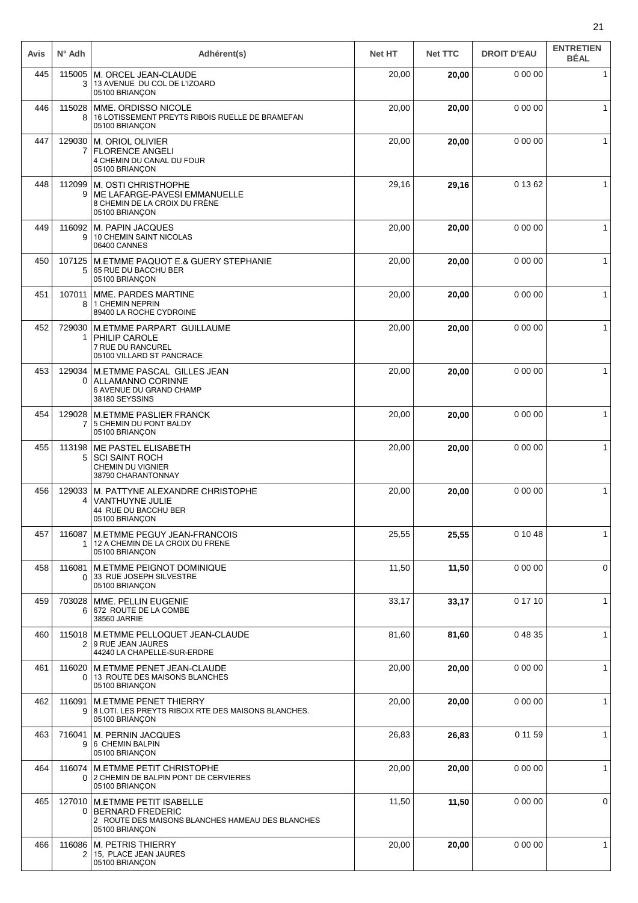| Avis | N° Adh | Adhérent(s) | Net HT | Net TTC | DROIT D'EAU | ENTRETIEN BÉAL |
| --- | --- | --- | --- | --- | --- | --- |
| 445 | 1150053 | M. ORCEL JEAN-CLAUDE<br>13 AVENUE DU COL DE L'IZOARD<br>05100 BRIANÇON | 20,00 | **20,00** | 0 00 00 | 1 |
| 446 | 1150288 | MME. ORDISSO NICOLE<br>16 LOTISSEMENT PREYTS RIBOIS RUELLE DE BRAMEFAN<br>05100 BRIANÇON | 20,00 | **20,00** | 0 00 00 | 1 |
| 447 | 1290307 | M. ORIOL OLIVIER<br>FLORENCE ANGELI<br>4 CHEMIN DU CANAL DU FOUR<br>05100 BRIANÇON | 20,00 | **20,00** | 0 00 00 | 1 |
| 448 | 1120999 | M. OSTI CHRISTHOPHE<br>ME LAFARGE-PAVESI EMMANUELLE<br>8 CHEMIN DE LA CROIX DU FRÊNE<br>05100 BRIANÇON | 29,16 | **29,16** | 0 13 62 | 1 |
| 449 | 1160929 | M. PAPIN JACQUES<br>10 CHEMIN SAINT NICOLAS<br>06400 CANNES | 20,00 | **20,00** | 0 00 00 | 1 |
| 450 | 1071255 | M.ETMME PAQUOT E.& GUERY STEPHANIE<br>65 RUE DU BACCHU BER<br>05100 BRIANÇON | 20,00 | **20,00** | 0 00 00 | 1 |
| 451 | 1070118 | MME. PARDES MARTINE<br>1 CHEMIN NEPRIN<br>89400 LA ROCHE CYDROINE | 20,00 | **20,00** | 0 00 00 | 1 |
| 452 | 7290301 | M.ETMME PARPART GUILLAUME<br>PHILIP CAROLE<br>7 RUE DU RANCUREL<br>05100 VILLARD ST PANCRACE | 20,00 | **20,00** | 0 00 00 | 1 |
| 453 | 1290340 | M.ETMME PASCAL GILLES JEAN<br>ALLAMANNO CORINNE<br>6 AVENUE DU GRAND CHAMP<br>38180 SEYSSINS | 20,00 | **20,00** | 0 00 00 | 1 |
| 454 | 1290287 | M.ETMME PASLIER FRANCK<br>5 CHEMIN DU PONT BALDY<br>05100 BRIANÇON | 20,00 | **20,00** | 0 00 00 | 1 |
| 455 | 1131985 | ME PASTEL ELISABETH<br>SCI SAINT ROCH<br>CHEMIN DU VIGNIER<br>38790 CHARANTONNAY | 20,00 | **20,00** | 0 00 00 | 1 |
| 456 | 1290334 | M. PATTYNE ALEXANDRE CHRISTOPHE<br>VANTHUYNE JULIE<br>44 RUE DU BACCHU BER<br>05100 BRIANÇON | 20,00 | **20,00** | 0 00 00 | 1 |
| 457 | 1160871 | M.ETMME PEGUY JEAN-FRANCOIS<br>12 A CHEMIN DE LA CROIX DU FRENE<br>05100 BRIANÇON | 25,55 | **25,55** | 0 10 48 | 1 |
| 458 | 1160810 | M.ETMME PEIGNOT DOMINIQUE<br>33 RUE JOSEPH SILVESTRE<br>05100 BRIANÇON | 11,50 | **11,50** | 0 00 00 | 0 |
| 459 | 7030286 | MME. PELLIN EUGENIE<br>672 ROUTE DE LA COMBE<br>38560 JARRIE | 33,17 | **33,17** | 0 17 10 | 1 |
| 460 | 1150182 | M.ETMME PELLOQUET JEAN-CLAUDE<br>9 RUE JEAN JAURES<br>44240 LA CHAPELLE-SUR-ERDRE | 81,60 | **81,60** | 0 48 35 | 1 |
| 461 | 1160200 | M.ETMME PENET JEAN-CLAUDE<br>13 ROUTE DES MAISONS BLANCHES<br>05100 BRIANÇON | 20,00 | **20,00** | 0 00 00 | 1 |
| 462 | 1160919 | M.ETMME PENET THIERRY<br>8 LOTI. LES PREYTS RIBOIX RTE DES MAISONS BLANCHES.<br>05100 BRIANÇON | 20,00 | **20,00** | 0 00 00 | 1 |
| 463 | 7160419 | M. PERNIN JACQUES<br>6 CHEMIN BALPIN<br>05100 BRIANÇON | 26,83 | **26,83** | 0 11 59 | 1 |
| 464 | 1160740 | M.ETMME PETIT CHRISTOPHE<br>2 CHEMIN DE BALPIN PONT DE CERVIERES<br>05100 BRIANÇON | 20,00 | **20,00** | 0 00 00 | 1 |
| 465 | 1270100 | M.ETMME PETIT ISABELLE<br>BERNARD FREDERIC<br>2 ROUTE DES MAISONS BLANCHES HAMEAU DES BLANCHES<br>05100 BRIANÇON | 11,50 | **11,50** | 0 00 00 | 0 |
| 466 | 1160862 | M. PETRIS THIERRY<br>15, PLACE JEAN JAURES<br>05100 BRIANÇON | 20,00 | **20,00** | 0 00 00 | 1 |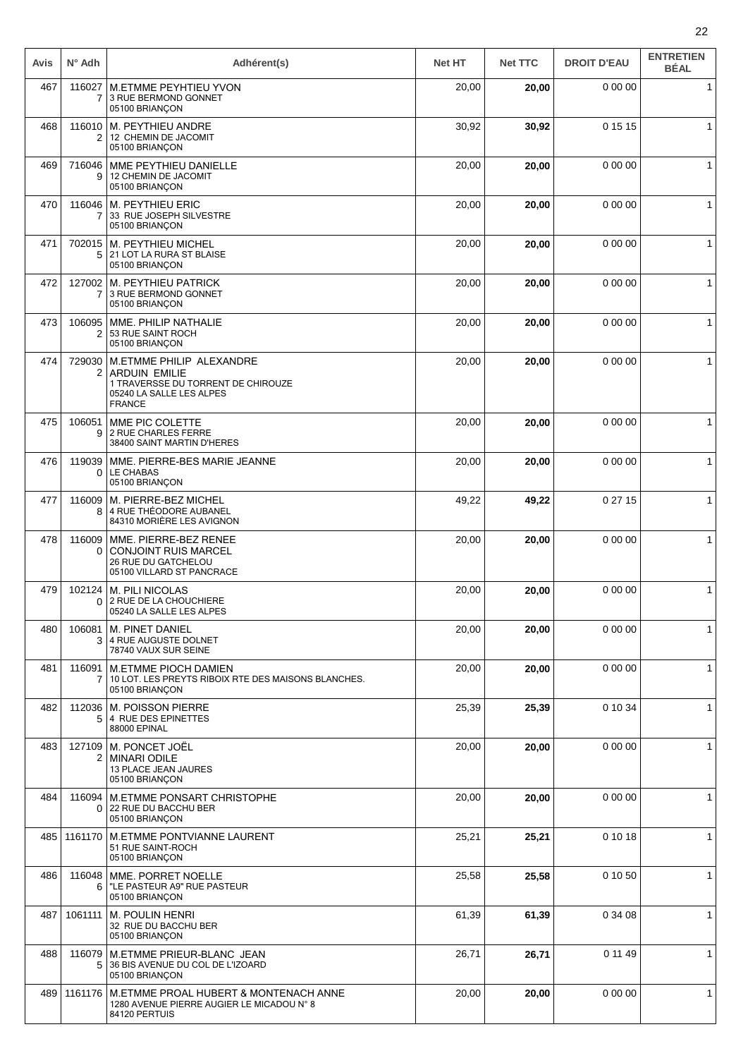| Avis | N° Adh | Adhérent(s) | Net HT | Net TTC | DROIT D'EAU | ENTRETIEN BÉAL |
|---|---|---|---|---|---|---|
| 467 | 1160277 | M.ETMME PEYHTIEU YVON<br>3 RUE BERMOND GONNET<br>05100 BRIANÇON | 20,00 | **20,00** | 0 00 00 | 1 |
| 468 | 1160102 | M. PEYTHIEU ANDRE<br>12 CHEMIN DE JACOMIT<br>05100 BRIANÇON | 30,92 | **30,92** | 0 15 15 | 1 |
| 469 | 7160469 | MME PEYTHIEU DANIELLE<br>12 CHEMIN DE JACOMIT<br>05100 BRIANÇON | 20,00 | **20,00** | 0 00 00 | 1 |
| 470 | 1160467 | M. PEYTHIEU ERIC<br>33 RUE JOSEPH SILVESTRE<br>05100 BRIANÇON | 20,00 | **20,00** | 0 00 00 | 1 |
| 471 | 7020155 | M. PEYTHIEU MICHEL<br>21 LOT LA RURA ST BLAISE<br>05100 BRIANÇON | 20,00 | **20,00** | 0 00 00 | 1 |
| 472 | 1270027 | M. PEYTHIEU PATRICK<br>3 RUE BERMOND GONNET<br>05100 BRIANÇON | 20,00 | **20,00** | 0 00 00 | 1 |
| 473 | 1060952 | MME. PHILIP NATHALIE<br>53 RUE SAINT ROCH<br>05100 BRIANÇON | 20,00 | **20,00** | 0 00 00 | 1 |
| 474 | 7290302 | M.ETMME PHILIP ALEXANDRE<br>ARDUIN EMILIE<br>1 TRAVERSSE DU TORRENT DE CHIROUZE<br>05240 LA SALLE LES ALPES<br>FRANCE | 20,00 | **20,00** | 0 00 00 | 1 |
| 475 | 1060519 | MME PIC COLETTE<br>2 RUE CHARLES FERRE<br>38400 SAINT MARTIN D'HERES | 20,00 | **20,00** | 0 00 00 | 1 |
| 476 | 1190390 | MME. PIERRE-BES MARIE JEANNE<br>LE CHABAS<br>05100 BRIANÇON | 20,00 | **20,00** | 0 00 00 | 1 |
| 477 | 1160098 | M. PIERRE-BEZ MICHEL<br>4 RUE THÉODORE AUBANEL<br>84310 MORIÈRE LES AVIGNON | 49,22 | **49,22** | 0 27 15 | 1 |
| 478 | 1160090 | MME. PIERRE-BEZ RENEE<br>CONJOINT RUIS MARCEL<br>26 RUE DU GATCHELOU<br>05100 VILLARD ST PANCRACE | 20,00 | **20,00** | 0 00 00 | 1 |
| 479 | 1021240 | M. PILI NICOLAS<br>2 RUE DE LA CHOUCHIERE<br>05240 LA SALLE LES ALPES | 20,00 | **20,00** | 0 00 00 | 1 |
| 480 | 1060813 | M. PINET DANIEL<br>4 RUE AUGUSTE DOLNET<br>78740 VAUX SUR SEINE | 20,00 | **20,00** | 0 00 00 | 1 |
| 481 | 1160917 | M.ETMME PIOCH DAMIEN<br>10 LOT. LES PREYTS RIBOIX RTE DES MAISONS BLANCHES.<br>05100 BRIANÇON | 20,00 | **20,00** | 0 00 00 | 1 |
| 482 | 1120365 | M. POISSON PIERRE<br>4 RUE DES EPINETTES<br>88000 EPINAL | 25,39 | **25,39** | 0 10 34 | 1 |
| 483 | 1271092 | M. PONCET JOËL<br>MINARI ODILE<br>13 PLACE JEAN JAURES<br>05100 BRIANÇON | 20,00 | **20,00** | 0 00 00 | 1 |
| 484 | 1160940 | M.ETMME PONSART CHRISTOPHE<br>22 RUE DU BACCHU BER<br>05100 BRIANÇON | 20,00 | **20,00** | 0 00 00 | 1 |
| 485 | 1161170 | M.ETMME PONTVIANNE LAURENT<br>51 RUE SAINT-ROCH<br>05100 BRIANÇON | 25,21 | **25,21** | 0 10 18 | 1 |
| 486 | 1160486 | MME. PORRET NOELLE<br>"LE PASTEUR A9" RUE PASTEUR<br>05100 BRIANÇON | 25,58 | **25,58** | 0 10 50 | 1 |
| 487 | 1061111 | M. POULIN HENRI<br>32 RUE DU BACCHU BER<br>05100 BRIANÇON | 61,39 | **61,39** | 0 34 08 | 1 |
| 488 | 1160795 | M.ETMME PRIEUR-BLANC JEAN<br>36 BIS AVENUE DU COL DE L'IZOARD<br>05100 BRIANÇON | 26,71 | **26,71** | 0 11 49 | 1 |
| 489 | 1161176 | M.ETMME PROAL HUBERT & MONTENACH ANNE<br>1280 AVENUE PIERRE AUGIER LE MICADOU N° 8<br>84120 PERTUIS | 20,00 | **20,00** | 0 00 00 | 1 |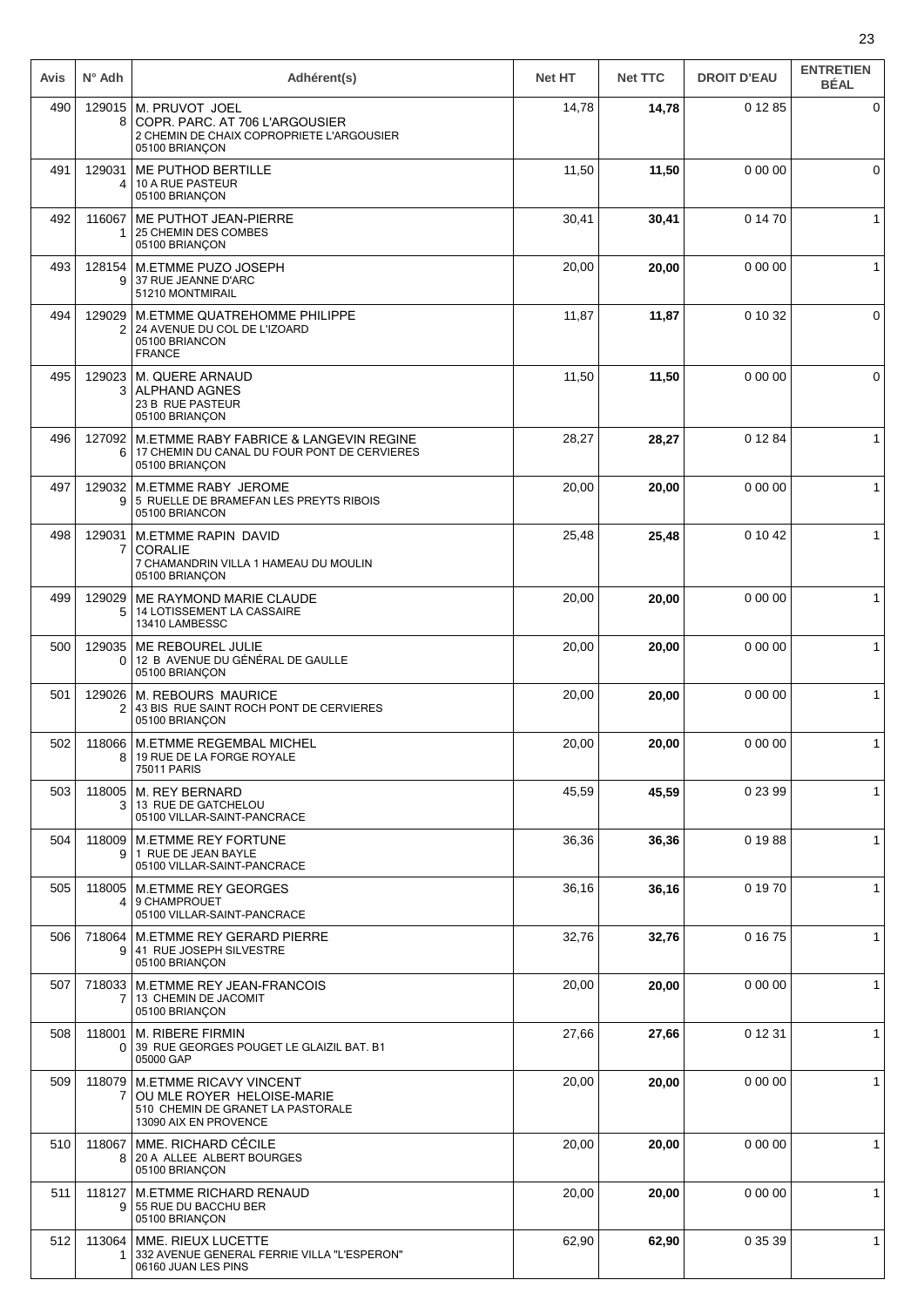| Avis | N° Adh | Adhérent(s) | Net HT | Net TTC | DROIT D'EAU | ENTRETIEN BÉAL |
|---|---|---|---|---|---|---|
| 490 | 1290158 | M. PRUVOT JOEL<br>COPR. PARC. AT 706 L'ARGOUSIER<br>2 CHEMIN DE CHAIX COPROPRIETE L'ARGOUSIER<br>05100 BRIANÇON | 14,78 | **14,78** | 0 12 85 | 0 |
| 491 | 1290314 | ME PUTHOD BERTILLE<br>10 A RUE PASTEUR<br>05100 BRIANÇON | 11,50 | **11,50** | 0 00 00 | 0 |
| 492 | 1160671 | ME PUTHOT JEAN-PIERRE<br>25 CHEMIN DES COMBES<br>05100 BRIANÇON | 30,41 | **30,41** | 0 14 70 | 1 |
| 493 | 1281549 | M.ETMME PUZO JOSEPH<br>37 RUE JEANNE D'ARC<br>51210 MONTMIRAIL | 20,00 | **20,00** | 0 00 00 | 1 |
| 494 | 1290292 | M.ETMME QUATREHOMME PHILIPPE<br>24 AVENUE DU COL DE L'IZOARD<br>05100 BRIANCON<br>FRANCE | 11,87 | **11,87** | 0 10 32 | 0 |
| 495 | 1290233 | M. QUERE ARNAUD<br>ALPHAND AGNES<br>23 B RUE PASTEUR<br>05100 BRIANÇON | 11,50 | **11,50** | 0 00 00 | 0 |
| 496 | 1270926 | M.ETMME RABY FABRICE & LANGEVIN REGINE<br>17 CHEMIN DU CANAL DU FOUR PONT DE CERVIERES<br>05100 BRIANÇON | 28,27 | **28,27** | 0 12 84 | 1 |
| 497 | 1290329 | M.ETMME RABY JEROME<br>5 RUELLE DE BRAMEFAN LES PREYTS RIBOIS<br>05100 BRIANCON | 20,00 | **20,00** | 0 00 00 | 1 |
| 498 | 1290317 | M.ETMME RAPIN DAVID<br>CORALIE<br>7 CHAMANDRIN VILLA 1 HAMEAU DU MOULIN<br>05100 BRIANÇON | 25,48 | **25,48** | 0 10 42 | 1 |
| 499 | 1290295 | ME RAYMOND MARIE CLAUDE<br>14 LOTISSEMENT LA CASSAIRE<br>13410 LAMBESSC | 20,00 | **20,00** | 0 00 00 | 1 |
| 500 | 1290350 | ME REBOUREL JULIE<br>12 B AVENUE DU GÉNÉRAL DE GAULLE<br>05100 BRIANÇON | 20,00 | **20,00** | 0 00 00 | 1 |
| 501 | 1290262 | M. REBOURS MAURICE<br>43 BIS RUE SAINT ROCH PONT DE CERVIERES<br>05100 BRIANÇON | 20,00 | **20,00** | 0 00 00 | 1 |
| 502 | 1180668 | M.ETMME REGEMBAL MICHEL<br>19 RUE DE LA FORGE ROYALE<br>75011 PARIS | 20,00 | **20,00** | 0 00 00 | 1 |
| 503 | 1180053 | M. REY BERNARD<br>13 RUE DE GATCHELOU<br>05100 VILLAR-SAINT-PANCRACE | 45,59 | **45,59** | 0 23 99 | 1 |
| 504 | 1180099 | M.ETMME REY FORTUNE<br>1 RUE DE JEAN BAYLE<br>05100 VILLAR-SAINT-PANCRACE | 36,36 | **36,36** | 0 19 88 | 1 |
| 505 | 1180054 | M.ETMME REY GEORGES<br>9 CHAMPROUET<br>05100 VILLAR-SAINT-PANCRACE | 36,16 | **36,16** | 0 19 70 | 1 |
| 506 | 7180649 | M.ETMME REY GERARD PIERRE<br>41 RUE JOSEPH SILVESTRE<br>05100 BRIANÇON | 32,76 | **32,76** | 0 16 75 | 1 |
| 507 | 7180337 | M.ETMME REY JEAN-FRANCOIS<br>13 CHEMIN DE JACOMIT<br>05100 BRIANÇON | 20,00 | **20,00** | 0 00 00 | 1 |
| 508 | 1180010 | M. RIBERE FIRMIN<br>39 RUE GEORGES POUGET LE GLAIZIL BAT. B1<br>05000 GAP | 27,66 | **27,66** | 0 12 31 | 1 |
| 509 | 1180797 | M.ETMME RICAVY VINCENT<br>OU MLE ROYER HELOISE-MARIE<br>510 CHEMIN DE GRANET LA PASTORALE<br>13090 AIX EN PROVENCE | 20,00 | **20,00** | 0 00 00 | 1 |
| 510 | 1180678 | MME. RICHARD CÉCILE<br>20 A ALLEE ALBERT BOURGES<br>05100 BRIANÇON | 20,00 | **20,00** | 0 00 00 | 1 |
| 511 | 1181279 | M.ETMME RICHARD RENAUD<br>55 RUE DU BACCHU BER<br>05100 BRIANÇON | 20,00 | **20,00** | 0 00 00 | 1 |
| 512 | 1130641 | MME. RIEUX LUCETTE<br>332 AVENUE GENERAL FERRIE VILLA "L'ESPERON"<br>06160 JUAN LES PINS | 62,90 | **62,90** | 0 35 39 | 1 |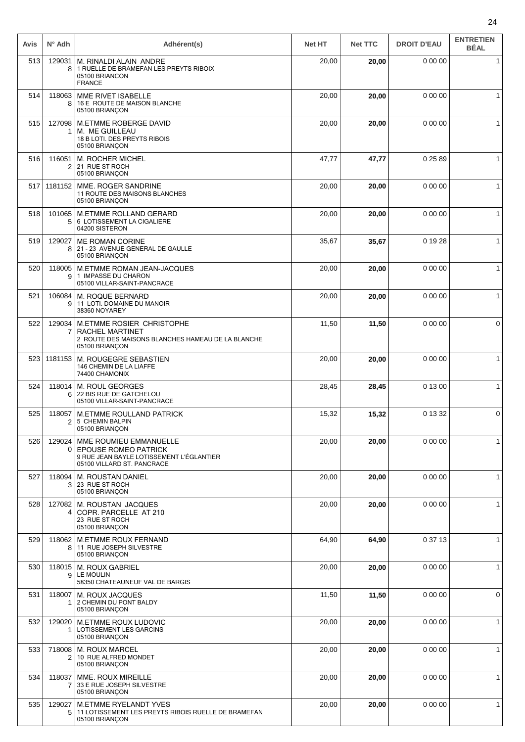| Avis | N° Adh | Adhérent(s) | Net HT | Net TTC | DROIT D'EAU | ENTRETIEN BÉAL |
|---|---|---|---|---|---|---|
| 513 | 1290318 | M. RINALDI ALAIN ANDRE<br>1 RUELLE DE BRAMEFAN LES PREYTS RIBOIX<br>05100 BRIANCON<br>FRANCE | 20,00 | **20,00** | 0 00 00 | 1 |
| 514 | 1180638 | MME RIVET ISABELLE<br>16 E ROUTE DE MAISON BLANCHE<br>05100 BRIANÇON | 20,00 | **20,00** | 0 00 00 | 1 |
| 515 | 1270981 | M.ETMME ROBERGE DAVID<br>M. ME GUILLEAU<br>18 B LOTI. DES PREYTS RIBOIS<br>05100 BRIANÇON | 20,00 | **20,00** | 0 00 00 | 1 |
| 516 | 1160512 | M. ROCHER MICHEL<br>21 RUE ST ROCH<br>05100 BRIANÇON | 47,77 | **47,77** | 0 25 89 | 1 |
| 517 | 1181152 | MME. ROGER SANDRINE<br>11 ROUTE DES MAISONS BLANCHES<br>05100 BRIANÇON | 20,00 | **20,00** | 0 00 00 | 1 |
| 518 | 1010655 | M.ETMME ROLLAND GERARD<br>6 LOTISSEMENT LA CIGALIERE<br>04200 SISTERON | 20,00 | **20,00** | 0 00 00 | 1 |
| 519 | 1290278 | ME ROMAN CORINE<br>21 - 23 AVENUE GENERAL DE GAULLE<br>05100 BRIANÇON | 35,67 | **35,67** | 0 19 28 | 1 |
| 520 | 1180059 | M.ETMME ROMAN JEAN-JACQUES<br>1 IMPASSE DU CHARON<br>05100 VILLAR-SAINT-PANCRACE | 20,00 | **20,00** | 0 00 00 | 1 |
| 521 | 1060849 | M. ROQUE BERNARD<br>11 LOTI. DOMAINE DU MANOIR<br>38360 NOYAREY | 20,00 | **20,00** | 0 00 00 | 1 |
| 522 | 1290347 | M.ETMME ROSIER CHRISTOPHE<br>RACHEL MARTINET<br>2 ROUTE DES MAISONS BLANCHES HAMEAU DE LA BLANCHE<br>05100 BRIANÇON | 11,50 | **11,50** | 0 00 00 | 0 |
| 523 | 1181153 | M. ROUGEGRE SEBASTIEN<br>146 CHEMIN DE LA LIAFFE<br>74400 CHAMONIX | 20,00 | **20,00** | 0 00 00 | 1 |
| 524 | 1180146 | M. ROUL GEORGES<br>22 BIS RUE DE GATCHELOU<br>05100 VILLAR-SAINT-PANCRACE | 28,45 | **28,45** | 0 13 00 | 1 |
| 525 | 1180572 | M.ETMME ROULLAND PATRICK<br>5 CHEMIN BALPIN<br>05100 BRIANÇON | 15,32 | **15,32** | 0 13 32 | 0 |
| 526 | 1290240 | MME ROUMIEU EMMANUELLE<br>EPOUSE ROMEO PATRICK<br>9 RUE JEAN BAYLE LOTISSEMENT L'ÉGLANTIER<br>05100 VILLARD ST. PANCRACE | 20,00 | **20,00** | 0 00 00 | 1 |
| 527 | 1180943 | M. ROUSTAN DANIEL<br>23 RUE ST ROCH<br>05100 BRIANÇON | 20,00 | **20,00** | 0 00 00 | 1 |
| 528 | 1270824 | M. ROUSTAN JACQUES<br>COPR. PARCELLE AT 210<br>23 RUE ST ROCH<br>05100 BRIANÇON | 20,00 | **20,00** | 0 00 00 | 1 |
| 529 | 1180628 | M.ETMME ROUX FERNAND<br>11 RUE JOSEPH SILVESTRE<br>05100 BRIANÇON | 64,90 | **64,90** | 0 37 13 | 1 |
| 530 | 1180159 | M. ROUX GABRIEL<br>LE MOULIN<br>58350 CHATEAUNEUF VAL DE BARGIS | 20,00 | **20,00** | 0 00 00 | 1 |
| 531 | 1180071 | M. ROUX JACQUES<br>2 CHEMIN DU PONT BALDY<br>05100 BRIANÇON | 11,50 | **11,50** | 0 00 00 | 0 |
| 532 | 1290201 | M.ETMME ROUX LUDOVIC<br>LOTISSEMENT LES GARCINS<br>05100 BRIANÇON | 20,00 | **20,00** | 0 00 00 | 1 |
| 533 | 7180082 | M. ROUX MARCEL<br>10 RUE ALFRED MONDET<br>05100 BRIANÇON | 20,00 | **20,00** | 0 00 00 | 1 |
| 534 | 1180377 | MME. ROUX MIREILLE<br>33 E RUE JOSEPH SILVESTRE<br>05100 BRIANÇON | 20,00 | **20,00** | 0 00 00 | 1 |
| 535 | 1290275 | M.ETMME RYELANDT YVES<br>11 LOTISSEMENT LES PREYTS RIBOIS RUELLE DE BRAMEFAN<br>05100 BRIANÇON | 20,00 | **20,00** | 0 00 00 | 1 |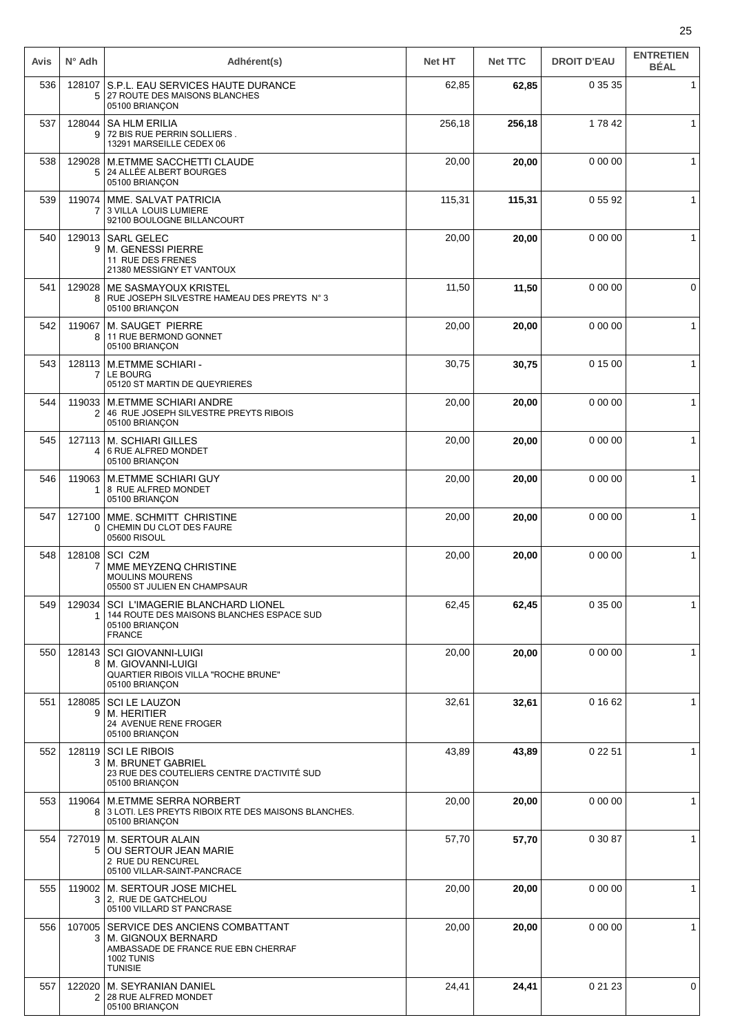| Avis | N° Adh | Adhérent(s) | Net HT | Net TTC | DROIT D'EAU | ENTRETIEN BÉAL |
|---|---|---|---|---|---|---|
| 536 | 1281075 | S.P.L. EAU SERVICES HAUTE DURANCE<br>27 ROUTE DES MAISONS BLANCHES<br>05100 BRIANÇON | 62,85 | **62,85** | 0 35 35 | 1 |
| 537 | 1280449 | SA HLM ERILIA<br>72 BIS RUE PERRIN SOLLIERS .<br>13291 MARSEILLE CEDEX 06 | 256,18 | **256,18** | 1 78 42 | 1 |
| 538 | 1290285 | M.ETMME SACCHETTI CLAUDE<br>24 ALLÉE ALBERT BOURGES<br>05100 BRIANÇON | 20,00 | **20,00** | 0 00 00 | 1 |
| 539 | 1190747 | MME. SALVAT PATRICIA<br>3 VILLA LOUIS LUMIERE<br>92100 BOULOGNE BILLANCOURT | 115,31 | **115,31** | 0 55 92 | 1 |
| 540 | 1290139 | SARL GELEC<br>M. GENESSI PIERRE<br>11 RUE DES FRENES<br>21380 MESSIGNY ET VANTOUX | 20,00 | **20,00** | 0 00 00 | 1 |
| 541 | 1290288 | ME SASMAYOUX KRISTEL<br>RUE JOSEPH SILVESTRE HAMEAU DES PREYTS N° 3<br>05100 BRIANÇON | 11,50 | **11,50** | 0 00 00 | 0 |
| 542 | 1190678 | M. SAUGET PIERRE<br>11 RUE BERMOND GONNET<br>05100 BRIANÇON | 20,00 | **20,00** | 0 00 00 | 1 |
| 543 | 1281137 | M.ETMME SCHIARI -<br>LE BOURG<br>05120 ST MARTIN DE QUEYRIERES | 30,75 | **30,75** | 0 15 00 | 1 |
| 544 | 1190332 | M.ETMME SCHIARI ANDRE<br>46 RUE JOSEPH SILVESTRE PREYTS RIBOIS<br>05100 BRIANÇON | 20,00 | **20,00** | 0 00 00 | 1 |
| 545 | 1271134 | M. SCHIARI GILLES<br>6 RUE ALFRED MONDET<br>05100 BRIANÇON | 20,00 | **20,00** | 0 00 00 | 1 |
| 546 | 1190631 | M.ETMME SCHIARI GUY<br>8 RUE ALFRED MONDET<br>05100 BRIANÇON | 20,00 | **20,00** | 0 00 00 | 1 |
| 547 | 1271000 | MME. SCHMITT CHRISTINE<br>CHEMIN DU CLOT DES FAURE<br>05600 RISOUL | 20,00 | **20,00** | 0 00 00 | 1 |
| 548 | 1281087 | SCI C2M<br>MME MEYZENQ CHRISTINE<br>MOULINS MOURENS<br>05500 ST JULIEN EN CHAMPSAUR | 20,00 | **20,00** | 0 00 00 | 1 |
| 549 | 1290341 | SCI L'IMAGERIE BLANCHARD LIONEL<br>144 ROUTE DES MAISONS BLANCHES ESPACE SUD<br>05100 BRIANÇON<br>FRANCE | 62,45 | **62,45** | 0 35 00 | 1 |
| 550 | 1281438 | SCI GIOVANNI-LUIGI<br>M. GIOVANNI-LUIGI<br>QUARTIER RIBOIS VILLA "ROCHE BRUNE"<br>05100 BRIANÇON | 20,00 | **20,00** | 0 00 00 | 1 |
| 551 | 1280859 | SCI LE LAUZON<br>M. HERITIER<br>24 AVENUE RENE FROGER<br>05100 BRIANÇON | 32,61 | **32,61** | 0 16 62 | 1 |
| 552 | 1281193 | SCI LE RIBOIS<br>M. BRUNET GABRIEL<br>23 RUE DES COUTELIERS CENTRE D'ACTIVITÉ SUD<br>05100 BRIANÇON | 43,89 | **43,89** | 0 22 51 | 1 |
| 553 | 1190648 | M.ETMME SERRA NORBERT<br>3 LOTI. LES PREYTS RIBOIX RTE DES MAISONS BLANCHES.<br>05100 BRIANÇON | 20,00 | **20,00** | 0 00 00 | 1 |
| 554 | 7270195 | M. SERTOUR ALAIN<br>OU SERTOUR JEAN MARIE<br>2 RUE DU RENCUREL<br>05100 VILLAR-SAINT-PANCRACE | 57,70 | **57,70** | 0 30 87 | 1 |
| 555 | 1190023 | M. SERTOUR JOSE MICHEL<br>2, RUE DE GATCHELOU<br>05100 VILLARD ST PANCRASE | 20,00 | **20,00** | 0 00 00 | 1 |
| 556 | 1070053 | SERVICE DES ANCIENS COMBATTANT<br>M. GIGNOUX BERNARD<br>AMBASSADE DE FRANCE RUE EBN CHERRAF<br>1002 TUNIS<br>TUNISIE | 20,00 | **20,00** | 0 00 00 | 1 |
| 557 | 1220202 | M. SEYRANIAN DANIEL<br>28 RUE ALFRED MONDET<br>05100 BRIANÇON | 24,41 | **24,41** | 0 21 23 | 0 |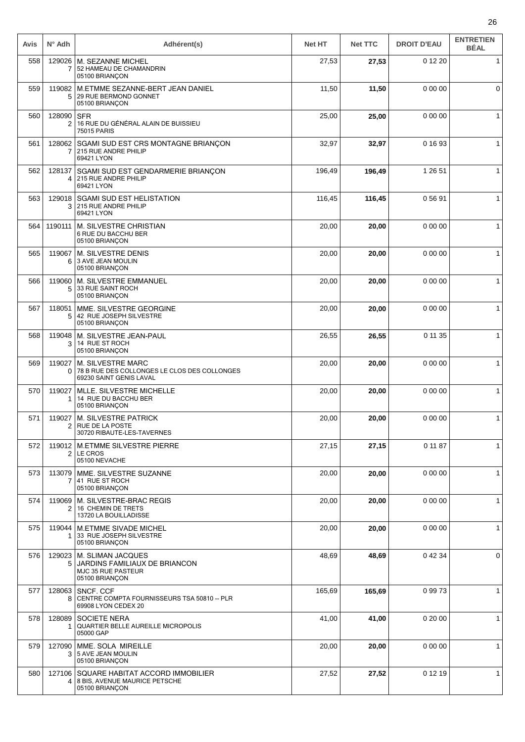| Avis | N° Adh | Adhérent(s) | Net HT | Net TTC | DROIT D'EAU | ENTRETIEN BÉAL |
|---|---|---|---|---|---|---|
| 558 | 1290267 | M. SEZANNE MICHEL<br>52 HAMEAU DE CHAMANDRIN<br>05100 BRIANÇON | 27,53 | **27,53** | 0 12 20 | 1 |
| 559 | 1190825 | M.ETMME SEZANNE-BERT JEAN DANIEL<br>29 RUE BERMOND GONNET<br>05100 BRIANÇON | 11,50 | **11,50** | 0 00 00 | 0 |
| 560 | 1280902 | SFR<br>16 RUE DU GÉNÉRAL ALAIN DE BUISSIEU<br>75015 PARIS | 25,00 | **25,00** | 0 00 00 | 1 |
| 561 | 1280627 | SGAMI SUD EST CRS MONTAGNE BRIANÇON<br>215 RUE ANDRE PHILIP<br>69421 LYON | 32,97 | **32,97** | 0 16 93 | 1 |
| 562 | 1281374 | SGAMI SUD EST GENDARMERIE BRIANÇON<br>215 RUE ANDRE PHILIP<br>69421 LYON | 196,49 | **196,49** | 1 26 51 | 1 |
| 563 | 1290183 | SGAMI SUD EST HELISTATION<br>215 RUE ANDRE PHILIP<br>69421 LYON | 116,45 | **116,45** | 0 56 91 | 1 |
| 564 | 1190111 | M. SILVESTRE CHRISTIAN<br>6 RUE DU BACCHU BER<br>05100 BRIANÇON | 20,00 | **20,00** | 0 00 00 | 1 |
| 565 | 1190676 | M. SILVESTRE DENIS<br>3 AVE JEAN MOULIN<br>05100 BRIANÇON | 20,00 | **20,00** | 0 00 00 | 1 |
| 566 | 1190605 | M. SILVESTRE EMMANUEL<br>33 RUE SAINT ROCH<br>05100 BRIANÇON | 20,00 | **20,00** | 0 00 00 | 1 |
| 567 | 1180515 | MME. SILVESTRE GEORGINE<br>42 RUE JOSEPH SILVESTRE<br>05100 BRIANÇON | 20,00 | **20,00** | 0 00 00 | 1 |
| 568 | 1190483 | M. SILVESTRE JEAN-PAUL<br>14 RUE ST ROCH<br>05100 BRIANÇON | 26,55 | **26,55** | 0 11 35 | 1 |
| 569 | 1190270 | M. SILVESTRE MARC<br>78 B RUE DES COLLONGES LE CLOS DES COLLONGES<br>69230 SAINT GENIS LAVAL | 20,00 | **20,00** | 0 00 00 | 1 |
| 570 | 1190271 | MLLE. SILVESTRE MICHELLE<br>14 RUE DU BACCHU BER<br>05100 BRIANÇON | 20,00 | **20,00** | 0 00 00 | 1 |
| 571 | 1190272 | M. SILVESTRE PATRICK<br>RUE DE LA POSTE<br>30720 RIBAUTE-LES-TAVERNES | 20,00 | **20,00** | 0 00 00 | 1 |
| 572 | 1190122 | M.ETMME SILVESTRE PIERRE<br>LE CROS<br>05100 NEVACHE | 27,15 | **27,15** | 0 11 87 | 1 |
| 573 | 1130797 | MME. SILVESTRE SUZANNE<br>41 RUE ST ROCH<br>05100 BRIANÇON | 20,00 | **20,00** | 0 00 00 | 1 |
| 574 | 1190692 | M. SILVESTRE-BRAC REGIS<br>16 CHEMIN DE TRETS<br>13720 LA BOUILLADISSE | 20,00 | **20,00** | 0 00 00 | 1 |
| 575 | 1190441 | M.ETMME SIVADE MICHEL<br>33 RUE JOSEPH SILVESTRE<br>05100 BRIANÇON | 20,00 | **20,00** | 0 00 00 | 1 |
| 576 | 1290235 | M. SLIMAN JACQUES<br>JARDINS FAMILIAUX DE BRIANCON<br>MJC 35 RUE PASTEUR<br>05100 BRIANÇON | 48,69 | **48,69** | 0 42 34 | 0 |
| 577 | 1280638 | SNCF. CCF<br>CENTRE COMPTA FOURNISSEURS TSA 50810 -- PLR<br>69908 LYON CEDEX 20 | 165,69 | **165,69** | 0 99 73 | 1 |
| 578 | 1280891 | SOCIETE NERA<br>QUARTIER BELLE AUREILLE MICROPOLIS<br>05000 GAP | 41,00 | **41,00** | 0 20 00 | 1 |
| 579 | 1270903 | MME. SOLA MIREILLE<br>5 AVE JEAN MOULIN<br>05100 BRIANÇON | 20,00 | **20,00** | 0 00 00 | 1 |
| 580 | 1271064 | SQUARE HABITAT ACCORD IMMOBILIER<br>8 BIS, AVENUE MAURICE PETSCHE<br>05100 BRIANÇON | 27,52 | **27,52** | 0 12 19 | 1 |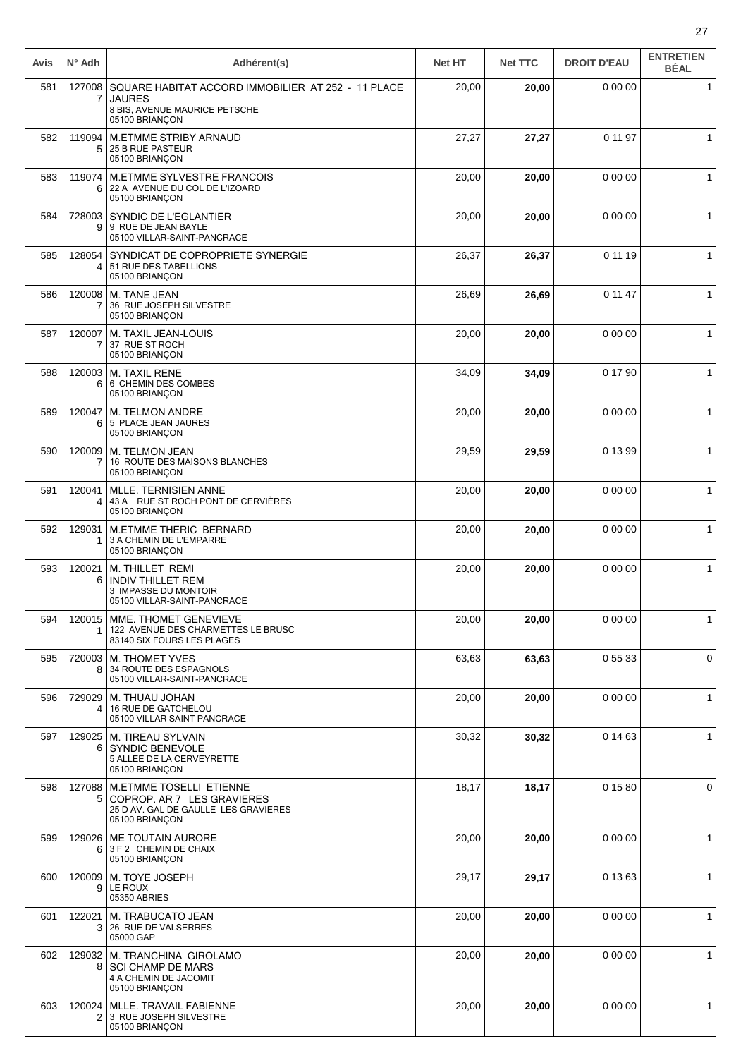| Avis | N° Adh | Adhérent(s) | Net HT | Net TTC | DROIT D'EAU | ENTRETIEN BÉAL |
|---|---|---|---|---|---|---|
| 581 | 1270087 | SQUARE HABITAT ACCORD IMMOBILIER AT 252 - 11 PLACE JAURES<br>8 BIS, AVENUE MAURICE PETSCHE<br>05100 BRIANÇON | 20,00 | **20,00** | 0 00 00 | 1 |
| 582 | 1190945 | M.ETMME STRIBY ARNAUD<br>25 B RUE PASTEUR<br>05100 BRIANÇON | 27,27 | **27,27** | 0 11 97 | 1 |
| 583 | 1190746 | M.ETMME SYLVESTRE FRANCOIS<br>22 A AVENUE DU COL DE L'IZOARD<br>05100 BRIANÇON | 20,00 | **20,00** | 0 00 00 | 1 |
| 584 | 7280039 | SYNDIC DE L'EGLANTIER<br>9 RUE DE JEAN BAYLE<br>05100 VILLAR-SAINT-PANCRACE | 20,00 | **20,00** | 0 00 00 | 1 |
| 585 | 1280544 | SYNDICAT DE COPROPRIETE SYNERGIE<br>51 RUE DES TABELLIONS<br>05100 BRIANÇON | 26,37 | **26,37** | 0 11 19 | 1 |
| 586 | 1200087 | M. TANE JEAN<br>36 RUE JOSEPH SILVESTRE<br>05100 BRIANÇON | 26,69 | **26,69** | 0 11 47 | 1 |
| 587 | 1200077 | M. TAXIL JEAN-LOUIS<br>37 RUE ST ROCH<br>05100 BRIANÇON | 20,00 | **20,00** | 0 00 00 | 1 |
| 588 | 1200036 | M. TAXIL RENE<br>6 CHEMIN DES COMBES<br>05100 BRIANÇON | 34,09 | **34,09** | 0 17 90 | 1 |
| 589 | 1200476 | M. TELMON ANDRE<br>5 PLACE JEAN JAURES<br>05100 BRIANÇON | 20,00 | **20,00** | 0 00 00 | 1 |
| 590 | 1200097 | M. TELMON JEAN<br>16 ROUTE DES MAISONS BLANCHES<br>05100 BRIANÇON | 29,59 | **29,59** | 0 13 99 | 1 |
| 591 | 1200414 | MLLE. TERNISIEN ANNE<br>43 A RUE ST ROCH PONT DE CERVIÈRES<br>05100 BRIANÇON | 20,00 | **20,00** | 0 00 00 | 1 |
| 592 | 1290311 | M.ETMME THERIC BERNARD<br>3 A CHEMIN DE L'EMPARRE<br>05100 BRIANÇON | 20,00 | **20,00** | 0 00 00 | 1 |
| 593 | 1200216 | M. THILLET REMI<br>INDIV THILLET REM<br>3 IMPASSE DU MONTOIR<br>05100 VILLAR-SAINT-PANCRACE | 20,00 | **20,00** | 0 00 00 | 1 |
| 594 | 1200151 | MME. THOMET GENEVIEVE<br>122 AVENUE DES CHARMETTES LE BRUSC<br>83140 SIX FOURS LES PLAGES | 20,00 | **20,00** | 0 00 00 | 1 |
| 595 | 7200038 | M. THOMET YVES<br>34 ROUTE DES ESPAGNOLS<br>05100 VILLAR-SAINT-PANCRACE | 63,63 | **63,63** | 0 55 33 | 0 |
| 596 | 7290294 | M. THUAU JOHAN<br>16 RUE DE GATCHELOU<br>05100 VILLAR SAINT PANCRACE | 20,00 | **20,00** | 0 00 00 | 1 |
| 597 | 1290256 | M. TIREAU SYLVAIN<br>SYNDIC BENEVOLE<br>5 ALLEE DE LA CERVEYRETTE<br>05100 BRIANÇON | 30,32 | **30,32** | 0 14 63 | 1 |
| 598 | 1270885 | M.ETMME TOSELLI ETIENNE<br>COPROP. AR 7 LES GRAVIERES<br>25 D AV. GAL DE GAULLE LES GRAVIERES<br>05100 BRIANÇON | 18,17 | **18,17** | 0 15 80 | 0 |
| 599 | 1290266 | ME TOUTAIN AURORE<br>3 F 2 CHEMIN DE CHAIX<br>05100 BRIANÇON | 20,00 | **20,00** | 0 00 00 | 1 |
| 600 | 1200099 | M. TOYE JOSEPH<br>LE ROUX<br>05350 ABRIES | 29,17 | **29,17** | 0 13 63 | 1 |
| 601 | 1220213 | M. TRABUCATO JEAN<br>26 RUE DE VALSERRES<br>05000 GAP | 20,00 | **20,00** | 0 00 00 | 1 |
| 602 | 1290328 | M. TRANCHINA GIROLAMO<br>SCI CHAMP DE MARS<br>4 A CHEMIN DE JACOMIT<br>05100 BRIANÇON | 20,00 | **20,00** | 0 00 00 | 1 |
| 603 | 1200242 | MLLE. TRAVAIL FABIENNE<br>3 RUE JOSEPH SILVESTRE<br>05100 BRIANÇON | 20,00 | **20,00** | 0 00 00 | 1 |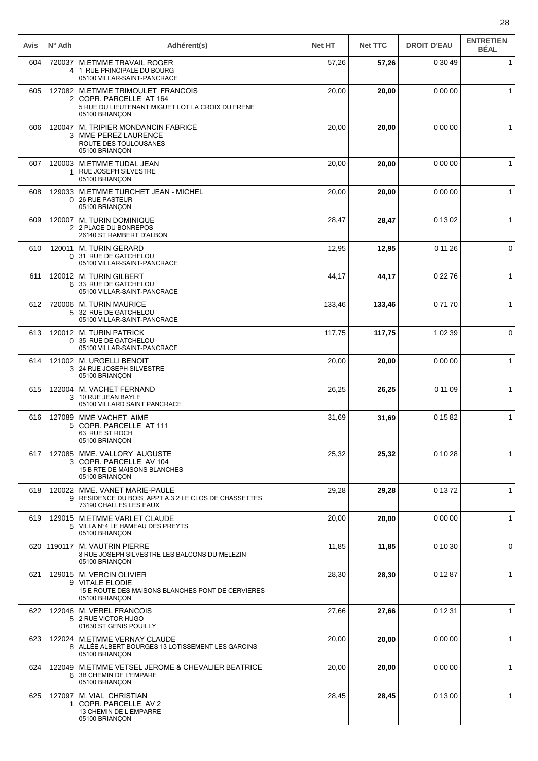| Avis | N° Adh | Adhérent(s) | Net HT | Net TTC | DROIT D'EAU | ENTRETIEN BÉAL |
|---|---|---|---|---|---|---|
| 604 | 7200374 | M.ETMME TRAVAIL ROGER<br>1 RUE PRINCIPALE DU BOURG<br>05100 VILLAR-SAINT-PANCRACE | 57,26 | **57,26** | 0 30 49 | 1 |
| 605 | 1270822 | M.ETMME TRIMOULET FRANCOIS<br>COPR. PARCELLE AT 164<br>5 RUE DU LIEUTENANT MIGUET LOT LA CROIX DU FRENE<br>05100 BRIANÇON | 20,00 | **20,00** | 0 00 00 | 1 |
| 606 | 1200473 | M. TRIPIER MONDANCIN FABRICE<br>MME PEREZ LAURENCE<br>ROUTE DES TOULOUSANES<br>05100 BRIANÇON | 20,00 | **20,00** | 0 00 00 | 1 |
| 607 | 1200031 | M.ETMME TUDAL JEAN<br>RUE JOSEPH SILVESTRE<br>05100 BRIANÇON | 20,00 | **20,00** | 0 00 00 | 1 |
| 608 | 1290330 | M.ETMME TURCHET JEAN - MICHEL<br>26 RUE PASTEUR<br>05100 BRIANÇON | 20,00 | **20,00** | 0 00 00 | 1 |
| 609 | 1200072 | M. TURIN DOMINIQUE<br>2 PLACE DU BONREPOS<br>26140 ST RAMBERT D'ALBON | 28,47 | **28,47** | 0 13 02 | 1 |
| 610 | 1200110 | M. TURIN GERARD<br>31 RUE DE GATCHELOU<br>05100 VILLAR-SAINT-PANCRACE | 12,95 | **12,95** | 0 11 26 | 0 |
| 611 | 1200126 | M. TURIN GILBERT<br>33 RUE DE GATCHELOU<br>05100 VILLAR-SAINT-PANCRACE | 44,17 | **44,17** | 0 22 76 | 1 |
| 612 | 7200065 | M. TURIN MAURICE<br>32 RUE DE GATCHELOU<br>05100 VILLAR-SAINT-PANCRACE | 133,46 | **133,46** | 0 71 70 | 1 |
| 613 | 1200120 | M. TURIN PATRICK<br>35 RUE DE GATCHELOU<br>05100 VILLAR-SAINT-PANCRACE | 117,75 | **117,75** | 1 02 39 | 0 |
| 614 | 1210023 | M. URGELLI BENOIT<br>24 RUE JOSEPH SILVESTRE<br>05100 BRIANÇON | 20,00 | **20,00** | 0 00 00 | 1 |
| 615 | 1220043 | M. VACHET FERNAND<br>10 RUE JEAN BAYLE<br>05100 VILLARD SAINT PANCRACE | 26,25 | **26,25** | 0 11 09 | 1 |
| 616 | 1270895 | MME VACHET AIME<br>COPR. PARCELLE AT 111<br>63 RUE ST ROCH<br>05100 BRIANÇON | 31,69 | **31,69** | 0 15 82 | 1 |
| 617 | 1270853 | MME. VALLORY AUGUSTE<br>COPR. PARCELLE AV 104<br>15 B RTE DE MAISONS BLANCHES<br>05100 BRIANÇON | 25,32 | **25,32** | 0 10 28 | 1 |
| 618 | 1200229 | MME. VANET MARIE-PAULE<br>RESIDENCE DU BOIS APPT A.3.2 LE CLOS DE CHASSETTES<br>73190 CHALLES LES EAUX | 29,28 | **29,28** | 0 13 72 | 1 |
| 619 | 1290155 | M.ETMME VARLET CLAUDE<br>VILLA N°4 LE HAMEAU DES PREYTS<br>05100 BRIANÇON | 20,00 | **20,00** | 0 00 00 | 1 |
| 620 | 1190117 | M. VAUTRIN PIERRE<br>8 RUE JOSEPH SILVESTRE LES BALCONS DU MELEZIN<br>05100 BRIANÇON | 11,85 | **11,85** | 0 10 30 | 0 |
| 621 | 1290159 | M. VERCIN OLIVIER<br>VITALE ELODIE<br>15 E ROUTE DES MAISONS BLANCHES PONT DE CERVIERES<br>05100 BRIANÇON | 28,30 | **28,30** | 0 12 87 | 1 |
| 622 | 1220465 | M. VEREL FRANCOIS<br>2 RUE VICTOR HUGO<br>01630 ST GENIS POUILLY | 27,66 | **27,66** | 0 12 31 | 1 |
| 623 | 1220248 | M.ETMME VERNAY CLAUDE<br>ALLÉE ALBERT BOURGES 13 LOTISSEMENT LES GARCINS<br>05100 BRIANÇON | 20,00 | **20,00** | 0 00 00 | 1 |
| 624 | 1220496 | M.ETMME VETSEL JEROME & CHEVALIER BEATRICE<br>3B CHEMIN DE L'EMPARE<br>05100 BRIANÇON | 20,00 | **20,00** | 0 00 00 | 1 |
| 625 | 1270971 | M. VIAL CHRISTIAN<br>COPR. PARCELLE AV 2<br>13 CHEMIN DE L EMPARRE<br>05100 BRIANÇON | 28,45 | **28,45** | 0 13 00 | 1 |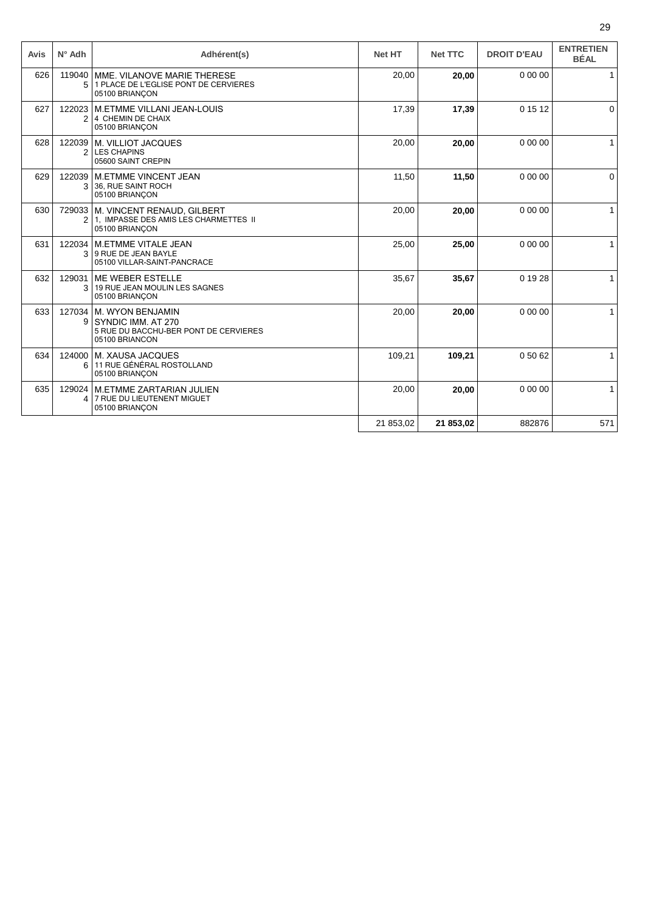| Avis | N° Adh | Adhérent(s) | Net HT | Net TTC | DROIT D'EAU | ENTRETIEN BÉAL |
|---|---|---|---|---|---|---|
| 626 | 1190405 | MME. VILANOVE MARIE THERESE<br>1 PLACE DE L'EGLISE PONT DE CERVIERES<br>05100 BRIANÇON | 20,00 | **20,00** | 0 00 00 | 1 |
| 627 | 1220232 | M.ETMME VILLANI JEAN-LOUIS<br>4 CHEMIN DE CHAIX<br>05100 BRIANÇON | 17,39 | **17,39** | 0 15 12 | 0 |
| 628 | 1220392 | M. VILLIOT JACQUES<br>LES CHAPINS<br>05600 SAINT CREPIN | 20,00 | **20,00** | 0 00 00 | 1 |
| 629 | 1220393 | M.ETMME VINCENT JEAN<br>36, RUE SAINT ROCH<br>05100 BRIANÇON | 11,50 | **11,50** | 0 00 00 | 0 |
| 630 | 7290332 | M. VINCENT RENAUD, GILBERT<br>1, IMPASSE DES AMIS LES CHARMETTES II<br>05100 BRIANÇON | 20,00 | **20,00** | 0 00 00 | 1 |
| 631 | 1220343 | M.ETMME VITALE JEAN<br>9 RUE DE JEAN BAYLE<br>05100 VILLAR-SAINT-PANCRACE | 25,00 | **25,00** | 0 00 00 | 1 |
| 632 | 1290313 | ME WEBER ESTELLE<br>19 RUE JEAN MOULIN LES SAGNES<br>05100 BRIANÇON | 35,67 | **35,67** | 0 19 28 | 1 |
| 633 | 1270349 | M. WYON BENJAMIN<br>SYNDIC IMM. AT 270<br>5 RUE DU BACCHU-BER PONT DE CERVIERES<br>05100 BRIANCON | 20,00 | **20,00** | 0 00 00 | 1 |
| 634 | 1240006 | M. XAUSA JACQUES<br>11 RUE GÉNÉRAL ROSTOLLAND<br>05100 BRIANÇON | 109,21 | **109,21** | 0 50 62 | 1 |
| 635 | 1290244 | M.ETMME ZARTARIAN JULIEN<br>7 RUE DU LIEUTENENT MIGUET<br>05100 BRIANÇON | 20,00 | **20,00** | 0 00 00 | 1 |
| | | | 21 853,02 | **21 853,02** | 882876 | 571 |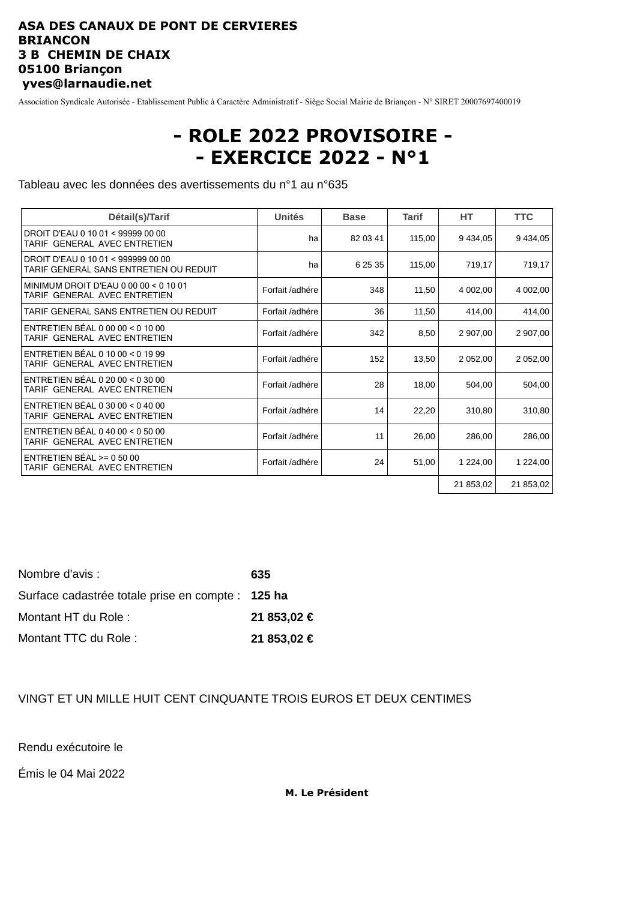**ASA DES CANAUX DE PONT DE CERVIERES**
**BRIANCON**
**3 B CHEMIN DE CHAIX**
**05100 Briançon**
**yves@larnaudie.net**

Association Syndicale Autorisée - Etablissement Public à Caractère Administratif - Siège Social Mairie de Briançon - N° SIRET 20007697400019

# - ROLE 2022 PROVISOIRE -
# - EXERCICE 2022 - N°1

Tableau avec les données des avertissements du n°1 au n°635

| Détail(s)/Tarif | Unités | Base | Tarif | HT | TTC |
|---|---|---|---|---|---|
| DROIT D'EAU 0 10 01 < 99999 00 00<br>TARIF GENERAL AVEC ENTRETIEN | ha | 82 03 41 | 115,00 | 9 434,05 | 9 434,05 |
| DROIT D'EAU 0 10 01 < 999999 00 00<br>TARIF GENERAL SANS ENTRETIEN OU REDUIT | ha | 6 25 35 | 115,00 | 719,17 | 719,17 |
| MINIMUM DROIT D'EAU 0 00 00 < 0 10 01<br>TARIF GENERAL AVEC ENTRETIEN | Forfait /adhére | 348 | 11,50 | 4 002,00 | 4 002,00 |
| TARIF GENERAL SANS ENTRETIEN OU REDUIT | Forfait /adhére | 36 | 11,50 | 414,00 | 414,00 |
| ENTRETIEN BÉAL 0 00 00 < 0 10 00<br>TARIF GENERAL AVEC ENTRETIEN | Forfait /adhére | 342 | 8,50 | 2 907,00 | 2 907,00 |
| ENTRETIEN BÉAL 0 10 00 < 0 19 99<br>TARIF GENERAL AVEC ENTRETIEN | Forfait /adhére | 152 | 13,50 | 2 052,00 | 2 052,00 |
| ENTRETIEN BÉAL 0 20 00 < 0 30 00<br>TARIF GENERAL AVEC ENTRETIEN | Forfait /adhére | 28 | 18,00 | 504,00 | 504,00 |
| ENTRETIEN BÉAL 0 30 00 < 0 40 00<br>TARIF GENERAL AVEC ENTRETIEN | Forfait /adhére | 14 | 22,20 | 310,80 | 310,80 |
| ENTRETIEN BÉAL 0 40 00 < 0 50 00<br>TARIF GENERAL AVEC ENTRETIEN | Forfait /adhére | 11 | 26,00 | 286,00 | 286,00 |
| ENTRETIEN BÉAL >= 0 50 00<br>TARIF GENERAL AVEC ENTRETIEN | Forfait /adhére | 24 | 51,00 | 1 224,00 | 1 224,00 |
| | | | | 21 853,02 | 21 853,02 |

Nombre d'avis : **635**

Surface cadastrée totale prise en compte : **125 ha**

Montant HT du Role : **21 853,02 €**

Montant TTC du Role : **21 853,02 €**

VINGT ET UN MILLE HUIT CENT CINQUANTE TROIS EUROS ET DEUX CENTIMES

Rendu exécutoire le

Émis le 04 Mai 2022

**M. Le Président**